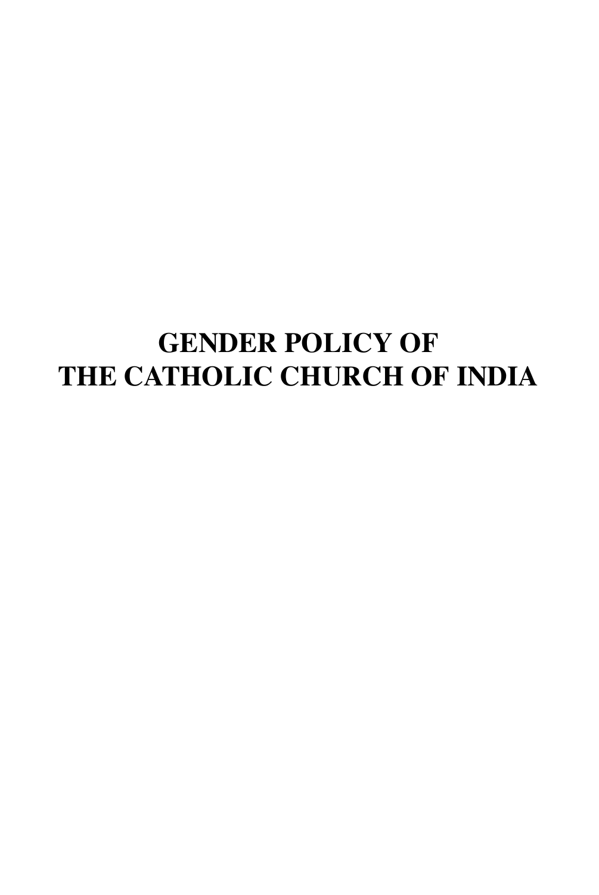# GENDER POLICY OF
# THE CATHOLIC CHURCH OF INDIA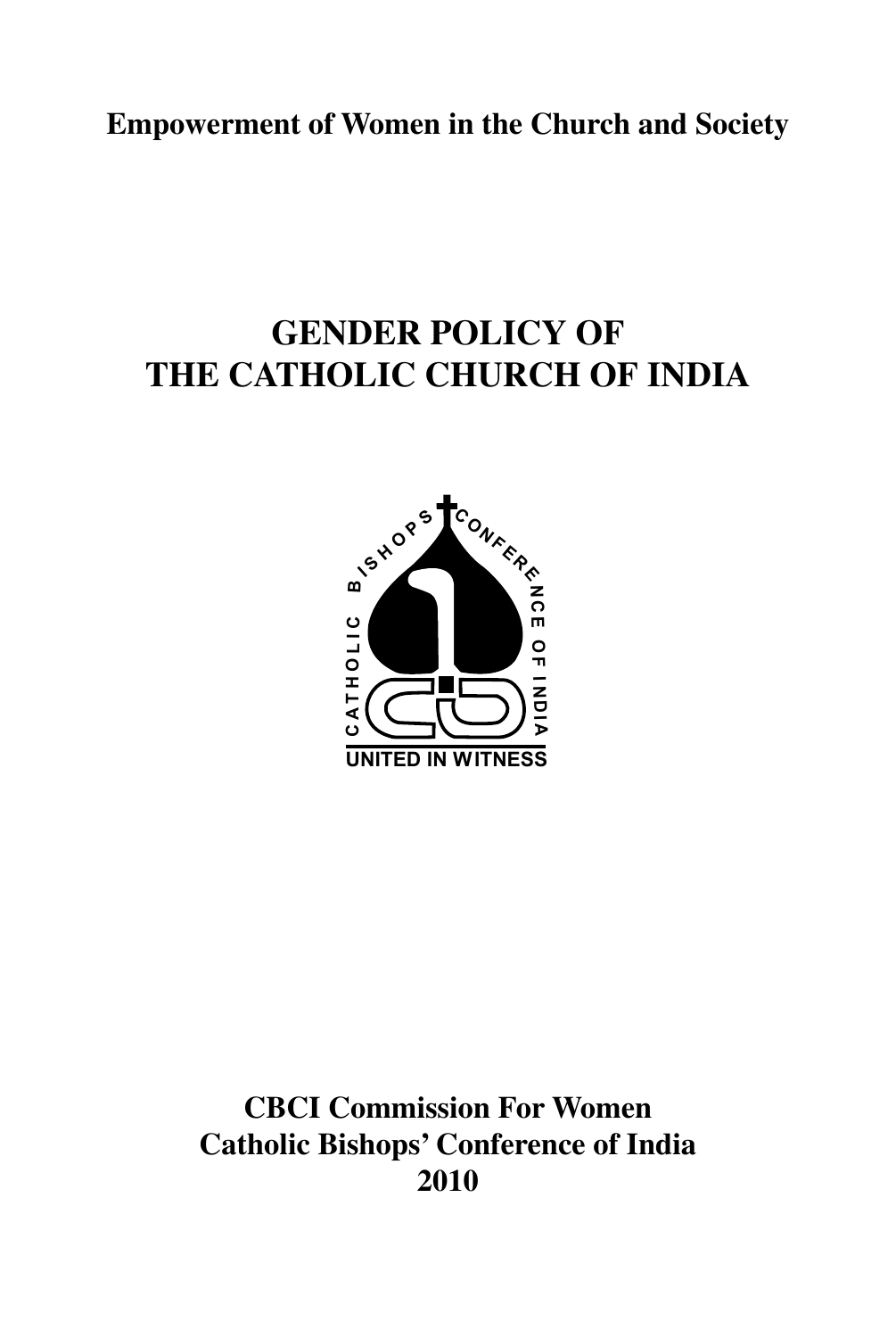**Empowerment of Women in the Church and Society**

# GENDER POLICY OF THE CATHOLIC CHURCH OF INDIA

**CBCI Commission For Women**
**Catholic Bishops' Conference of India**
**2010**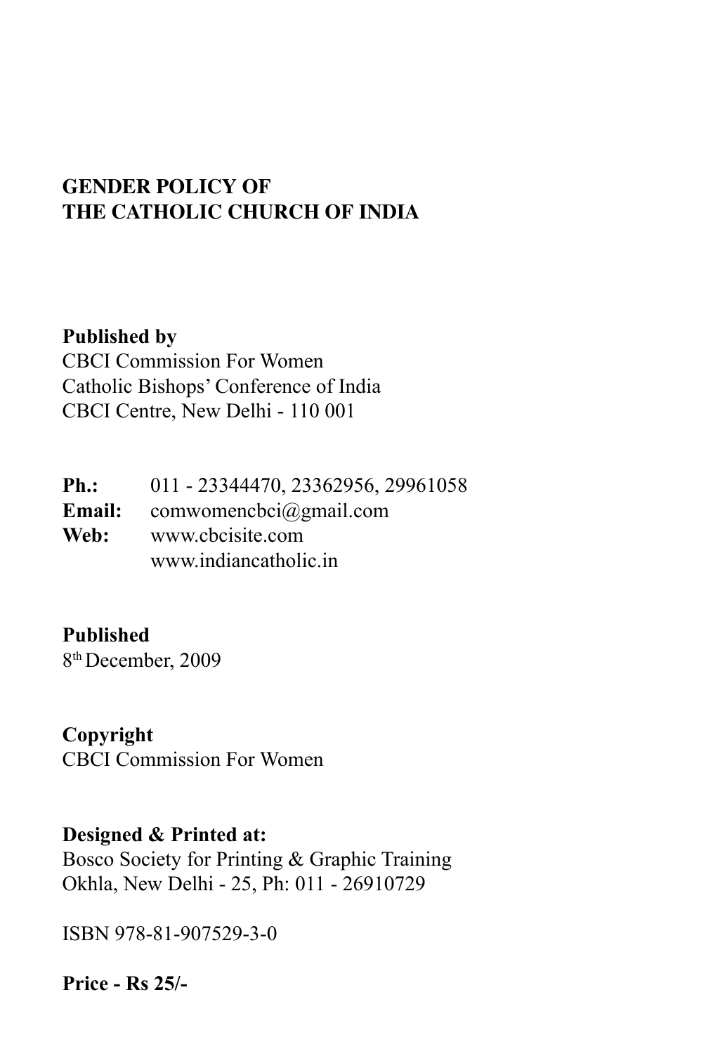**GENDER POLICY OF**
**THE CATHOLIC CHURCH OF INDIA**

**Published by**
CBCI Commission For Women
Catholic Bishops' Conference of India
CBCI Centre, New Delhi - 110 001

**Ph.:** 011 - 23344470, 23362956, 29961058
**Email:** comwomencbci@gmail.com
**Web:** www.cbcisite.com
www.indiancatholic.in

**Published**
8th December, 2009

**Copyright**
CBCI Commission For Women

**Designed & Printed at:**
Bosco Society for Printing & Graphic Training
Okhla, New Delhi - 25, Ph: 011 - 26910729

ISBN 978-81-907529-3-0

**Price - Rs 25/-**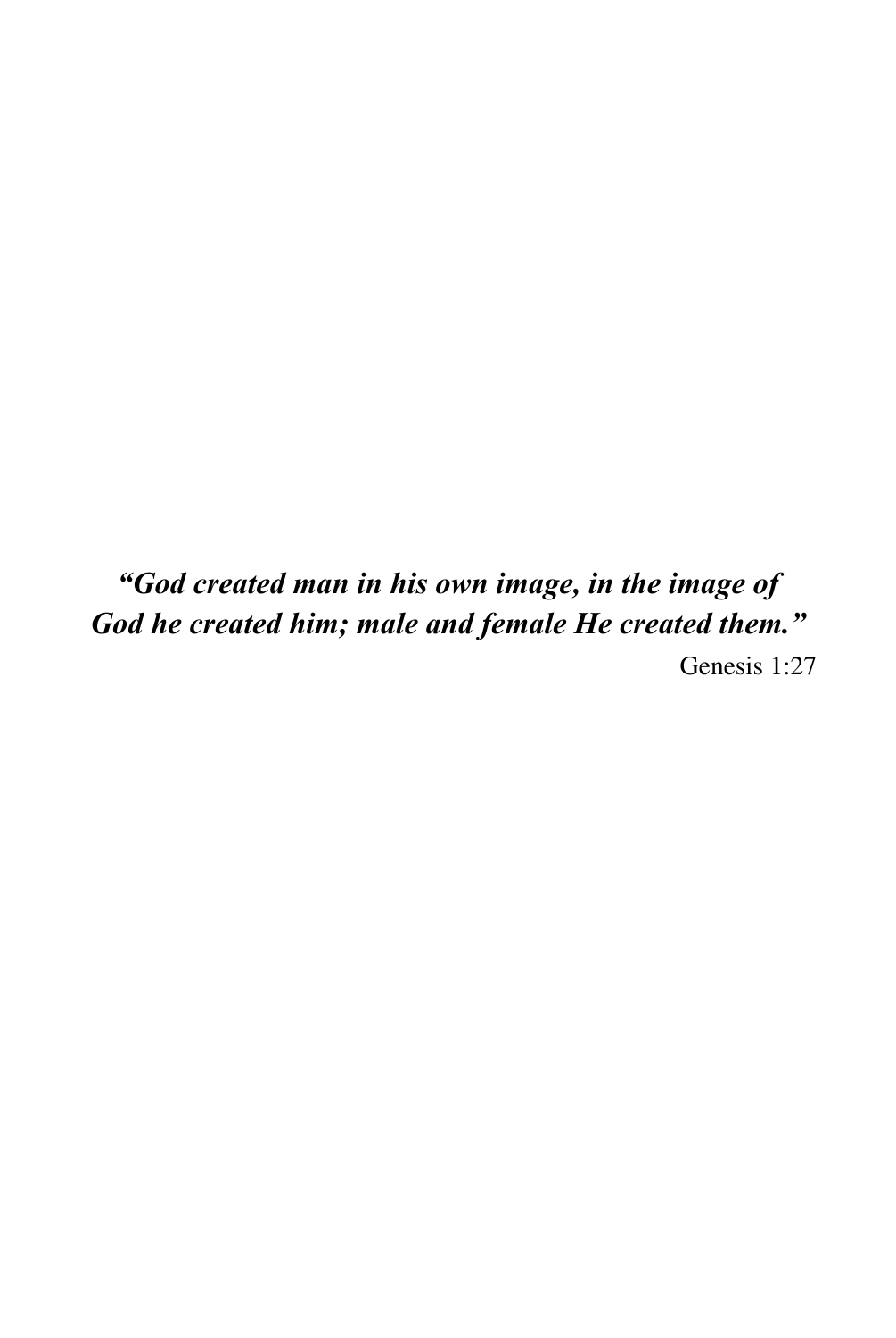***"God created man in his own image, in the image of God he created him; male and female He created them."***

Genesis 1:27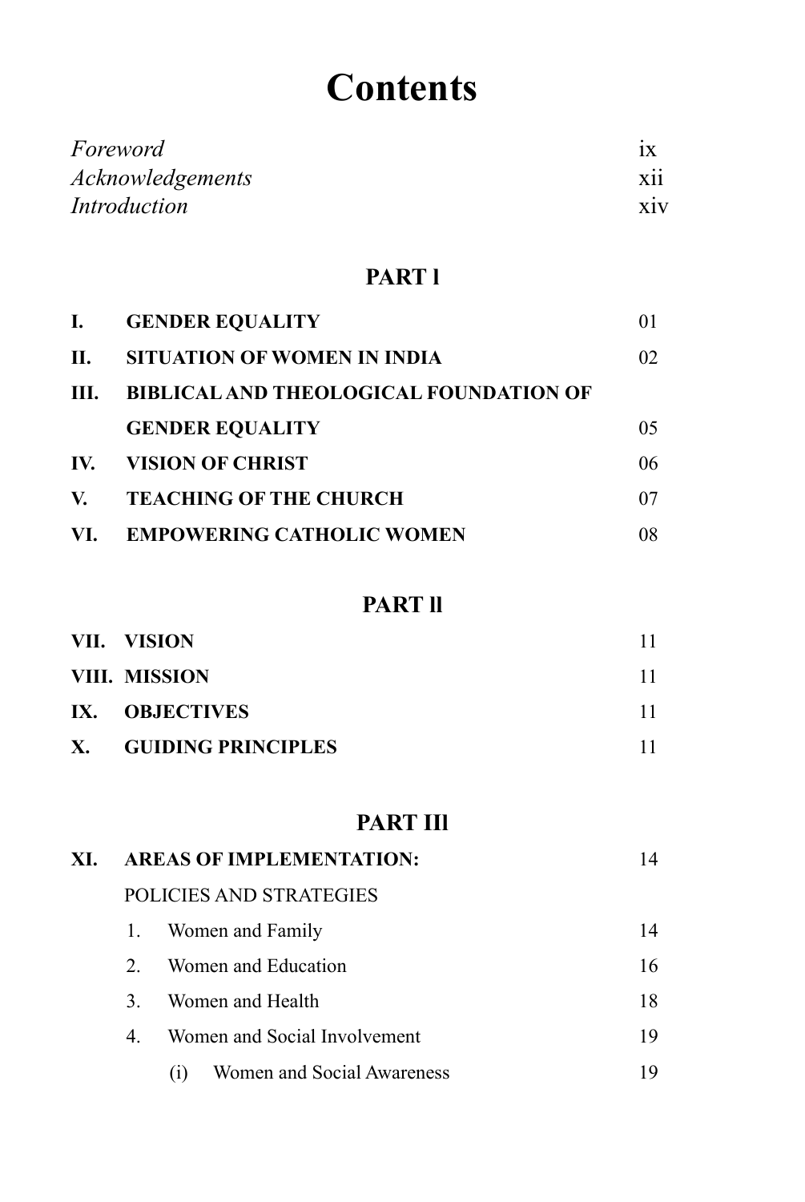# Contents

| | |
|---|---|
| *Foreword* | ix |
| *Acknowledgements* | xii |
| *Introduction* | xiv |

## PART I

| | | |
|---|---|---|
| **I.** | **GENDER EQUALITY** | 01 |
| **II.** | **SITUATION OF WOMEN IN INDIA** | 02 |
| **III.** | **BIBLICAL AND THEOLOGICAL FOUNDATION OF GENDER EQUALITY** | 05 |
| **IV.** | **VISION OF CHRIST** | 06 |
| **V.** | **TEACHING OF THE CHURCH** | 07 |
| **VI.** | **EMPOWERING CATHOLIC WOMEN** | 08 |

## PART II

| | | |
|---|---|---|
| **VII.** | **VISION** | 11 |
| **VIII.** | **MISSION** | 11 |
| **IX.** | **OBJECTIVES** | 11 |
| **X.** | **GUIDING PRINCIPLES** | 11 |

## PART III

| | | |
|---|---|---|
| **XI.** | **AREAS OF IMPLEMENTATION:** | 14 |
| | POLICIES AND STRATEGIES | |
| | 1. Women and Family | 14 |
| | 2. Women and Education | 16 |
| | 3. Women and Health | 18 |
| | 4. Women and Social Involvement | 19 |
| | (i) Women and Social Awareness | 19 |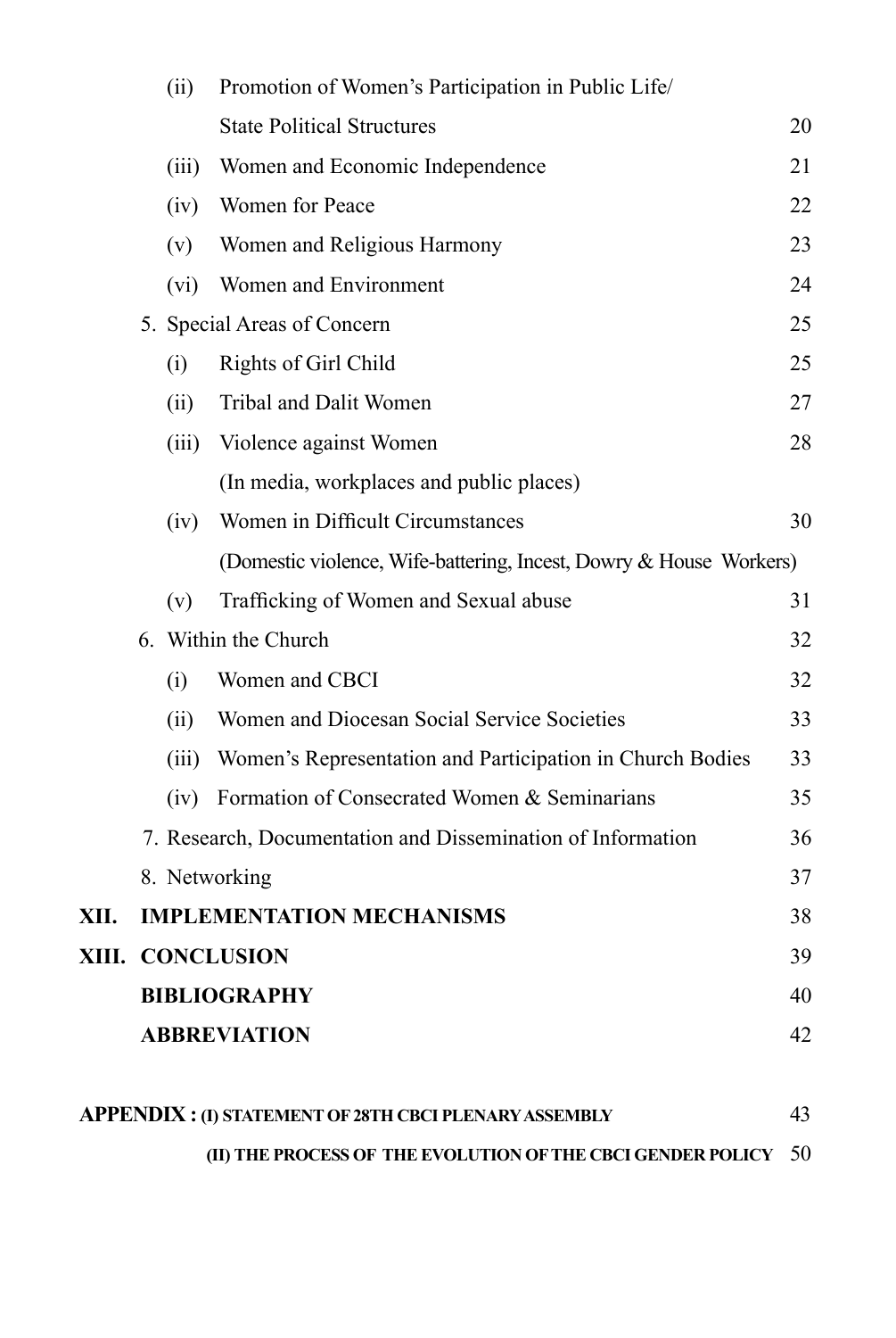- (ii) Promotion of Women's Participation in Public Life/ State Political Structures 20
- (iii) Women and Economic Independence 21
- (iv) Women for Peace 22
- (v) Women and Religious Harmony 23
- (vi) Women and Environment 24

5. Special Areas of Concern 25
   - (i) Rights of Girl Child 25
   - (ii) Tribal and Dalit Women 27
   - (iii) Violence against Women 28
     (In media, workplaces and public places)
   - (iv) Women in Difficult Circumstances 30
     (Domestic violence, Wife-battering, Incest, Dowry & House Workers)
   - (v) Trafficking of Women and Sexual abuse 31

6. Within the Church 32
   - (i) Women and CBCI 32
   - (ii) Women and Diocesan Social Service Societies 33
   - (iii) Women's Representation and Participation in Church Bodies 33
   - (iv) Formation of Consecrated Women & Seminarians 35

7. Research, Documentation and Dissemination of Information 36

8. Networking 37

**XII. IMPLEMENTATION MECHANISMS** 38

**XIII. CONCLUSION** 39

**BIBLIOGRAPHY** 40

**ABBREVIATION** 42

**APPENDIX : (I) STATEMENT OF 28TH CBCI PLENARY ASSEMBLY** 43

**(II) THE PROCESS OF THE EVOLUTION OF THE CBCI GENDER POLICY** 50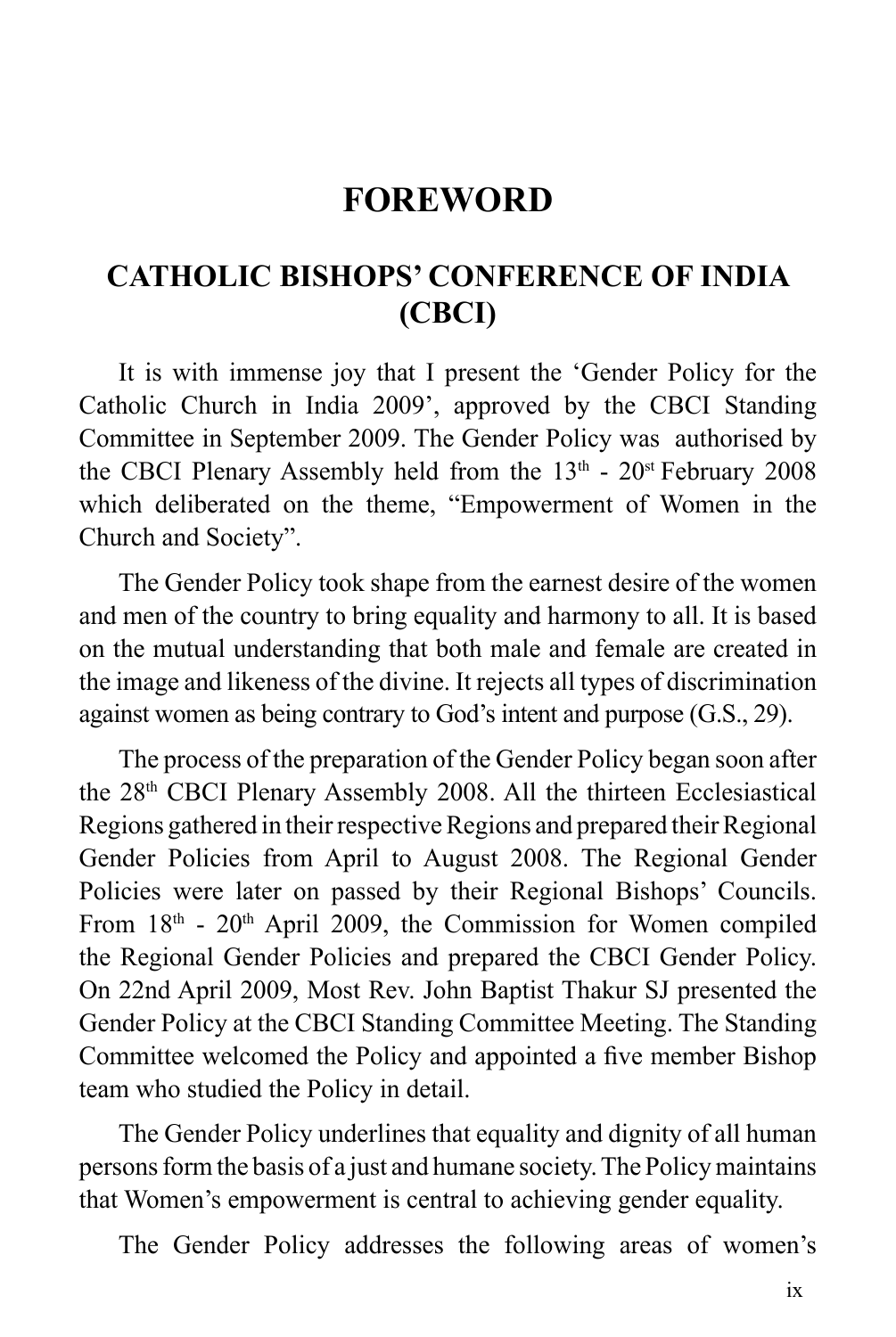# FOREWORD

## CATHOLIC BISHOPS' CONFERENCE OF INDIA (CBCI)

It is with immense joy that I present the 'Gender Policy for the Catholic Church in India 2009', approved by the CBCI Standing Committee in September 2009. The Gender Policy was authorised by the CBCI Plenary Assembly held from the 13th - 20st February 2008 which deliberated on the theme, "Empowerment of Women in the Church and Society".

The Gender Policy took shape from the earnest desire of the women and men of the country to bring equality and harmony to all. It is based on the mutual understanding that both male and female are created in the image and likeness of the divine. It rejects all types of discrimination against women as being contrary to God's intent and purpose (G.S., 29).

The process of the preparation of the Gender Policy began soon after the 28th CBCI Plenary Assembly 2008. All the thirteen Ecclesiastical Regions gathered in their respective Regions and prepared their Regional Gender Policies from April to August 2008. The Regional Gender Policies were later on passed by their Regional Bishops' Councils. From 18th - 20th April 2009, the Commission for Women compiled the Regional Gender Policies and prepared the CBCI Gender Policy. On 22nd April 2009, Most Rev. John Baptist Thakur SJ presented the Gender Policy at the CBCI Standing Committee Meeting. The Standing Committee welcomed the Policy and appointed a five member Bishop team who studied the Policy in detail.

The Gender Policy underlines that equality and dignity of all human persons form the basis of a just and humane society. The Policy maintains that Women's empowerment is central to achieving gender equality.

The Gender Policy addresses the following areas of women's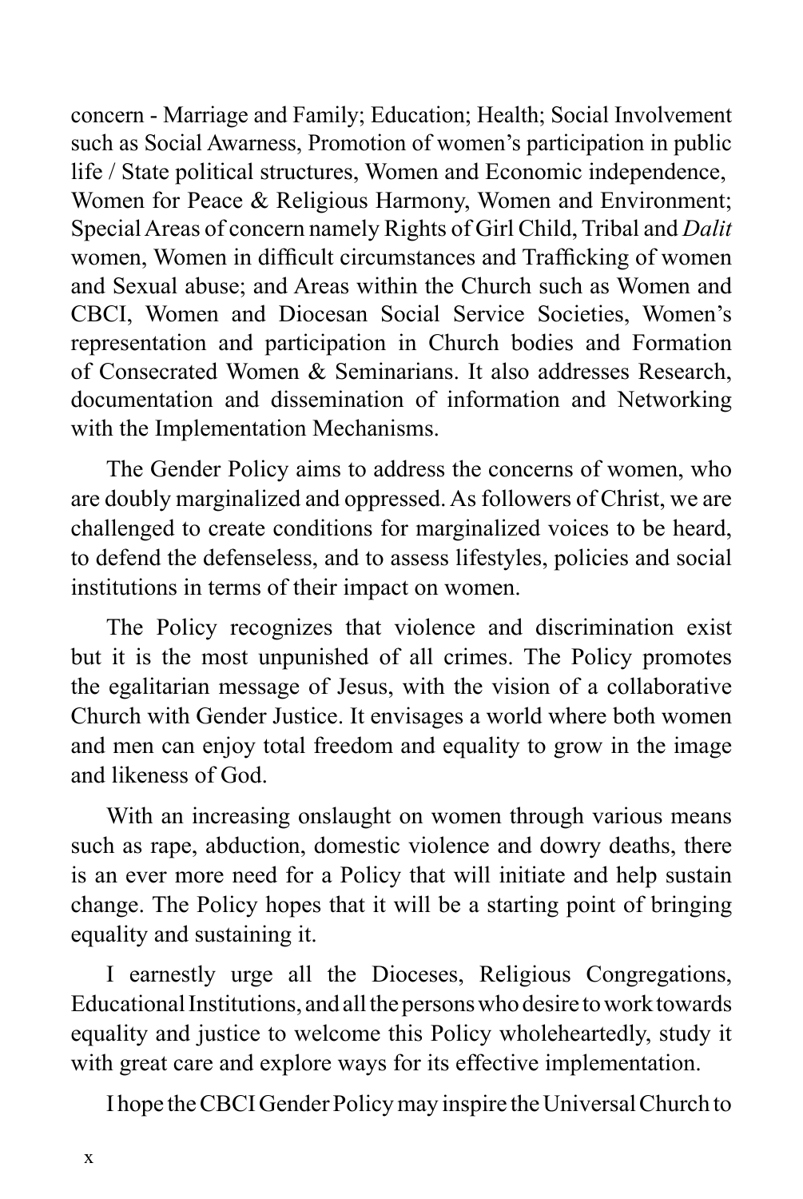concern - Marriage and Family; Education; Health; Social Involvement such as Social Awarness, Promotion of women's participation in public life / State political structures, Women and Economic independence, Women for Peace & Religious Harmony, Women and Environment; Special Areas of concern namely Rights of Girl Child, Tribal and *Dalit* women, Women in difficult circumstances and Trafficking of women and Sexual abuse; and Areas within the Church such as Women and CBCI, Women and Diocesan Social Service Societies, Women's representation and participation in Church bodies and Formation of Consecrated Women & Seminarians. It also addresses Research, documentation and dissemination of information and Networking with the Implementation Mechanisms.

The Gender Policy aims to address the concerns of women, who are doubly marginalized and oppressed. As followers of Christ, we are challenged to create conditions for marginalized voices to be heard, to defend the defenseless, and to assess lifestyles, policies and social institutions in terms of their impact on women.

The Policy recognizes that violence and discrimination exist but it is the most unpunished of all crimes. The Policy promotes the egalitarian message of Jesus, with the vision of a collaborative Church with Gender Justice. It envisages a world where both women and men can enjoy total freedom and equality to grow in the image and likeness of God.

With an increasing onslaught on women through various means such as rape, abduction, domestic violence and dowry deaths, there is an ever more need for a Policy that will initiate and help sustain change. The Policy hopes that it will be a starting point of bringing equality and sustaining it.

I earnestly urge all the Dioceses, Religious Congregations, Educational Institutions, and all the persons who desire to work towards equality and justice to welcome this Policy wholeheartedly, study it with great care and explore ways for its effective implementation.

I hope the CBCI Gender Policy may inspire the Universal Church to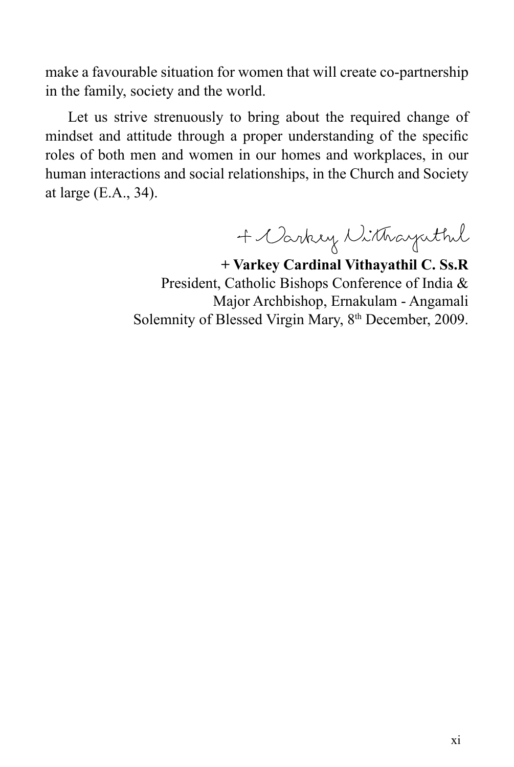make a favourable situation for women that will create co-partnership in the family, society and the world.

Let us strive strenuously to bring about the required change of mindset and attitude through a proper understanding of the specific roles of both men and women in our homes and workplaces, in our human interactions and social relationships, in the Church and Society at large (E.A., 34).

+ Varkey Vithayathil

**+ Varkey Cardinal Vithayathil C. Ss.R**
President, Catholic Bishops Conference of India &
Major Archbishop, Ernakulam - Angamali
Solemnity of Blessed Virgin Mary, 8th December, 2009.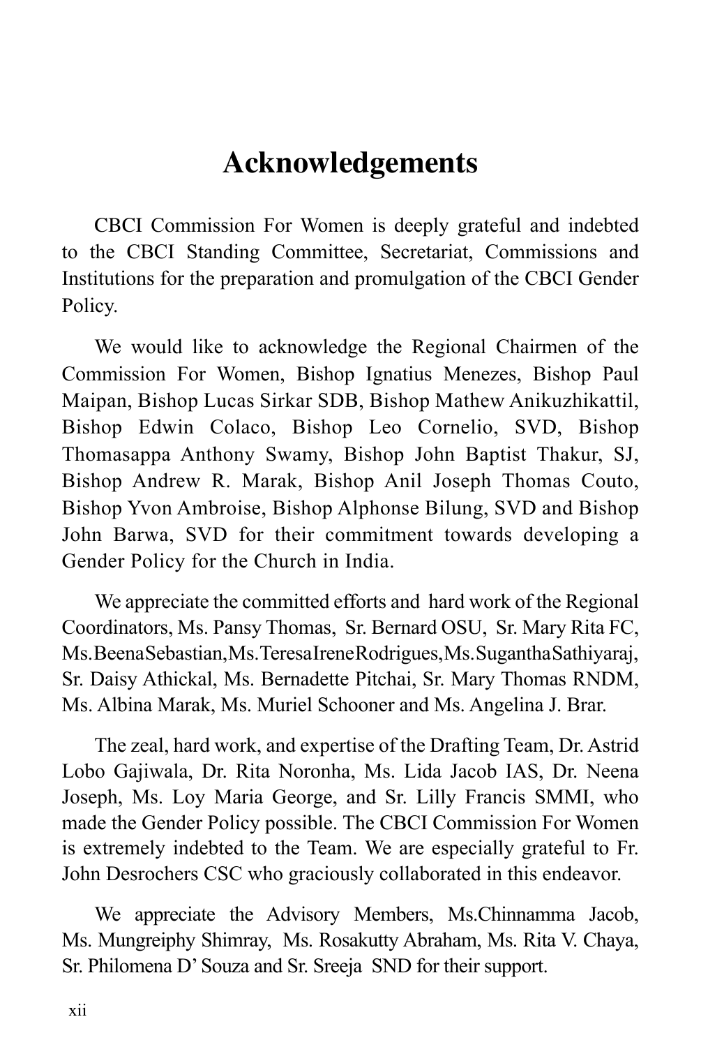# Acknowledgements

CBCI Commission For Women is deeply grateful and indebted to the CBCI Standing Committee, Secretariat, Commissions and Institutions for the preparation and promulgation of the CBCI Gender Policy.

We would like to acknowledge the Regional Chairmen of the Commission For Women, Bishop Ignatius Menezes, Bishop Paul Maipan, Bishop Lucas Sirkar SDB, Bishop Mathew Anikuzhikattil, Bishop Edwin Colaco, Bishop Leo Cornelio, SVD, Bishop Thomasappa Anthony Swamy, Bishop John Baptist Thakur, SJ, Bishop Andrew R. Marak, Bishop Anil Joseph Thomas Couto, Bishop Yvon Ambroise, Bishop Alphonse Bilung, SVD and Bishop John Barwa, SVD for their commitment towards developing a Gender Policy for the Church in India.

We appreciate the committed efforts and hard work of the Regional Coordinators, Ms. Pansy Thomas, Sr. Bernard OSU, Sr. Mary Rita FC, Ms. Beena Sebastian, Ms. Teresa Irene Rodrigues, Ms. Sugantha Sathiyaraj, Sr. Daisy Athickal, Ms. Bernadette Pitchai, Sr. Mary Thomas RNDM, Ms. Albina Marak, Ms. Muriel Schooner and Ms. Angelina J. Brar.

The zeal, hard work, and expertise of the Drafting Team, Dr. Astrid Lobo Gajiwala, Dr. Rita Noronha, Ms. Lida Jacob IAS, Dr. Neena Joseph, Ms. Loy Maria George, and Sr. Lilly Francis SMMI, who made the Gender Policy possible. The CBCI Commission For Women is extremely indebted to the Team. We are especially grateful to Fr. John Desrochers CSC who graciously collaborated in this endeavor.

We appreciate the Advisory Members, Ms.Chinnamma Jacob, Ms. Mungreiphy Shimray, Ms. Rosakutty Abraham, Ms. Rita V. Chaya, Sr. Philomena D' Souza and Sr. Sreeja SND for their support.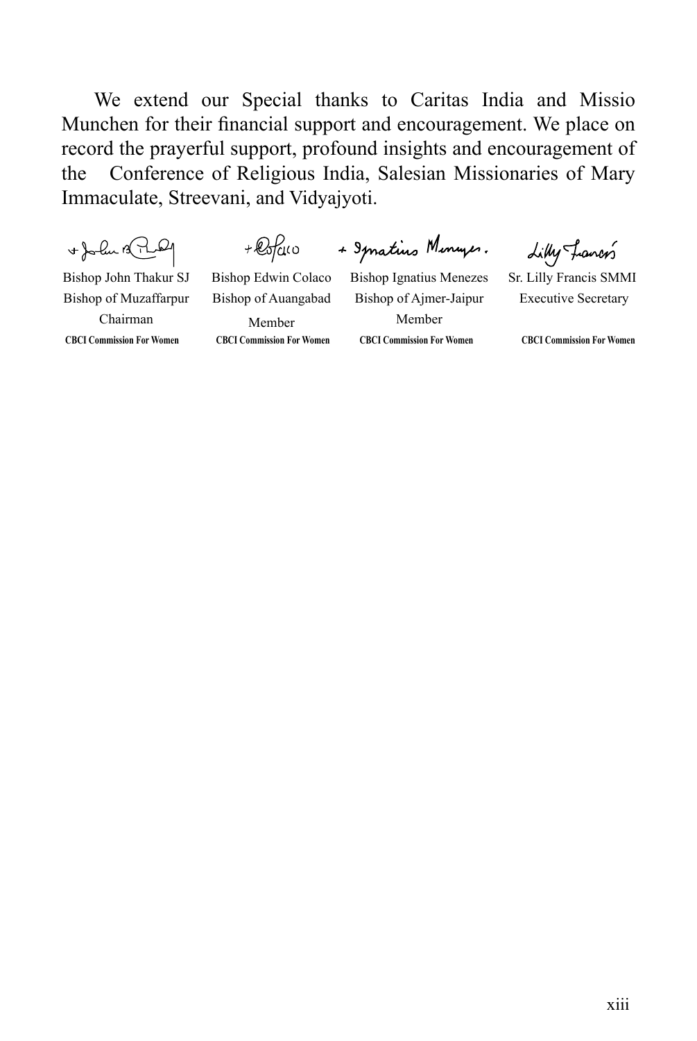We extend our Special thanks to Caritas India and Missio Munchen for their financial support and encouragement. We place on record the prayerful support, profound insights and encouragement of the Conference of Religious India, Salesian Missionaries of Mary Immaculate, Streevani, and Vidyajyoti.

| Bishop John Thakur SJ | Bishop Edwin Colaco | Bishop Ignatius Menezes | Sr. Lilly Francis SMMI |
|---|---|---|---|
| Bishop of Muzaffarpur | Bishop of Auangabad | Bishop of Ajmer-Jaipur | Executive Secretary |
| Chairman | Member | Member | |
| **CBCI Commission For Women** | **CBCI Commission For Women** | **CBCI Commission For Women** | **CBCI Commission For Women** |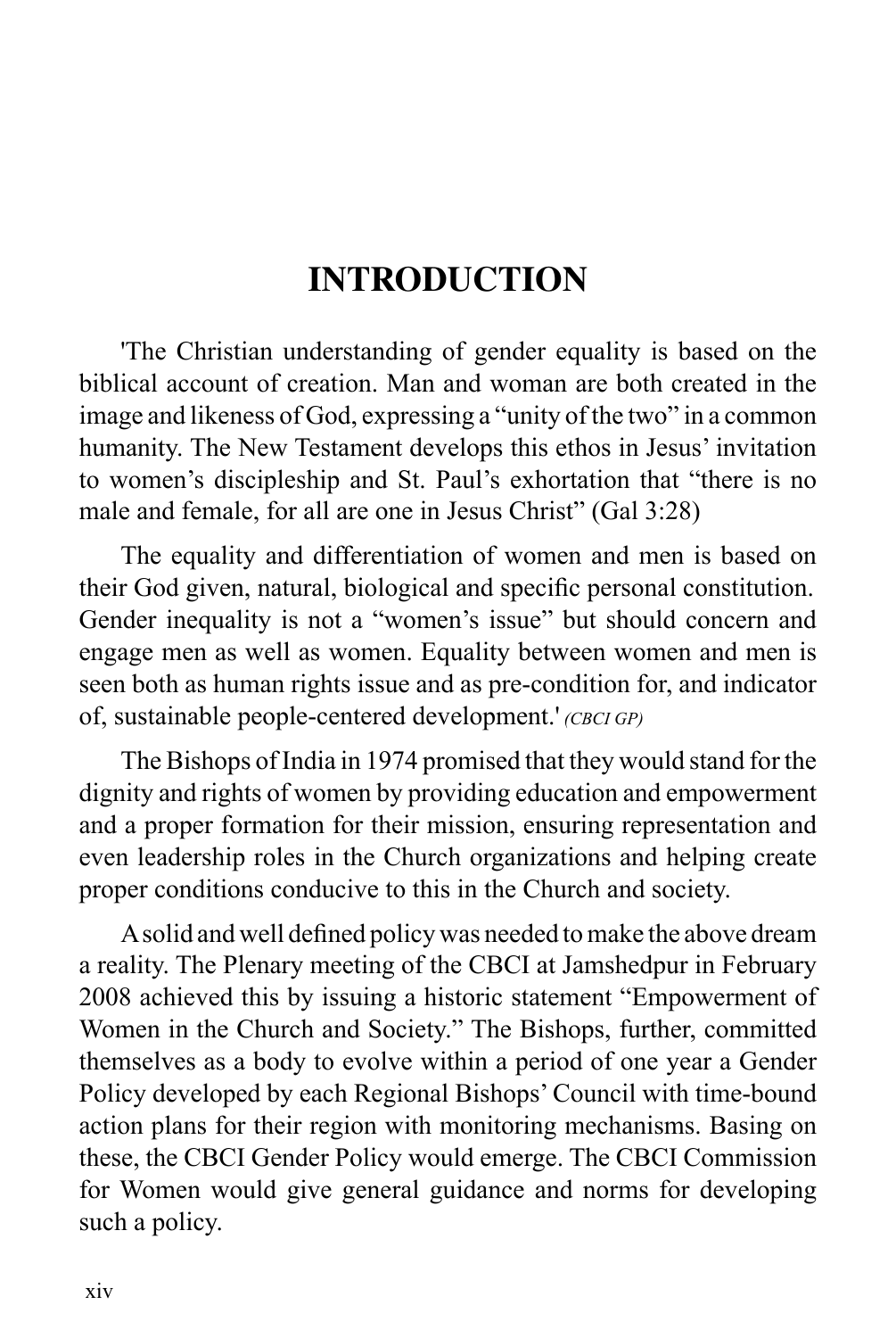# INTRODUCTION

'The Christian understanding of gender equality is based on the biblical account of creation. Man and woman are both created in the image and likeness of God, expressing a "unity of the two" in a common humanity. The New Testament develops this ethos in Jesus' invitation to women's discipleship and St. Paul's exhortation that "there is no male and female, for all are one in Jesus Christ" (Gal 3:28)

The equality and differentiation of women and men is based on their God given, natural, biological and specific personal constitution. Gender inequality is not a "women's issue" but should concern and engage men as well as women. Equality between women and men is seen both as human rights issue and as pre-condition for, and indicator of, sustainable people-centered development.' *(CBCI GP)*

The Bishops of India in 1974 promised that they would stand for the dignity and rights of women by providing education and empowerment and a proper formation for their mission, ensuring representation and even leadership roles in the Church organizations and helping create proper conditions conducive to this in the Church and society.

A solid and well defined policy was needed to make the above dream a reality. The Plenary meeting of the CBCI at Jamshedpur in February 2008 achieved this by issuing a historic statement "Empowerment of Women in the Church and Society." The Bishops, further, committed themselves as a body to evolve within a period of one year a Gender Policy developed by each Regional Bishops' Council with time-bound action plans for their region with monitoring mechanisms. Basing on these, the CBCI Gender Policy would emerge. The CBCI Commission for Women would give general guidance and norms for developing such a policy.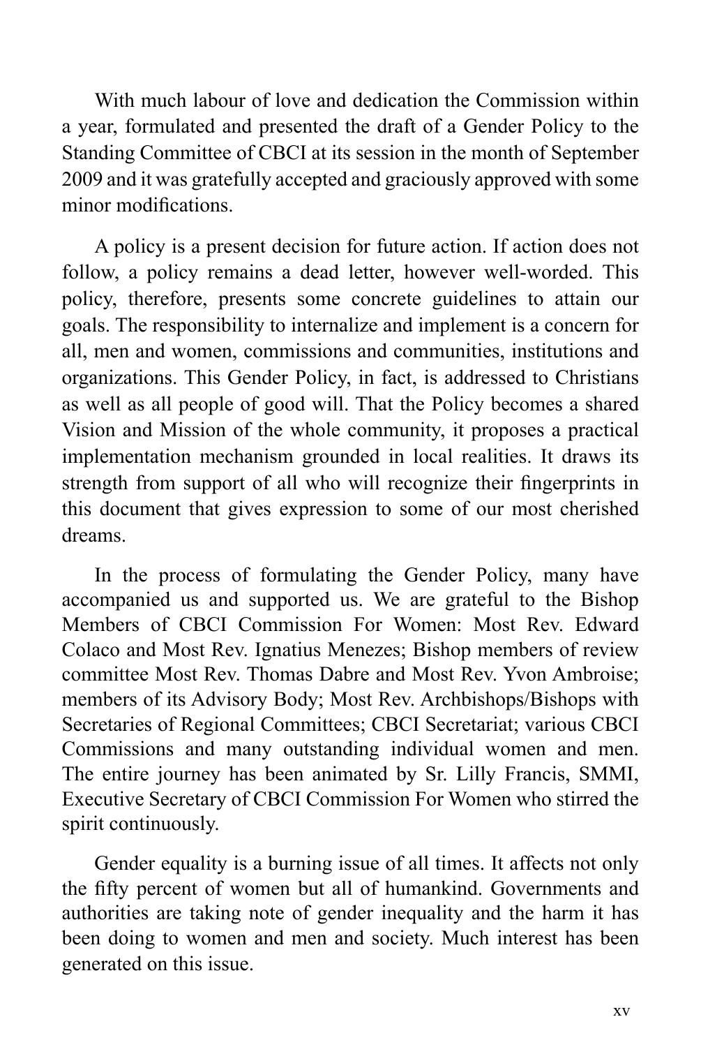With much labour of love and dedication the Commission within a year, formulated and presented the draft of a Gender Policy to the Standing Committee of CBCI at its session in the month of September 2009 and it was gratefully accepted and graciously approved with some minor modifications.

A policy is a present decision for future action. If action does not follow, a policy remains a dead letter, however well-worded. This policy, therefore, presents some concrete guidelines to attain our goals. The responsibility to internalize and implement is a concern for all, men and women, commissions and communities, institutions and organizations. This Gender Policy, in fact, is addressed to Christians as well as all people of good will. That the Policy becomes a shared Vision and Mission of the whole community, it proposes a practical implementation mechanism grounded in local realities. It draws its strength from support of all who will recognize their fingerprints in this document that gives expression to some of our most cherished dreams.

In the process of formulating the Gender Policy, many have accompanied us and supported us. We are grateful to the Bishop Members of CBCI Commission For Women: Most Rev. Edward Colaco and Most Rev. Ignatius Menezes; Bishop members of review committee Most Rev. Thomas Dabre and Most Rev. Yvon Ambroise; members of its Advisory Body; Most Rev. Archbishops/Bishops with Secretaries of Regional Committees; CBCI Secretariat; various CBCI Commissions and many outstanding individual women and men. The entire journey has been animated by Sr. Lilly Francis, SMMI, Executive Secretary of CBCI Commission For Women who stirred the spirit continuously.

Gender equality is a burning issue of all times. It affects not only the fifty percent of women but all of humankind. Governments and authorities are taking note of gender inequality and the harm it has been doing to women and men and society. Much interest has been generated on this issue.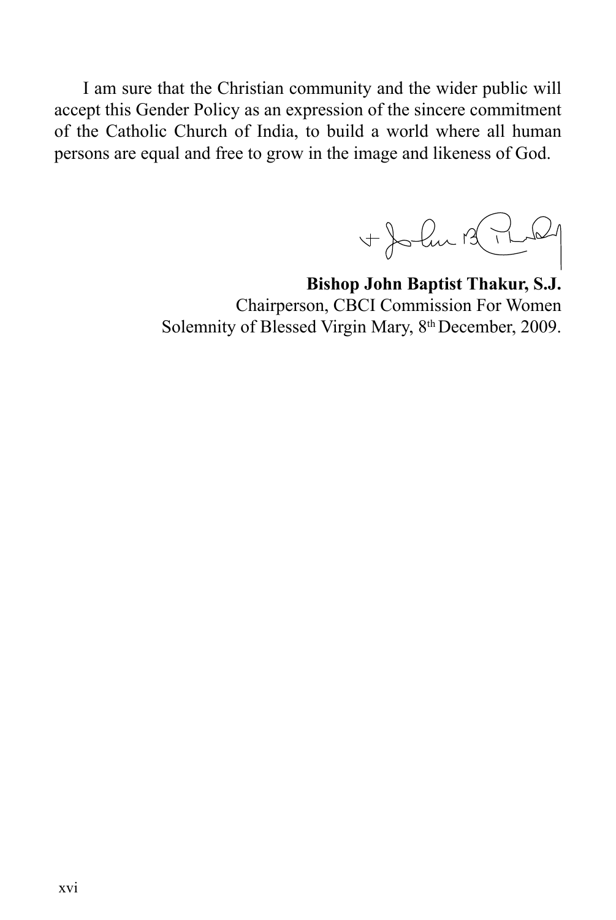I am sure that the Christian community and the wider public will accept this Gender Policy as an expression of the sincere commitment of the Catholic Church of India, to build a world where all human persons are equal and free to grow in the image and likeness of God.

**Bishop John Baptist Thakur, S.J.**
Chairperson, CBCI Commission For Women
Solemnity of Blessed Virgin Mary, 8th December, 2009.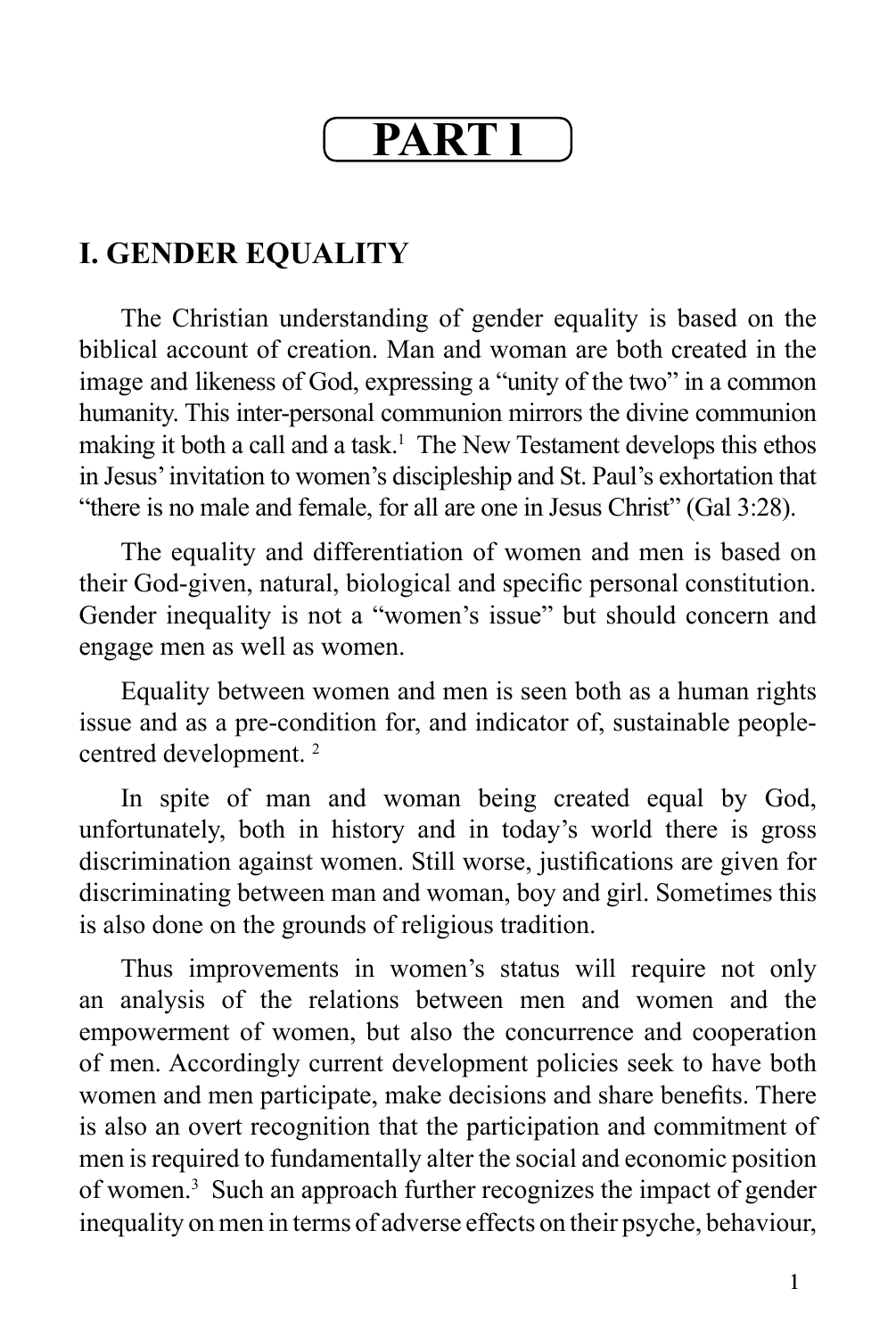# PART I

## I. GENDER EQUALITY

The Christian understanding of gender equality is based on the biblical account of creation. Man and woman are both created in the image and likeness of God, expressing a "unity of the two" in a common humanity. This inter-personal communion mirrors the divine communion making it both a call and a task.[1] The New Testament develops this ethos in Jesus' invitation to women's discipleship and St. Paul's exhortation that "there is no male and female, for all are one in Jesus Christ" (Gal 3:28).

The equality and differentiation of women and men is based on their God-given, natural, biological and specific personal constitution. Gender inequality is not a "women's issue" but should concern and engage men as well as women.

Equality between women and men is seen both as a human rights issue and as a pre-condition for, and indicator of, sustainable people-centred development. [2]

In spite of man and woman being created equal by God, unfortunately, both in history and in today's world there is gross discrimination against women. Still worse, justifications are given for discriminating between man and woman, boy and girl. Sometimes this is also done on the grounds of religious tradition.

Thus improvements in women's status will require not only an analysis of the relations between men and women and the empowerment of women, but also the concurrence and cooperation of men. Accordingly current development policies seek to have both women and men participate, make decisions and share benefits. There is also an overt recognition that the participation and commitment of men is required to fundamentally alter the social and economic position of women.[3] Such an approach further recognizes the impact of gender inequality on men in terms of adverse effects on their psyche, behaviour,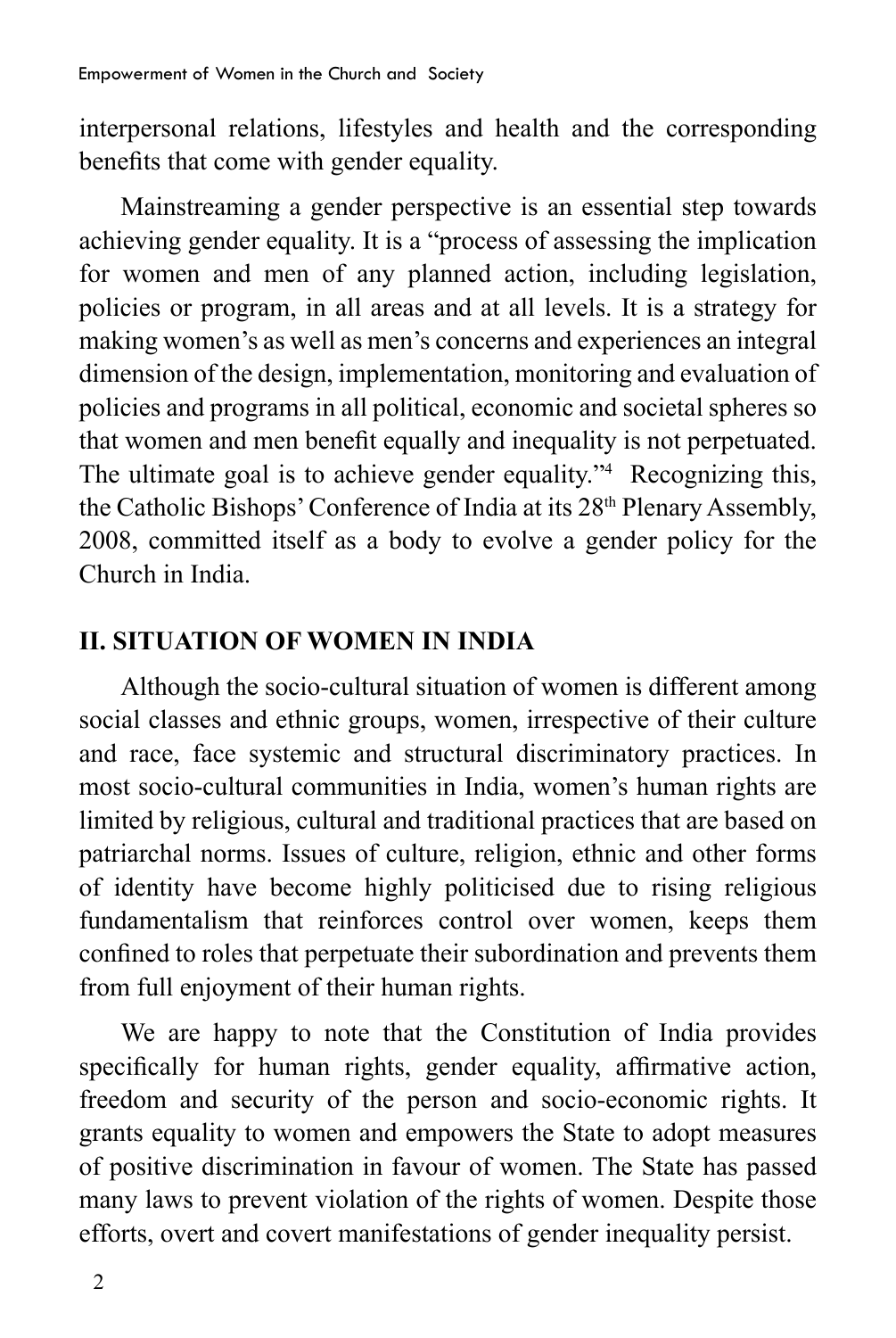interpersonal relations, lifestyles and health and the corresponding benefits that come with gender equality.

Mainstreaming a gender perspective is an essential step towards achieving gender equality. It is a "process of assessing the implication for women and men of any planned action, including legislation, policies or program, in all areas and at all levels. It is a strategy for making women's as well as men's concerns and experiences an integral dimension of the design, implementation, monitoring and evaluation of policies and programs in all political, economic and societal spheres so that women and men benefit equally and inequality is not perpetuated. The ultimate goal is to achieve gender equality."[4] Recognizing this, the Catholic Bishops' Conference of India at its 28th Plenary Assembly, 2008, committed itself as a body to evolve a gender policy for the Church in India.

## II. SITUATION OF WOMEN IN INDIA

Although the socio-cultural situation of women is different among social classes and ethnic groups, women, irrespective of their culture and race, face systemic and structural discriminatory practices. In most socio-cultural communities in India, women's human rights are limited by religious, cultural and traditional practices that are based on patriarchal norms. Issues of culture, religion, ethnic and other forms of identity have become highly politicised due to rising religious fundamentalism that reinforces control over women, keeps them confined to roles that perpetuate their subordination and prevents them from full enjoyment of their human rights.

We are happy to note that the Constitution of India provides specifically for human rights, gender equality, affirmative action, freedom and security of the person and socio-economic rights. It grants equality to women and empowers the State to adopt measures of positive discrimination in favour of women. The State has passed many laws to prevent violation of the rights of women. Despite those efforts, overt and covert manifestations of gender inequality persist.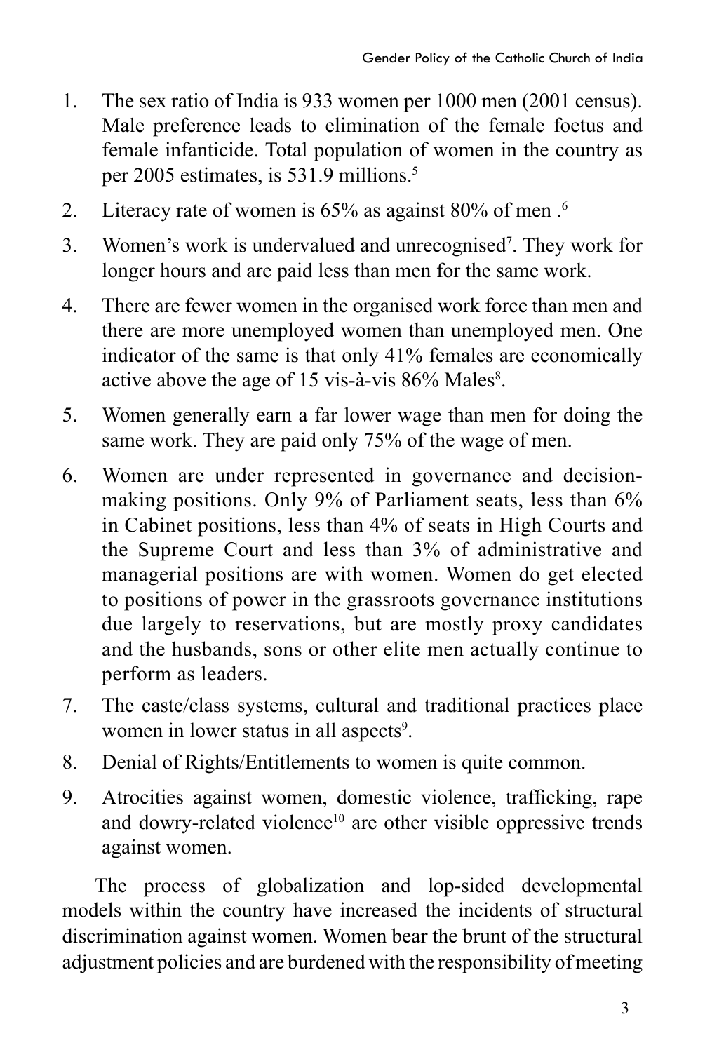1. The sex ratio of India is 933 women per 1000 men (2001 census). Male preference leads to elimination of the female foetus and female infanticide. Total population of women in the country as per 2005 estimates, is 531.9 millions.[5]

2. Literacy rate of women is 65% as against 80% of men .[6]

3. Women's work is undervalued and unrecognised[7]. They work for longer hours and are paid less than men for the same work.

4. There are fewer women in the organised work force than men and there are more unemployed women than unemployed men. One indicator of the same is that only 41% females are economically active above the age of 15 vis-à-vis 86% Males[8].

5. Women generally earn a far lower wage than men for doing the same work. They are paid only 75% of the wage of men.

6. Women are under represented in governance and decision-making positions. Only 9% of Parliament seats, less than 6% in Cabinet positions, less than 4% of seats in High Courts and the Supreme Court and less than 3% of administrative and managerial positions are with women. Women do get elected to positions of power in the grassroots governance institutions due largely to reservations, but are mostly proxy candidates and the husbands, sons or other elite men actually continue to perform as leaders.

7. The caste/class systems, cultural and traditional practices place women in lower status in all aspects[9].

8. Denial of Rights/Entitlements to women is quite common.

9. Atrocities against women, domestic violence, trafficking, rape and dowry-related violence[10] are other visible oppressive trends against women.

The process of globalization and lop-sided developmental models within the country have increased the incidents of structural discrimination against women. Women bear the brunt of the structural adjustment policies and are burdened with the responsibility of meeting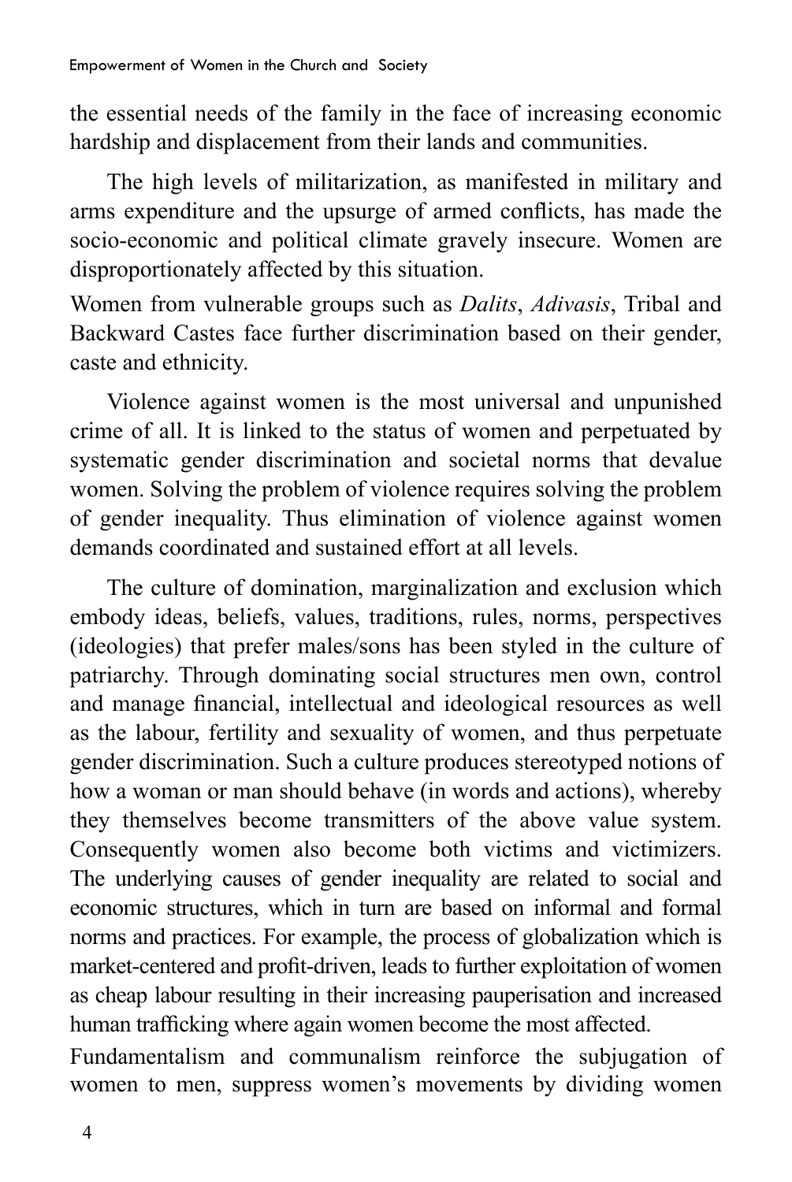the essential needs of the family in the face of increasing economic hardship and displacement from their lands and communities.

The high levels of militarization, as manifested in military and arms expenditure and the upsurge of armed conflicts, has made the socio-economic and political climate gravely insecure. Women are disproportionately affected by this situation.

Women from vulnerable groups such as *Dalits*, *Adivasis*, Tribal and Backward Castes face further discrimination based on their gender, caste and ethnicity.

Violence against women is the most universal and unpunished crime of all. It is linked to the status of women and perpetuated by systematic gender discrimination and societal norms that devalue women. Solving the problem of violence requires solving the problem of gender inequality. Thus elimination of violence against women demands coordinated and sustained effort at all levels.

The culture of domination, marginalization and exclusion which embody ideas, beliefs, values, traditions, rules, norms, perspectives (ideologies) that prefer males/sons has been styled in the culture of patriarchy. Through dominating social structures men own, control and manage financial, intellectual and ideological resources as well as the labour, fertility and sexuality of women, and thus perpetuate gender discrimination. Such a culture produces stereotyped notions of how a woman or man should behave (in words and actions), whereby they themselves become transmitters of the above value system. Consequently women also become both victims and victimizers. The underlying causes of gender inequality are related to social and economic structures, which in turn are based on informal and formal norms and practices. For example, the process of globalization which is market-centered and profit-driven, leads to further exploitation of women as cheap labour resulting in their increasing pauperisation and increased human trafficking where again women become the most affected.

Fundamentalism and communalism reinforce the subjugation of women to men, suppress women's movements by dividing women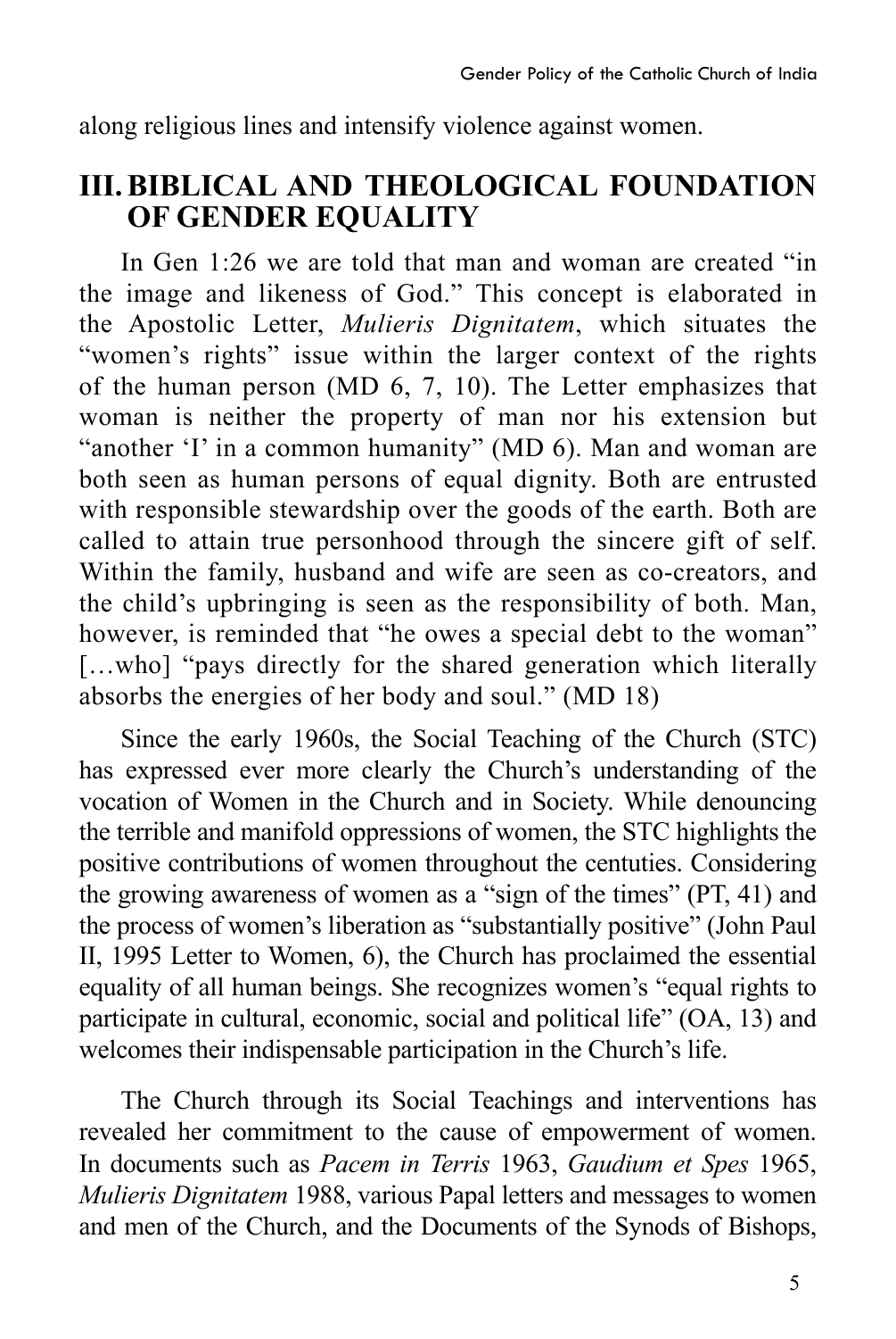along religious lines and intensify violence against women.

## III. BIBLICAL AND THEOLOGICAL FOUNDATION OF GENDER EQUALITY

In Gen 1:26 we are told that man and woman are created "in the image and likeness of God." This concept is elaborated in the Apostolic Letter, *Mulieris Dignitatem*, which situates the "women's rights" issue within the larger context of the rights of the human person (MD 6, 7, 10). The Letter emphasizes that woman is neither the property of man nor his extension but "another 'I' in a common humanity" (MD 6). Man and woman are both seen as human persons of equal dignity. Both are entrusted with responsible stewardship over the goods of the earth. Both are called to attain true personhood through the sincere gift of self. Within the family, husband and wife are seen as co-creators, and the child's upbringing is seen as the responsibility of both. Man, however, is reminded that "he owes a special debt to the woman" […who] "pays directly for the shared generation which literally absorbs the energies of her body and soul." (MD 18)

Since the early 1960s, the Social Teaching of the Church (STC) has expressed ever more clearly the Church's understanding of the vocation of Women in the Church and in Society. While denouncing the terrible and manifold oppressions of women, the STC highlights the positive contributions of women throughout the centuties. Considering the growing awareness of women as a "sign of the times" (PT, 41) and the process of women's liberation as "substantially positive" (John Paul II, 1995 Letter to Women, 6), the Church has proclaimed the essential equality of all human beings. She recognizes women's "equal rights to participate in cultural, economic, social and political life" (OA, 13) and welcomes their indispensable participation in the Church's life.

The Church through its Social Teachings and interventions has revealed her commitment to the cause of empowerment of women. In documents such as *Pacem in Terris* 1963, *Gaudium et Spes* 1965, *Mulieris Dignitatem* 1988, various Papal letters and messages to women and men of the Church, and the Documents of the Synods of Bishops,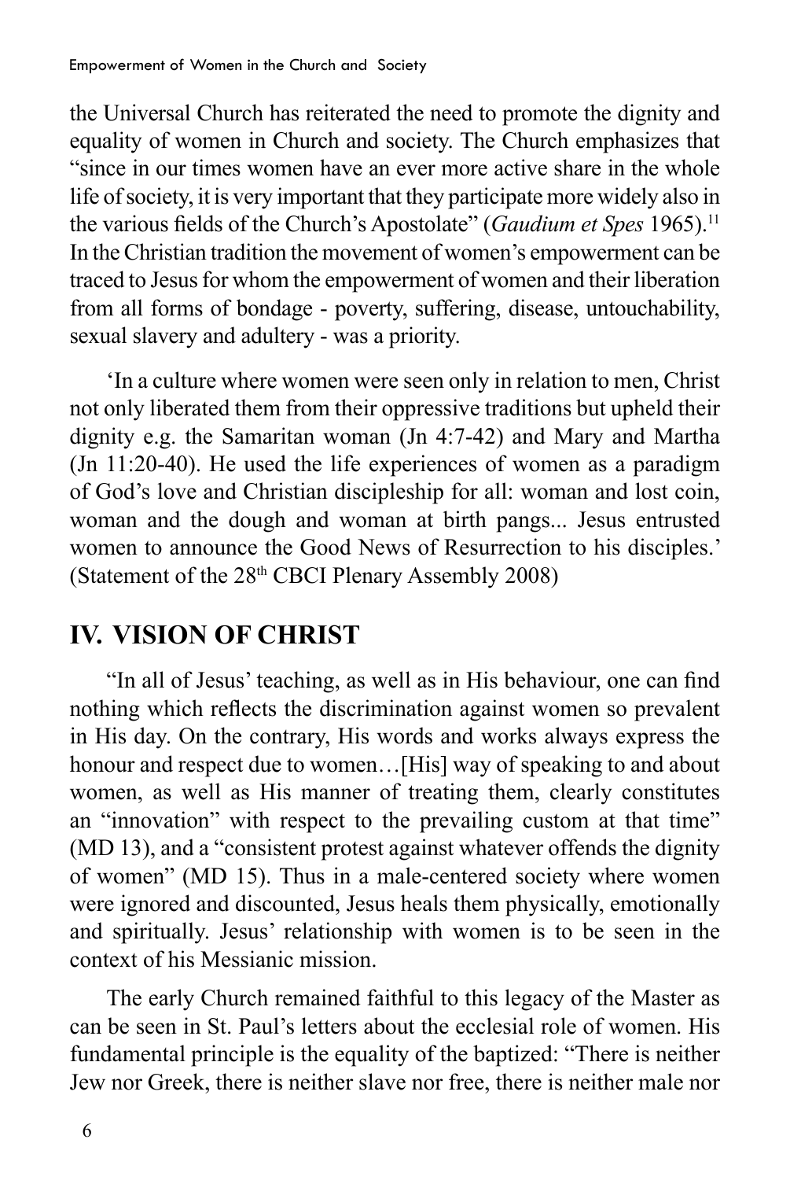the Universal Church has reiterated the need to promote the dignity and equality of women in Church and society. The Church emphasizes that "since in our times women have an ever more active share in the whole life of society, it is very important that they participate more widely also in the various fields of the Church's Apostolate" (*Gaudium et Spes* 1965).[11] In the Christian tradition the movement of women's empowerment can be traced to Jesus for whom the empowerment of women and their liberation from all forms of bondage - poverty, suffering, disease, untouchability, sexual slavery and adultery - was a priority.

'In a culture where women were seen only in relation to men, Christ not only liberated them from their oppressive traditions but upheld their dignity e.g. the Samaritan woman (Jn 4:7-42) and Mary and Martha (Jn 11:20-40). He used the life experiences of women as a paradigm of God's love and Christian discipleship for all: woman and lost coin, woman and the dough and woman at birth pangs... Jesus entrusted women to announce the Good News of Resurrection to his disciples.' (Statement of the 28th CBCI Plenary Assembly 2008)

## IV. VISION OF CHRIST

"In all of Jesus' teaching, as well as in His behaviour, one can find nothing which reflects the discrimination against women so prevalent in His day. On the contrary, His words and works always express the honour and respect due to women…[His] way of speaking to and about women, as well as His manner of treating them, clearly constitutes an "innovation" with respect to the prevailing custom at that time" (MD 13), and a "consistent protest against whatever offends the dignity of women" (MD 15). Thus in a male-centered society where women were ignored and discounted, Jesus heals them physically, emotionally and spiritually. Jesus' relationship with women is to be seen in the context of his Messianic mission.

The early Church remained faithful to this legacy of the Master as can be seen in St. Paul's letters about the ecclesial role of women. His fundamental principle is the equality of the baptized: "There is neither Jew nor Greek, there is neither slave nor free, there is neither male nor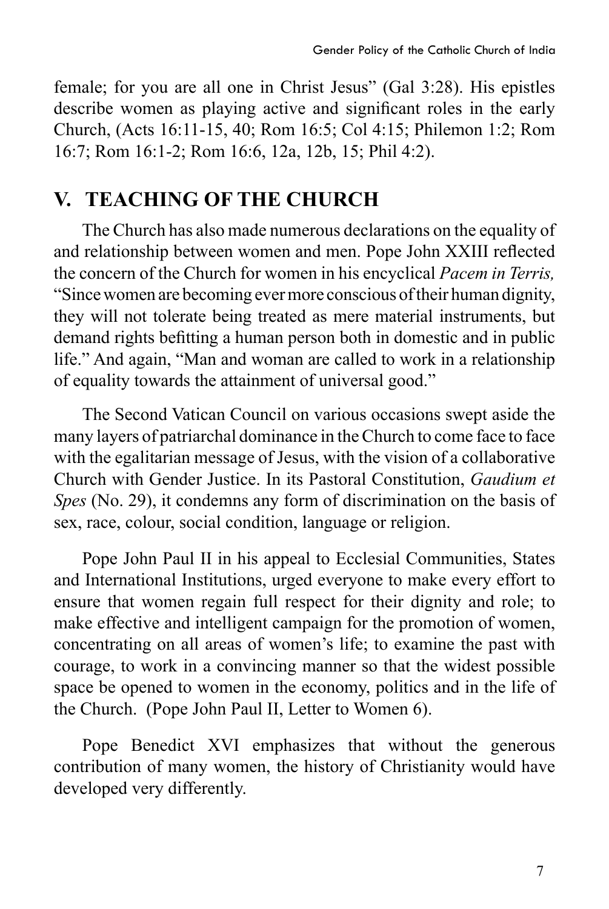female; for you are all one in Christ Jesus" (Gal 3:28). His epistles describe women as playing active and significant roles in the early Church, (Acts 16:11-15, 40; Rom 16:5; Col 4:15; Philemon 1:2; Rom 16:7; Rom 16:1-2; Rom 16:6, 12a, 12b, 15; Phil 4:2).

## V. TEACHING OF THE CHURCH

The Church has also made numerous declarations on the equality of and relationship between women and men. Pope John XXIII reflected the concern of the Church for women in his encyclical *Pacem in Terris,* "Since women are becoming ever more conscious of their human dignity, they will not tolerate being treated as mere material instruments, but demand rights befitting a human person both in domestic and in public life." And again, "Man and woman are called to work in a relationship of equality towards the attainment of universal good."

The Second Vatican Council on various occasions swept aside the many layers of patriarchal dominance in the Church to come face to face with the egalitarian message of Jesus, with the vision of a collaborative Church with Gender Justice. In its Pastoral Constitution, *Gaudium et Spes* (No. 29), it condemns any form of discrimination on the basis of sex, race, colour, social condition, language or religion.

Pope John Paul II in his appeal to Ecclesial Communities, States and International Institutions, urged everyone to make every effort to ensure that women regain full respect for their dignity and role; to make effective and intelligent campaign for the promotion of women, concentrating on all areas of women's life; to examine the past with courage, to work in a convincing manner so that the widest possible space be opened to women in the economy, politics and in the life of the Church. (Pope John Paul II, Letter to Women 6).

Pope Benedict XVI emphasizes that without the generous contribution of many women, the history of Christianity would have developed very differently.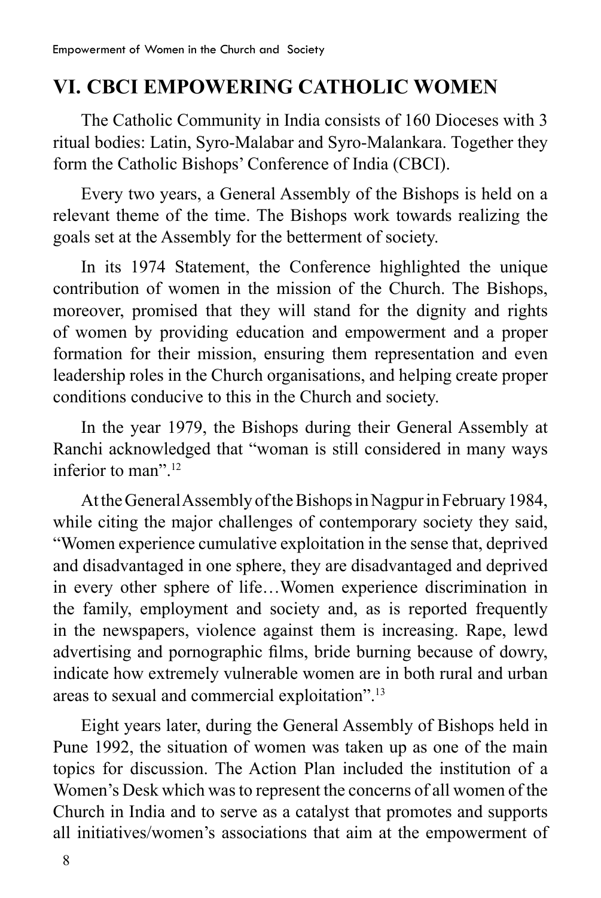## VI. CBCI EMPOWERING CATHOLIC WOMEN

The Catholic Community in India consists of 160 Dioceses with 3 ritual bodies: Latin, Syro-Malabar and Syro-Malankara. Together they form the Catholic Bishops' Conference of India (CBCI).

Every two years, a General Assembly of the Bishops is held on a relevant theme of the time. The Bishops work towards realizing the goals set at the Assembly for the betterment of society.

In its 1974 Statement, the Conference highlighted the unique contribution of women in the mission of the Church. The Bishops, moreover, promised that they will stand for the dignity and rights of women by providing education and empowerment and a proper formation for their mission, ensuring them representation and even leadership roles in the Church organisations, and helping create proper conditions conducive to this in the Church and society.

In the year 1979, the Bishops during their General Assembly at Ranchi acknowledged that "woman is still considered in many ways inferior to man".[12]

At the General Assembly of the Bishops in Nagpur in February 1984, while citing the major challenges of contemporary society they said, "Women experience cumulative exploitation in the sense that, deprived and disadvantaged in one sphere, they are disadvantaged and deprived in every other sphere of life…Women experience discrimination in the family, employment and society and, as is reported frequently in the newspapers, violence against them is increasing. Rape, lewd advertising and pornographic films, bride burning because of dowry, indicate how extremely vulnerable women are in both rural and urban areas to sexual and commercial exploitation".[13]

Eight years later, during the General Assembly of Bishops held in Pune 1992, the situation of women was taken up as one of the main topics for discussion. The Action Plan included the institution of a Women's Desk which was to represent the concerns of all women of the Church in India and to serve as a catalyst that promotes and supports all initiatives/women's associations that aim at the empowerment of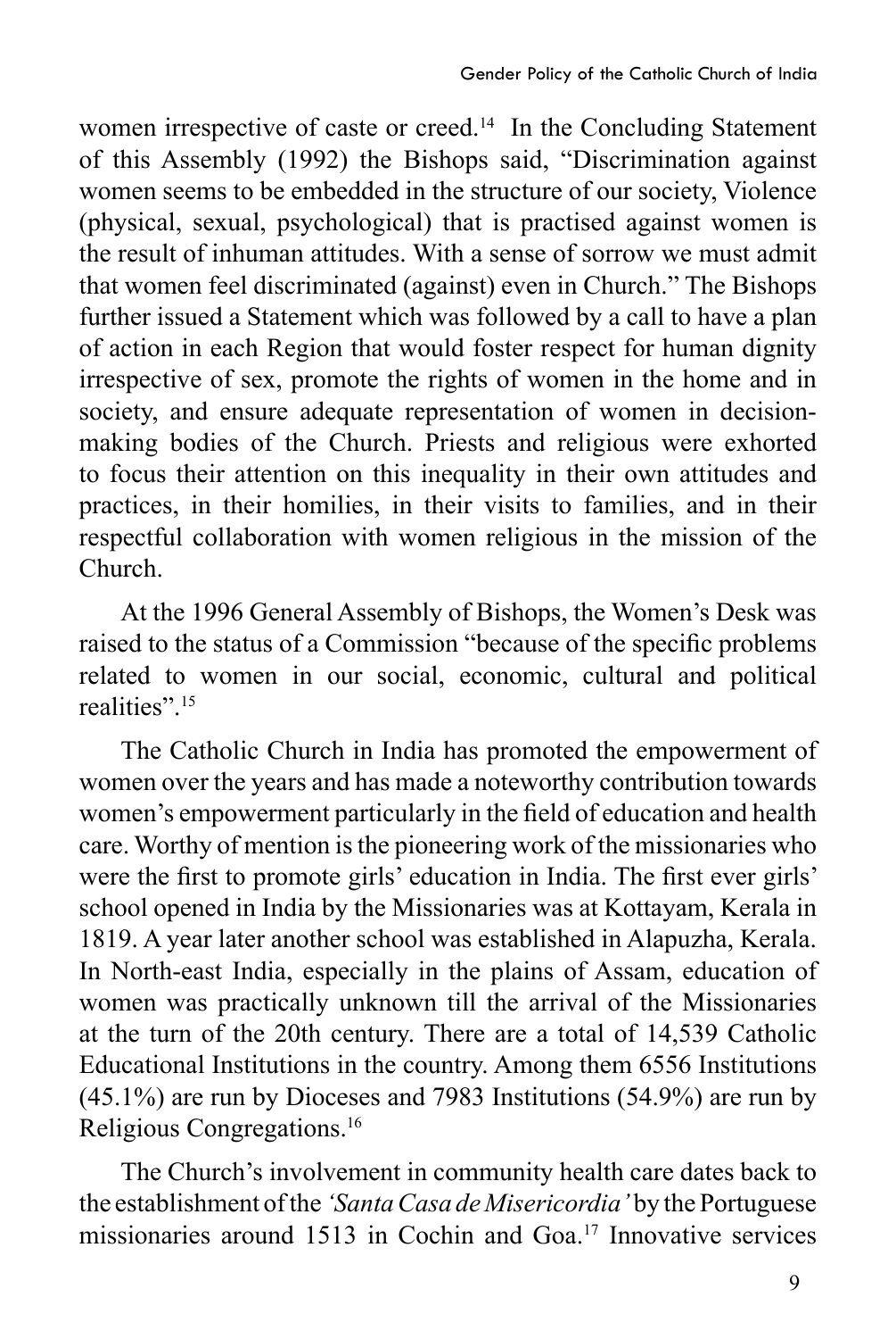women irrespective of caste or creed.[14] In the Concluding Statement of this Assembly (1992) the Bishops said, "Discrimination against women seems to be embedded in the structure of our society, Violence (physical, sexual, psychological) that is practised against women is the result of inhuman attitudes. With a sense of sorrow we must admit that women feel discriminated (against) even in Church." The Bishops further issued a Statement which was followed by a call to have a plan of action in each Region that would foster respect for human dignity irrespective of sex, promote the rights of women in the home and in society, and ensure adequate representation of women in decision-making bodies of the Church. Priests and religious were exhorted to focus their attention on this inequality in their own attitudes and practices, in their homilies, in their visits to families, and in their respectful collaboration with women religious in the mission of the Church.

At the 1996 General Assembly of Bishops, the Women's Desk was raised to the status of a Commission "because of the specific problems related to women in our social, economic, cultural and political realities".[15]

The Catholic Church in India has promoted the empowerment of women over the years and has made a noteworthy contribution towards women's empowerment particularly in the field of education and health care. Worthy of mention is the pioneering work of the missionaries who were the first to promote girls' education in India. The first ever girls' school opened in India by the Missionaries was at Kottayam, Kerala in 1819. A year later another school was established in Alapuzha, Kerala. In North-east India, especially in the plains of Assam, education of women was practically unknown till the arrival of the Missionaries at the turn of the 20th century. There are a total of 14,539 Catholic Educational Institutions in the country. Among them 6556 Institutions (45.1%) are run by Dioceses and 7983 Institutions (54.9%) are run by Religious Congregations.[16]

The Church's involvement in community health care dates back to the establishment of the *'Santa Casa de Misericordia'* by the Portuguese missionaries around 1513 in Cochin and Goa.[17] Innovative services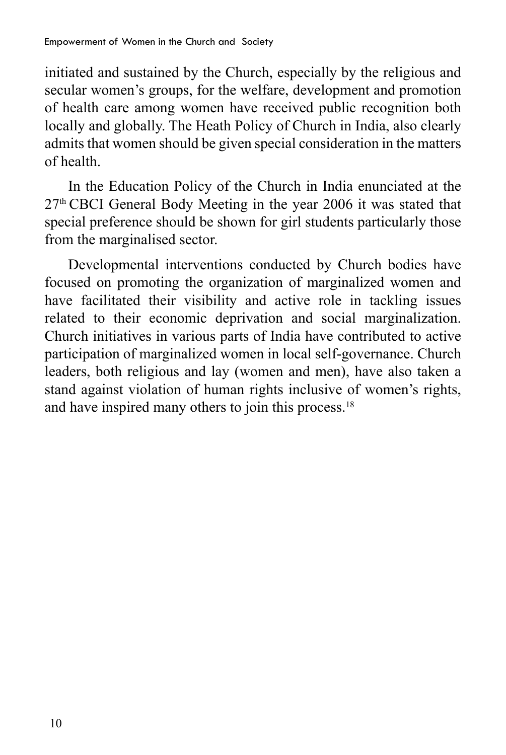initiated and sustained by the Church, especially by the religious and secular women's groups, for the welfare, development and promotion of health care among women have received public recognition both locally and globally. The Heath Policy of Church in India, also clearly admits that women should be given special consideration in the matters of health.

In the Education Policy of the Church in India enunciated at the 27th CBCI General Body Meeting in the year 2006 it was stated that special preference should be shown for girl students particularly those from the marginalised sector.

Developmental interventions conducted by Church bodies have focused on promoting the organization of marginalized women and have facilitated their visibility and active role in tackling issues related to their economic deprivation and social marginalization. Church initiatives in various parts of India have contributed to active participation of marginalized women in local self-governance. Church leaders, both religious and lay (women and men), have also taken a stand against violation of human rights inclusive of women's rights, and have inspired many others to join this process.[18]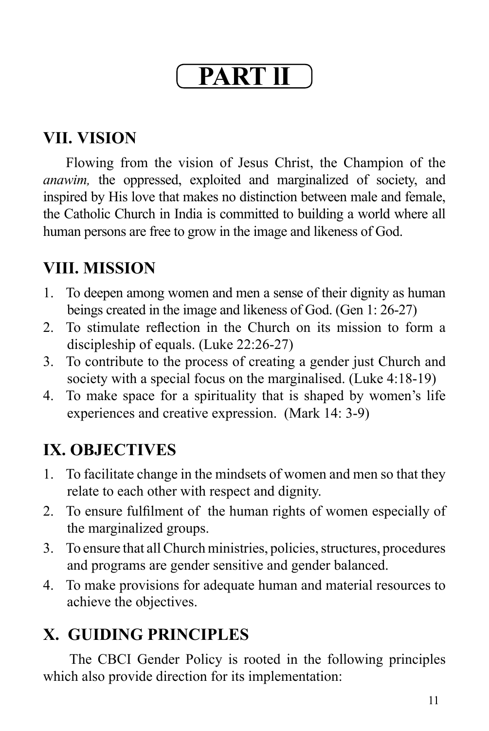# PART II

## VII. VISION

Flowing from the vision of Jesus Christ, the Champion of the *anawim,* the oppressed, exploited and marginalized of society, and inspired by His love that makes no distinction between male and female, the Catholic Church in India is committed to building a world where all human persons are free to grow in the image and likeness of God.

## VIII. MISSION

1. To deepen among women and men a sense of their dignity as human beings created in the image and likeness of God. (Gen 1: 26-27)
2. To stimulate reflection in the Church on its mission to form a discipleship of equals. (Luke 22:26-27)
3. To contribute to the process of creating a gender just Church and society with a special focus on the marginalised. (Luke 4:18-19)
4. To make space for a spirituality that is shaped by women's life experiences and creative expression. (Mark 14: 3-9)

## IX. OBJECTIVES

1. To facilitate change in the mindsets of women and men so that they relate to each other with respect and dignity.
2. To ensure fulfilment of the human rights of women especially of the marginalized groups.
3. To ensure that all Church ministries, policies, structures, procedures and programs are gender sensitive and gender balanced.
4. To make provisions for adequate human and material resources to achieve the objectives.

## X. GUIDING PRINCIPLES

The CBCI Gender Policy is rooted in the following principles which also provide direction for its implementation: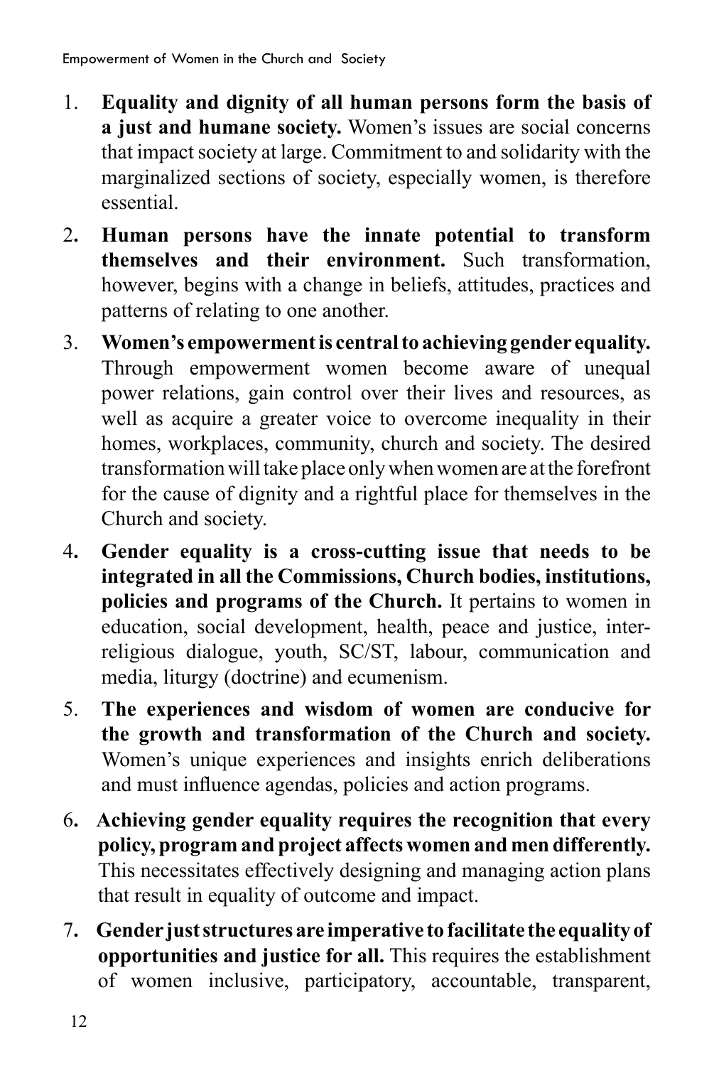1. **Equality and dignity of all human persons form the basis of a just and humane society.** Women's issues are social concerns that impact society at large. Commitment to and solidarity with the marginalized sections of society, especially women, is therefore essential.
2. **Human persons have the innate potential to transform themselves and their environment.** Such transformation, however, begins with a change in beliefs, attitudes, practices and patterns of relating to one another.
3. **Women's empowerment is central to achieving gender equality.** Through empowerment women become aware of unequal power relations, gain control over their lives and resources, as well as acquire a greater voice to overcome inequality in their homes, workplaces, community, church and society. The desired transformation will take place only when women are at the forefront for the cause of dignity and a rightful place for themselves in the Church and society.
4. **Gender equality is a cross-cutting issue that needs to be integrated in all the Commissions, Church bodies, institutions, policies and programs of the Church.** It pertains to women in education, social development, health, peace and justice, inter-religious dialogue, youth, SC/ST, labour, communication and media, liturgy (doctrine) and ecumenism.
5. **The experiences and wisdom of women are conducive for the growth and transformation of the Church and society.** Women's unique experiences and insights enrich deliberations and must influence agendas, policies and action programs.
6. **Achieving gender equality requires the recognition that every policy, program and project affects women and men differently.** This necessitates effectively designing and managing action plans that result in equality of outcome and impact.
7. **Gender just structures are imperative to facilitate the equality of opportunities and justice for all.** This requires the establishment of women inclusive, participatory, accountable, transparent,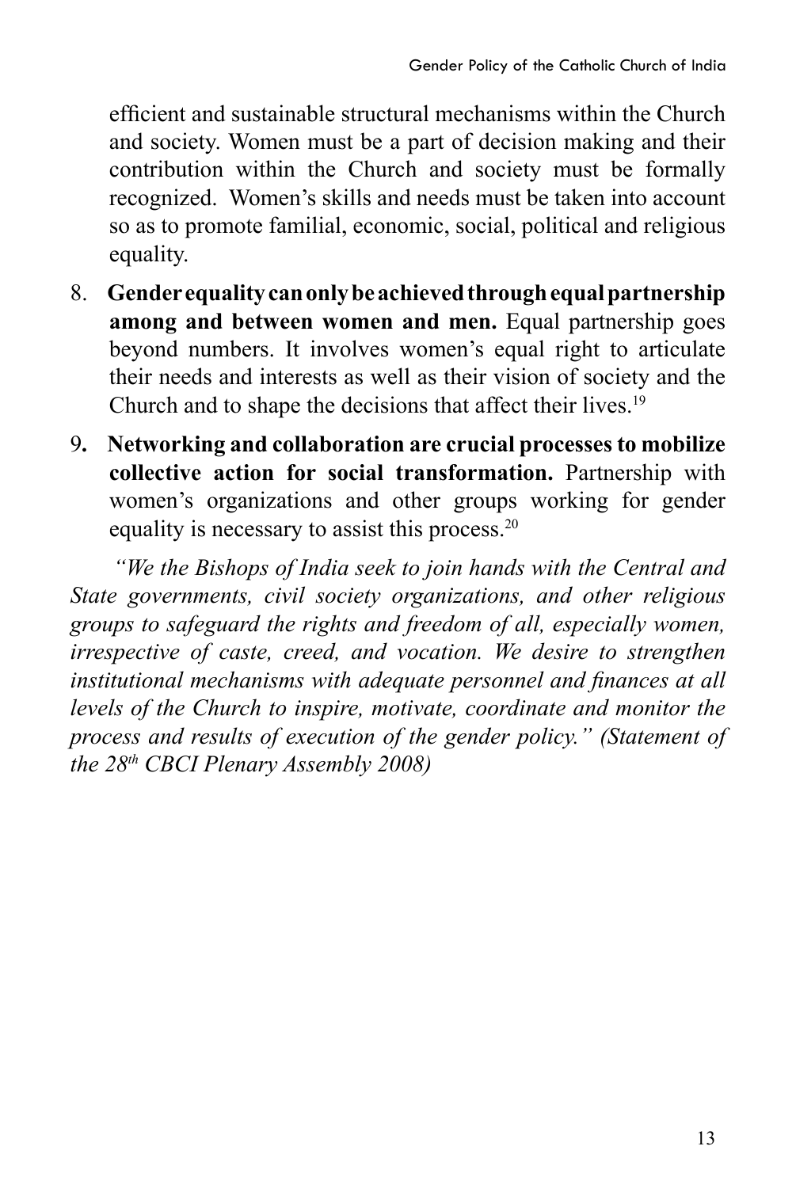efficient and sustainable structural mechanisms within the Church and society. Women must be a part of decision making and their contribution within the Church and society must be formally recognized. Women's skills and needs must be taken into account so as to promote familial, economic, social, political and religious equality.

8. **Gender equality can only be achieved through equal partnership among and between women and men.** Equal partnership goes beyond numbers. It involves women's equal right to articulate their needs and interests as well as their vision of society and the Church and to shape the decisions that affect their lives.[19]

9. **Networking and collaboration are crucial processes to mobilize collective action for social transformation.** Partnership with women's organizations and other groups working for gender equality is necessary to assist this process.[20]

*"We the Bishops of India seek to join hands with the Central and State governments, civil society organizations, and other religious groups to safeguard the rights and freedom of all, especially women, irrespective of caste, creed, and vocation. We desire to strengthen institutional mechanisms with adequate personnel and finances at all levels of the Church to inspire, motivate, coordinate and monitor the process and results of execution of the gender policy." (Statement of the 28th CBCI Plenary Assembly 2008)*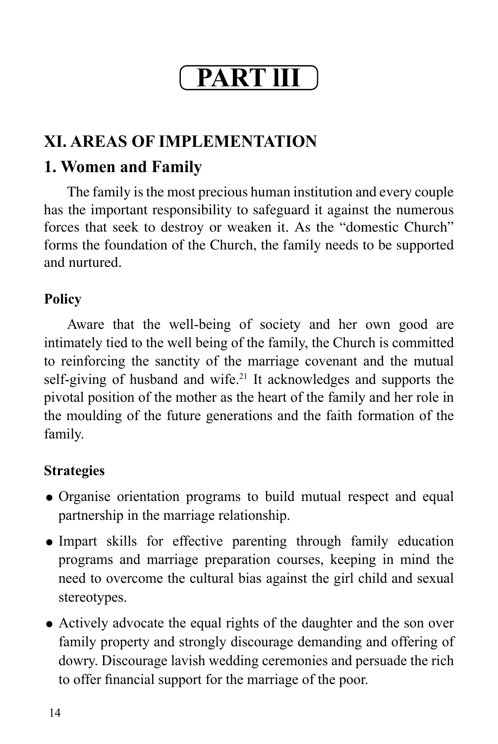# PART III

## XI. AREAS OF IMPLEMENTATION

### 1. Women and Family

The family is the most precious human institution and every couple has the important responsibility to safeguard it against the numerous forces that seek to destroy or weaken it. As the "domestic Church" forms the foundation of the Church, the family needs to be supported and nurtured.

#### Policy

Aware that the well-being of society and her own good are intimately tied to the well being of the family, the Church is committed to reinforcing the sanctity of the marriage covenant and the mutual self-giving of husband and wife.[21] It acknowledges and supports the pivotal position of the mother as the heart of the family and her role in the moulding of the future generations and the faith formation of the family.

#### Strategies

- Organise orientation programs to build mutual respect and equal partnership in the marriage relationship.
- Impart skills for effective parenting through family education programs and marriage preparation courses, keeping in mind the need to overcome the cultural bias against the girl child and sexual stereotypes.
- Actively advocate the equal rights of the daughter and the son over family property and strongly discourage demanding and offering of dowry. Discourage lavish wedding ceremonies and persuade the rich to offer financial support for the marriage of the poor.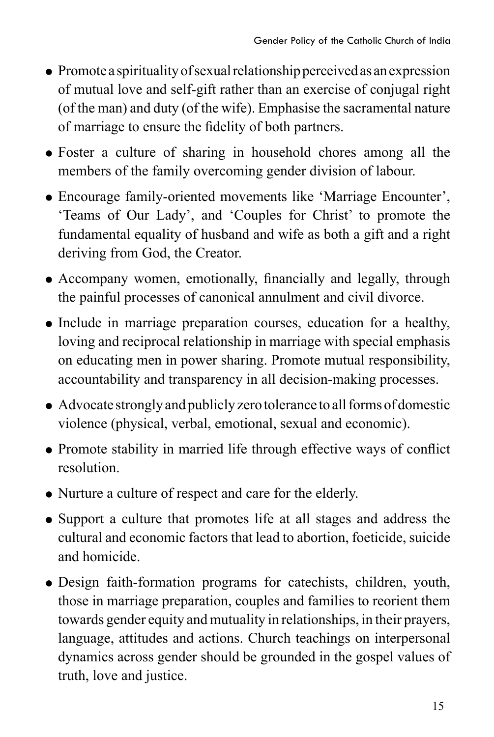- Promote a spirituality of sexual relationship perceived as an expression of mutual love and self-gift rather than an exercise of conjugal right (of the man) and duty (of the wife). Emphasise the sacramental nature of marriage to ensure the fidelity of both partners.
- Foster a culture of sharing in household chores among all the members of the family overcoming gender division of labour.
- Encourage family-oriented movements like 'Marriage Encounter', 'Teams of Our Lady', and 'Couples for Christ' to promote the fundamental equality of husband and wife as both a gift and a right deriving from God, the Creator.
- Accompany women, emotionally, financially and legally, through the painful processes of canonical annulment and civil divorce.
- Include in marriage preparation courses, education for a healthy, loving and reciprocal relationship in marriage with special emphasis on educating men in power sharing. Promote mutual responsibility, accountability and transparency in all decision-making processes.
- Advocate strongly and publicly zero tolerance to all forms of domestic violence (physical, verbal, emotional, sexual and economic).
- Promote stability in married life through effective ways of conflict resolution.
- Nurture a culture of respect and care for the elderly.
- Support a culture that promotes life at all stages and address the cultural and economic factors that lead to abortion, foeticide, suicide and homicide.
- Design faith-formation programs for catechists, children, youth, those in marriage preparation, couples and families to reorient them towards gender equity and mutuality in relationships, in their prayers, language, attitudes and actions. Church teachings on interpersonal dynamics across gender should be grounded in the gospel values of truth, love and justice.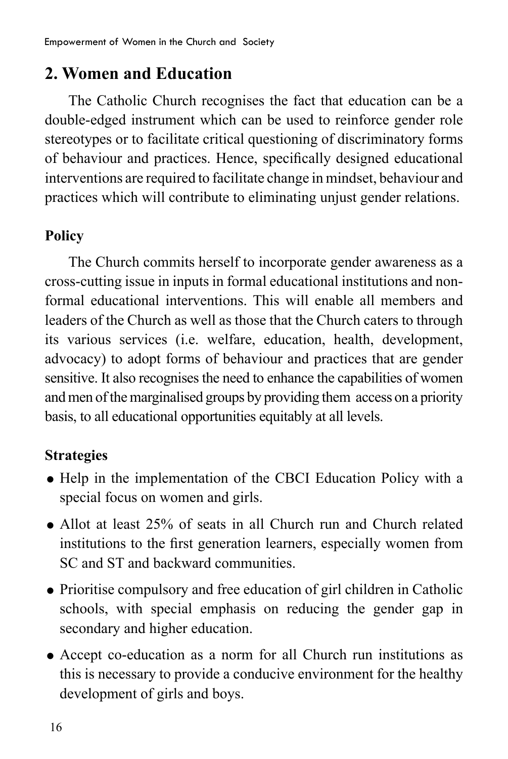## 2. Women and Education

The Catholic Church recognises the fact that education can be a double-edged instrument which can be used to reinforce gender role stereotypes or to facilitate critical questioning of discriminatory forms of behaviour and practices. Hence, specifically designed educational interventions are required to facilitate change in mindset, behaviour and practices which will contribute to eliminating unjust gender relations.

### Policy

The Church commits herself to incorporate gender awareness as a cross-cutting issue in inputs in formal educational institutions and non-formal educational interventions. This will enable all members and leaders of the Church as well as those that the Church caters to through its various services (i.e. welfare, education, health, development, advocacy) to adopt forms of behaviour and practices that are gender sensitive. It also recognises the need to enhance the capabilities of women and men of the marginalised groups by providing them access on a priority basis, to all educational opportunities equitably at all levels.

### Strategies

- Help in the implementation of the CBCI Education Policy with a special focus on women and girls.
- Allot at least 25% of seats in all Church run and Church related institutions to the first generation learners, especially women from SC and ST and backward communities.
- Prioritise compulsory and free education of girl children in Catholic schools, with special emphasis on reducing the gender gap in secondary and higher education.
- Accept co-education as a norm for all Church run institutions as this is necessary to provide a conducive environment for the healthy development of girls and boys.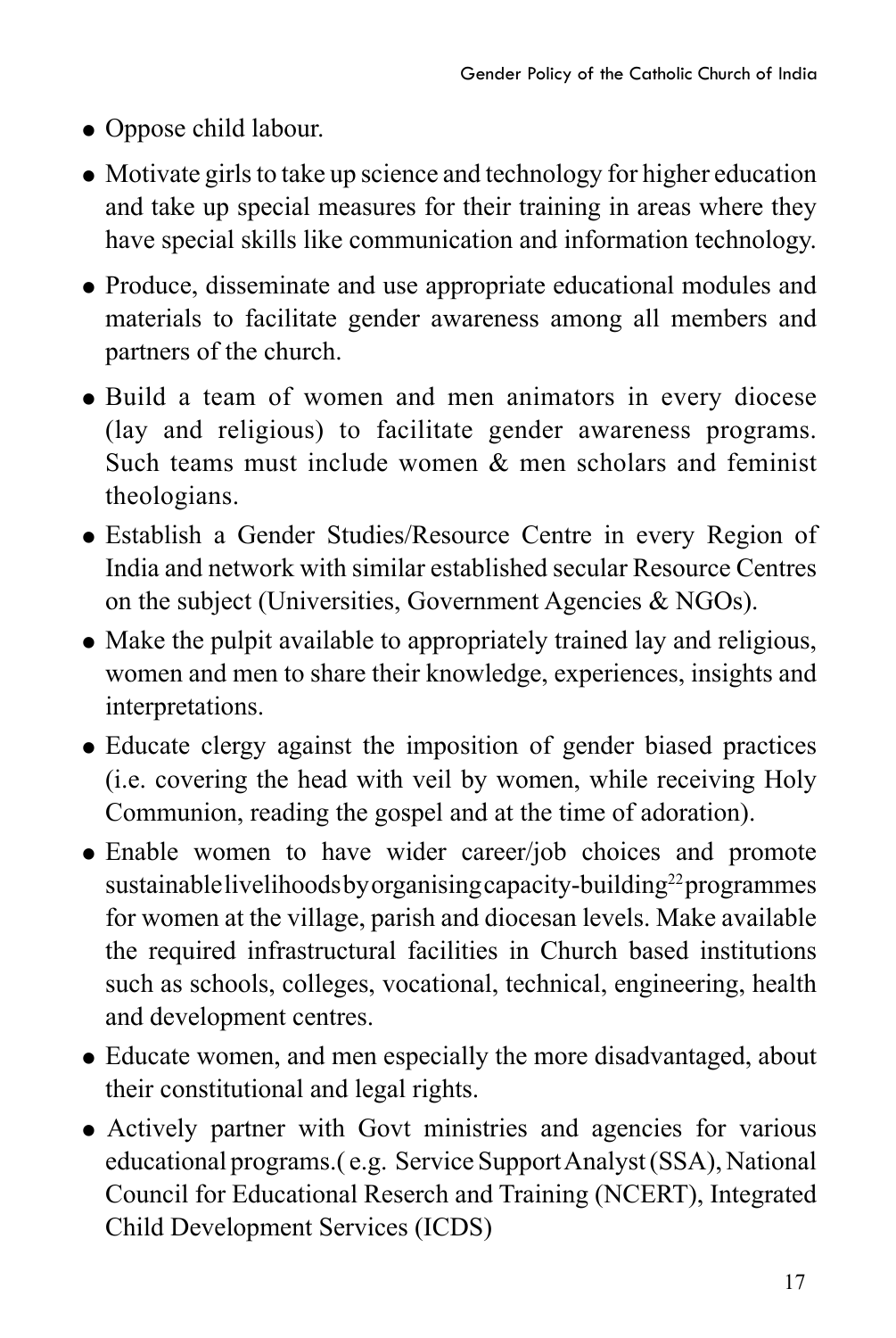- Oppose child labour.
- Motivate girls to take up science and technology for higher education and take up special measures for their training in areas where they have special skills like communication and information technology.
- Produce, disseminate and use appropriate educational modules and materials to facilitate gender awareness among all members and partners of the church.
- Build a team of women and men animators in every diocese (lay and religious) to facilitate gender awareness programs. Such teams must include women & men scholars and feminist theologians.
- Establish a Gender Studies/Resource Centre in every Region of India and network with similar established secular Resource Centres on the subject (Universities, Government Agencies & NGOs).
- Make the pulpit available to appropriately trained lay and religious, women and men to share their knowledge, experiences, insights and interpretations.
- Educate clergy against the imposition of gender biased practices (i.e. covering the head with veil by women, while receiving Holy Communion, reading the gospel and at the time of adoration).
- Enable women to have wider career/job choices and promote sustainable livelihoods by organising capacity-building[22] programmes for women at the village, parish and diocesan levels. Make available the required infrastructural facilities in Church based institutions such as schools, colleges, vocational, technical, engineering, health and development centres.
- Educate women, and men especially the more disadvantaged, about their constitutional and legal rights.
- Actively partner with Govt ministries and agencies for various educational programs.( e.g. Service Support Analyst (SSA), National Council for Educational Reserch and Training (NCERT), Integrated Child Development Services (ICDS)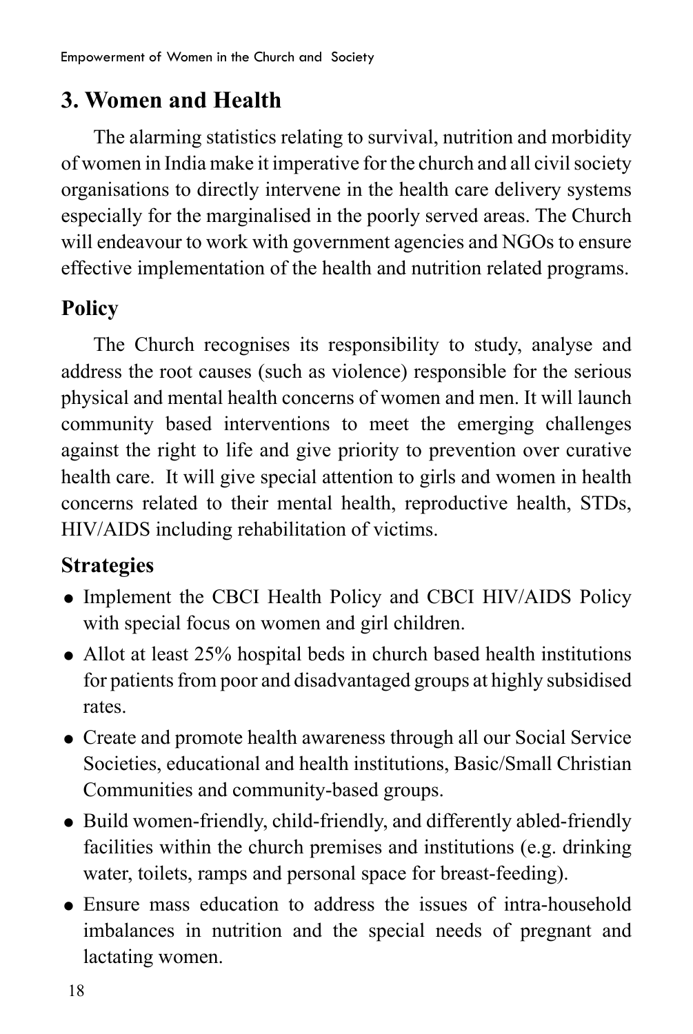## 3. Women and Health

The alarming statistics relating to survival, nutrition and morbidity of women in India make it imperative for the church and all civil society organisations to directly intervene in the health care delivery systems especially for the marginalised in the poorly served areas. The Church will endeavour to work with government agencies and NGOs to ensure effective implementation of the health and nutrition related programs.

### Policy

The Church recognises its responsibility to study, analyse and address the root causes (such as violence) responsible for the serious physical and mental health concerns of women and men. It will launch community based interventions to meet the emerging challenges against the right to life and give priority to prevention over curative health care. It will give special attention to girls and women in health concerns related to their mental health, reproductive health, STDs, HIV/AIDS including rehabilitation of victims.

### Strategies

- Implement the CBCI Health Policy and CBCI HIV/AIDS Policy with special focus on women and girl children.
- Allot at least 25% hospital beds in church based health institutions for patients from poor and disadvantaged groups at highly subsidised rates.
- Create and promote health awareness through all our Social Service Societies, educational and health institutions, Basic/Small Christian Communities and community-based groups.
- Build women-friendly, child-friendly, and differently abled-friendly facilities within the church premises and institutions (e.g. drinking water, toilets, ramps and personal space for breast-feeding).
- Ensure mass education to address the issues of intra-household imbalances in nutrition and the special needs of pregnant and lactating women.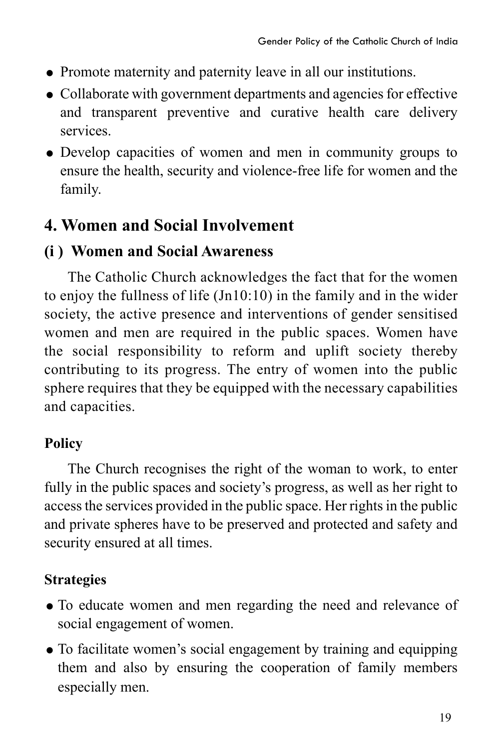- Promote maternity and paternity leave in all our institutions.
- Collaborate with government departments and agencies for effective and transparent preventive and curative health care delivery services.
- Develop capacities of women and men in community groups to ensure the health, security and violence-free life for women and the family.

## 4. Women and Social Involvement

### (i ) Women and Social Awareness

The Catholic Church acknowledges the fact that for the women to enjoy the fullness of life (Jn10:10) in the family and in the wider society, the active presence and interventions of gender sensitised women and men are required in the public spaces. Women have the social responsibility to reform and uplift society thereby contributing to its progress. The entry of women into the public sphere requires that they be equipped with the necessary capabilities and capacities.

#### Policy

The Church recognises the right of the woman to work, to enter fully in the public spaces and society's progress, as well as her right to access the services provided in the public space. Her rights in the public and private spheres have to be preserved and protected and safety and security ensured at all times.

#### Strategies

- To educate women and men regarding the need and relevance of social engagement of women.
- To facilitate women's social engagement by training and equipping them and also by ensuring the cooperation of family members especially men.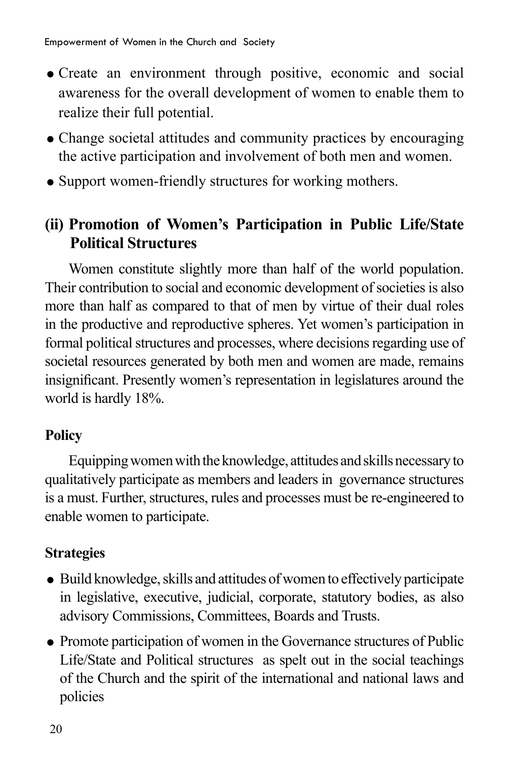- Create an environment through positive, economic and social awareness for the overall development of women to enable them to realize their full potential.
- Change societal attitudes and community practices by encouraging the active participation and involvement of both men and women.
- Support women-friendly structures for working mothers.

## (ii) Promotion of Women's Participation in Public Life/State Political Structures

Women constitute slightly more than half of the world population. Their contribution to social and economic development of societies is also more than half as compared to that of men by virtue of their dual roles in the productive and reproductive spheres. Yet women's participation in formal political structures and processes, where decisions regarding use of societal resources generated by both men and women are made, remains insignificant. Presently women's representation in legislatures around the world is hardly 18%.

### Policy

Equipping women with the knowledge, attitudes and skills necessary to qualitatively participate as members and leaders in governance structures is a must. Further, structures, rules and processes must be re-engineered to enable women to participate.

### Strategies

- Build knowledge, skills and attitudes of women to effectively participate in legislative, executive, judicial, corporate, statutory bodies, as also advisory Commissions, Committees, Boards and Trusts.
- Promote participation of women in the Governance structures of Public Life/State and Political structures as spelt out in the social teachings of the Church and the spirit of the international and national laws and policies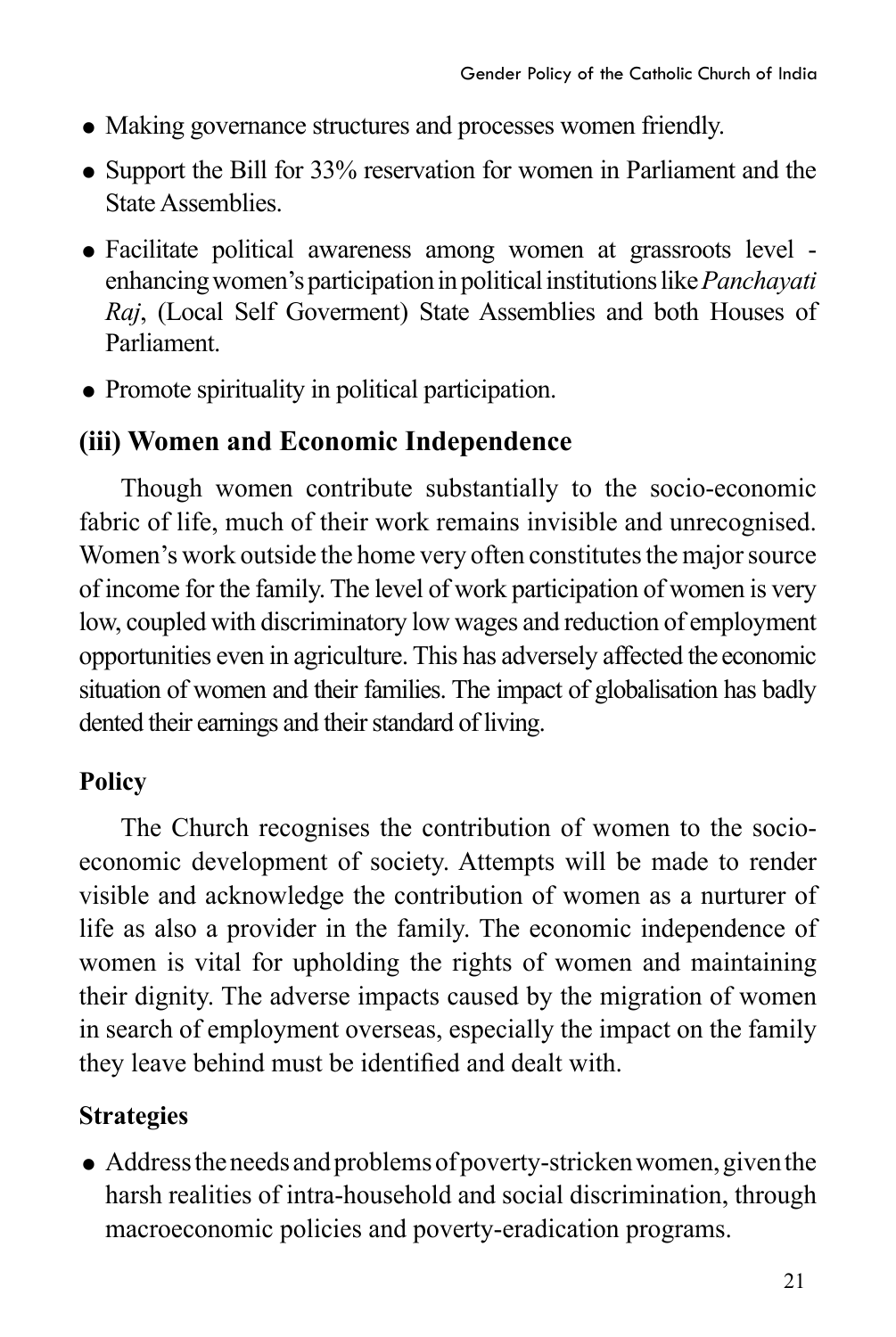- Making governance structures and processes women friendly.
- Support the Bill for 33% reservation for women in Parliament and the State Assemblies.
- Facilitate political awareness among women at grassroots level - enhancing women's participation in political institutions like *Panchayati Raj*, (Local Self Goverment) State Assemblies and both Houses of Parliament.
- Promote spirituality in political participation.

### (iii) Women and Economic Independence

Though women contribute substantially to the socio-economic fabric of life, much of their work remains invisible and unrecognised. Women's work outside the home very often constitutes the major source of income for the family. The level of work participation of women is very low, coupled with discriminatory low wages and reduction of employment opportunities even in agriculture. This has adversely affected the economic situation of women and their families. The impact of globalisation has badly dented their earnings and their standard of living.

#### Policy

The Church recognises the contribution of women to the socio-economic development of society. Attempts will be made to render visible and acknowledge the contribution of women as a nurturer of life as also a provider in the family. The economic independence of women is vital for upholding the rights of women and maintaining their dignity. The adverse impacts caused by the migration of women in search of employment overseas, especially the impact on the family they leave behind must be identified and dealt with.

#### Strategies

- Address the needs and problems of poverty-stricken women, given the harsh realities of intra-household and social discrimination, through macroeconomic policies and poverty-eradication programs.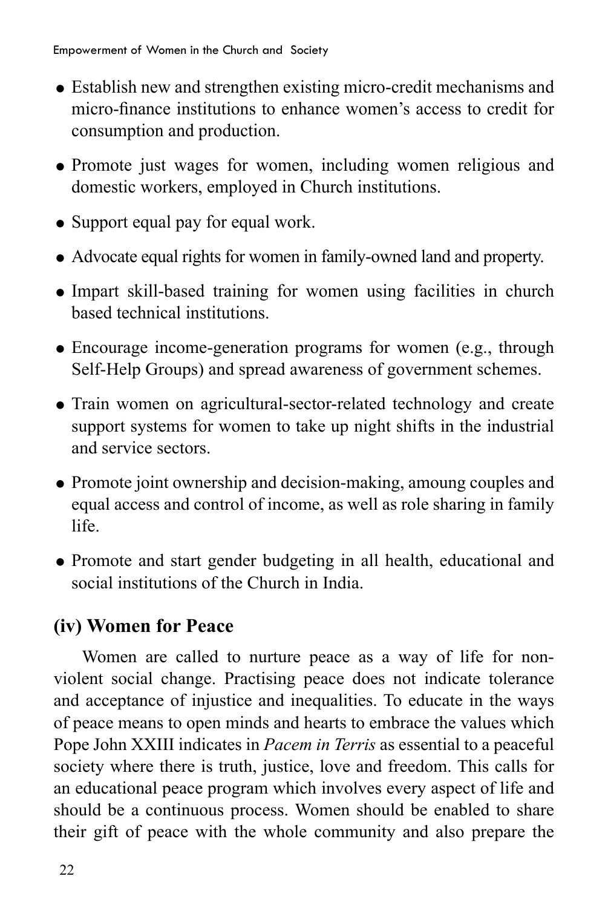- Establish new and strengthen existing micro-credit mechanisms and micro-finance institutions to enhance women's access to credit for consumption and production.
- Promote just wages for women, including women religious and domestic workers, employed in Church institutions.
- Support equal pay for equal work.
- Advocate equal rights for women in family-owned land and property.
- Impart skill-based training for women using facilities in church based technical institutions.
- Encourage income-generation programs for women (e.g., through Self-Help Groups) and spread awareness of government schemes.
- Train women on agricultural-sector-related technology and create support systems for women to take up night shifts in the industrial and service sectors.
- Promote joint ownership and decision-making, amoung couples and equal access and control of income, as well as role sharing in family life.
- Promote and start gender budgeting in all health, educational and social institutions of the Church in India.

### (iv) Women for Peace

Women are called to nurture peace as a way of life for non-violent social change. Practising peace does not indicate tolerance and acceptance of injustice and inequalities. To educate in the ways of peace means to open minds and hearts to embrace the values which Pope John XXIII indicates in *Pacem in Terris* as essential to a peaceful society where there is truth, justice, love and freedom. This calls for an educational peace program which involves every aspect of life and should be a continuous process. Women should be enabled to share their gift of peace with the whole community and also prepare the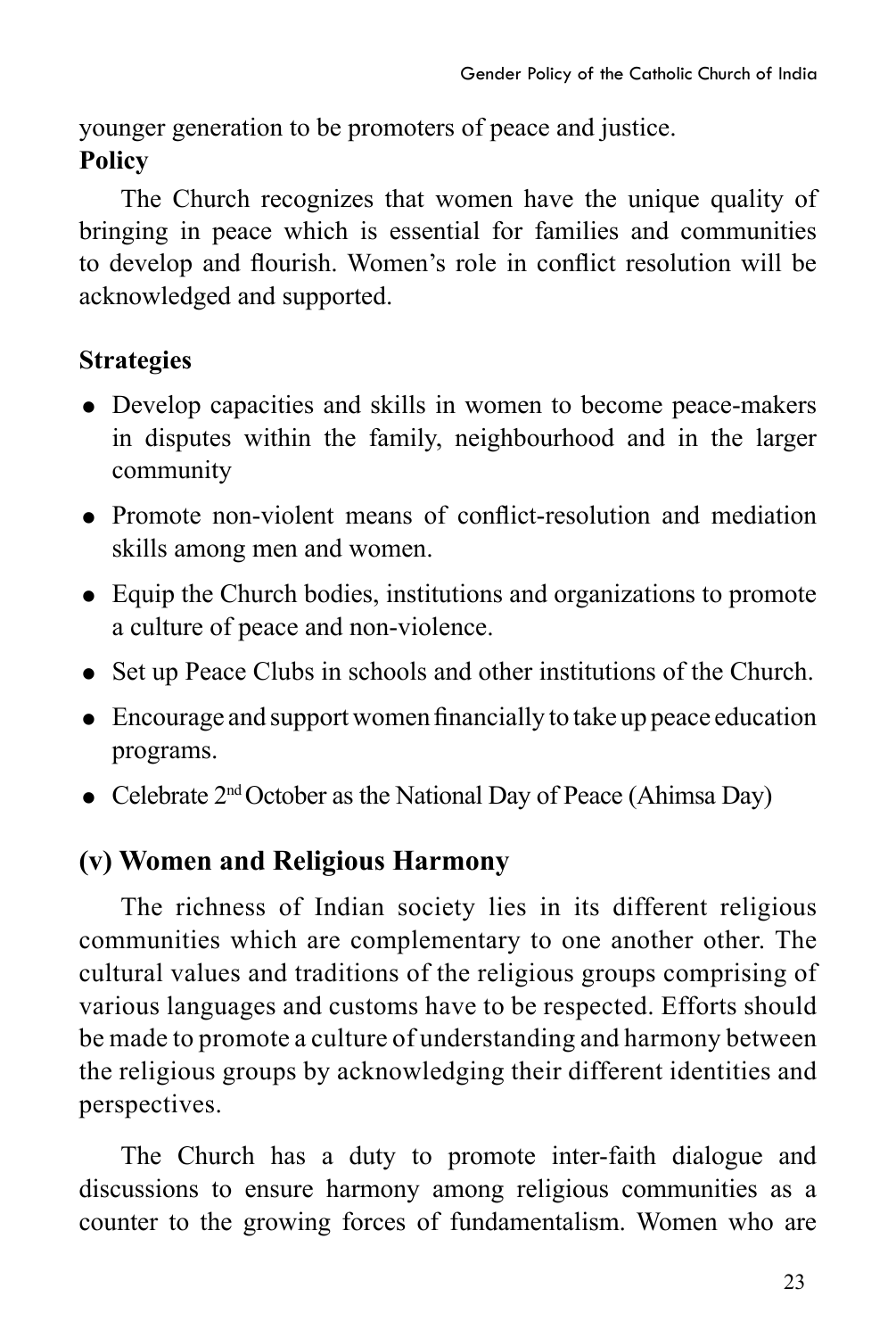younger generation to be promoters of peace and justice.

**Policy**

The Church recognizes that women have the unique quality of bringing in peace which is essential for families and communities to develop and flourish. Women's role in conflict resolution will be acknowledged and supported.

**Strategies**

- Develop capacities and skills in women to become peace-makers in disputes within the family, neighbourhood and in the larger community
- Promote non-violent means of conflict-resolution and mediation skills among men and women.
- Equip the Church bodies, institutions and organizations to promote a culture of peace and non-violence.
- Set up Peace Clubs in schools and other institutions of the Church.
- Encourage and support women financially to take up peace education programs.
- Celebrate 2nd October as the National Day of Peace (Ahimsa Day)

## (v) Women and Religious Harmony

The richness of Indian society lies in its different religious communities which are complementary to one another other. The cultural values and traditions of the religious groups comprising of various languages and customs have to be respected. Efforts should be made to promote a culture of understanding and harmony between the religious groups by acknowledging their different identities and perspectives.

The Church has a duty to promote inter-faith dialogue and discussions to ensure harmony among religious communities as a counter to the growing forces of fundamentalism. Women who are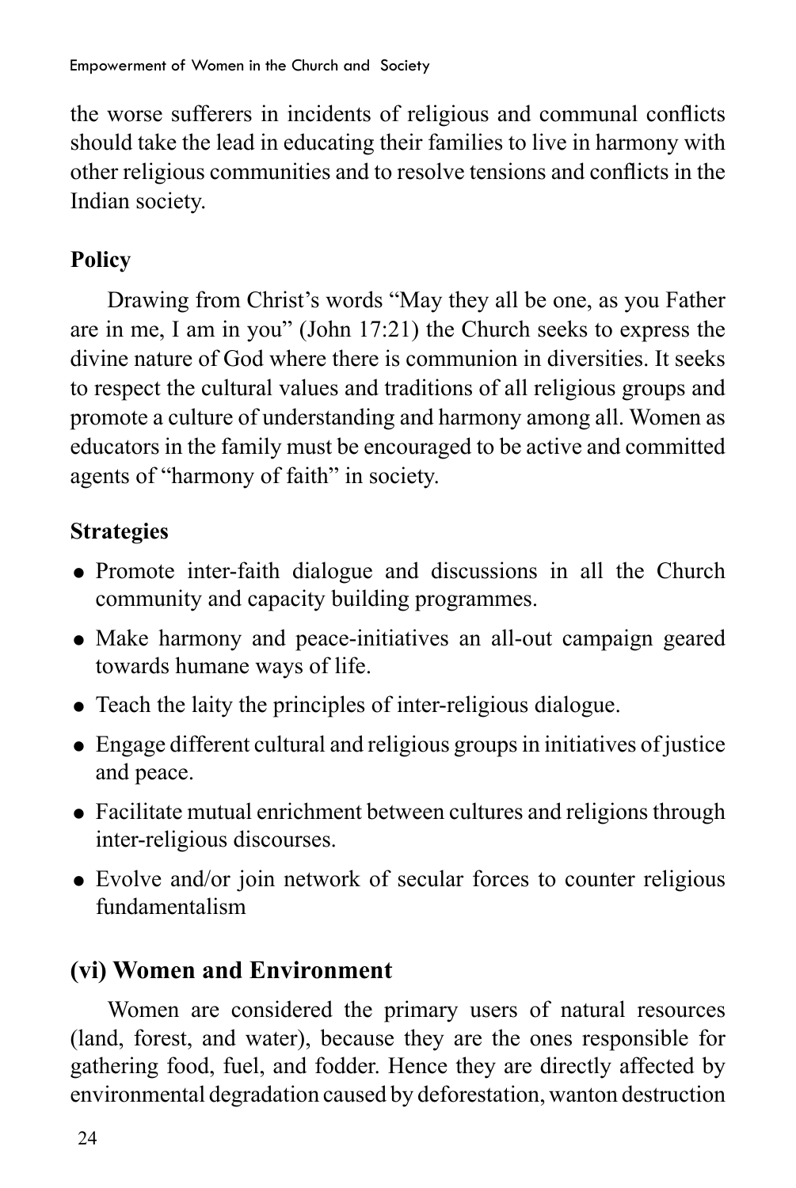the worse sufferers in incidents of religious and communal conflicts should take the lead in educating their families to live in harmony with other religious communities and to resolve tensions and conflicts in the Indian society.

### Policy

Drawing from Christ's words "May they all be one, as you Father are in me, I am in you" (John 17:21) the Church seeks to express the divine nature of God where there is communion in diversities. It seeks to respect the cultural values and traditions of all religious groups and promote a culture of understanding and harmony among all. Women as educators in the family must be encouraged to be active and committed agents of "harmony of faith" in society.

### Strategies

- Promote inter-faith dialogue and discussions in all the Church community and capacity building programmes.
- Make harmony and peace-initiatives an all-out campaign geared towards humane ways of life.
- Teach the laity the principles of inter-religious dialogue.
- Engage different cultural and religious groups in initiatives of justice and peace.
- Facilitate mutual enrichment between cultures and religions through inter-religious discourses.
- Evolve and/or join network of secular forces to counter religious fundamentalism

## (vi) Women and Environment

Women are considered the primary users of natural resources (land, forest, and water), because they are the ones responsible for gathering food, fuel, and fodder. Hence they are directly affected by environmental degradation caused by deforestation, wanton destruction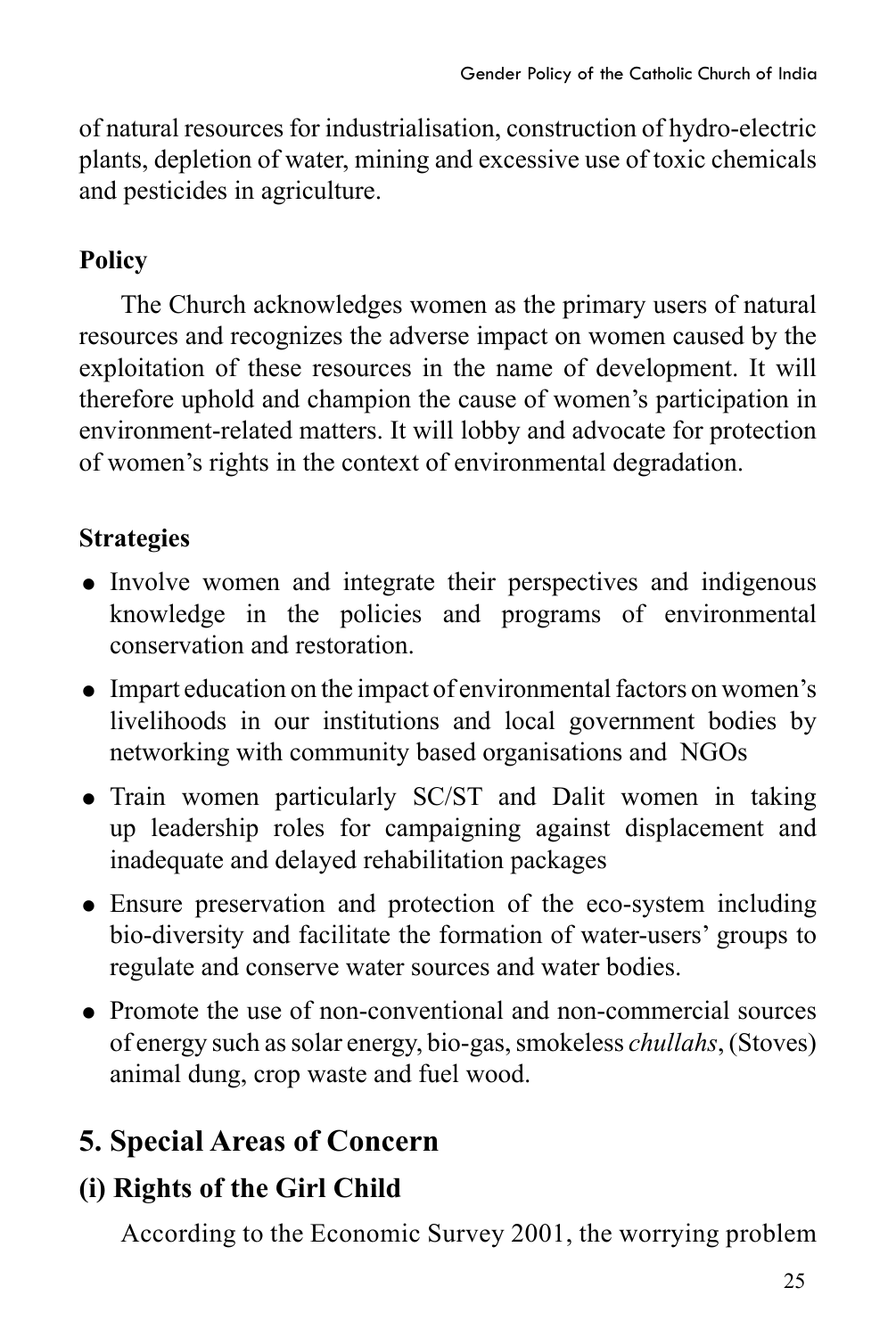of natural resources for industrialisation, construction of hydro-electric plants, depletion of water, mining and excessive use of toxic chemicals and pesticides in agriculture.

**Policy**

The Church acknowledges women as the primary users of natural resources and recognizes the adverse impact on women caused by the exploitation of these resources in the name of development. It will therefore uphold and champion the cause of women's participation in environment-related matters. It will lobby and advocate for protection of women's rights in the context of environmental degradation.

**Strategies**

- Involve women and integrate their perspectives and indigenous knowledge in the policies and programs of environmental conservation and restoration.
- Impart education on the impact of environmental factors on women's livelihoods in our institutions and local government bodies by networking with community based organisations and NGOs
- Train women particularly SC/ST and Dalit women in taking up leadership roles for campaigning against displacement and inadequate and delayed rehabilitation packages
- Ensure preservation and protection of the eco-system including bio-diversity and facilitate the formation of water-users' groups to regulate and conserve water sources and water bodies.
- Promote the use of non-conventional and non-commercial sources of energy such as solar energy, bio-gas, smokeless *chullahs*, (Stoves) animal dung, crop waste and fuel wood.

## 5. Special Areas of Concern

### (i) Rights of the Girl Child

According to the Economic Survey 2001, the worrying problem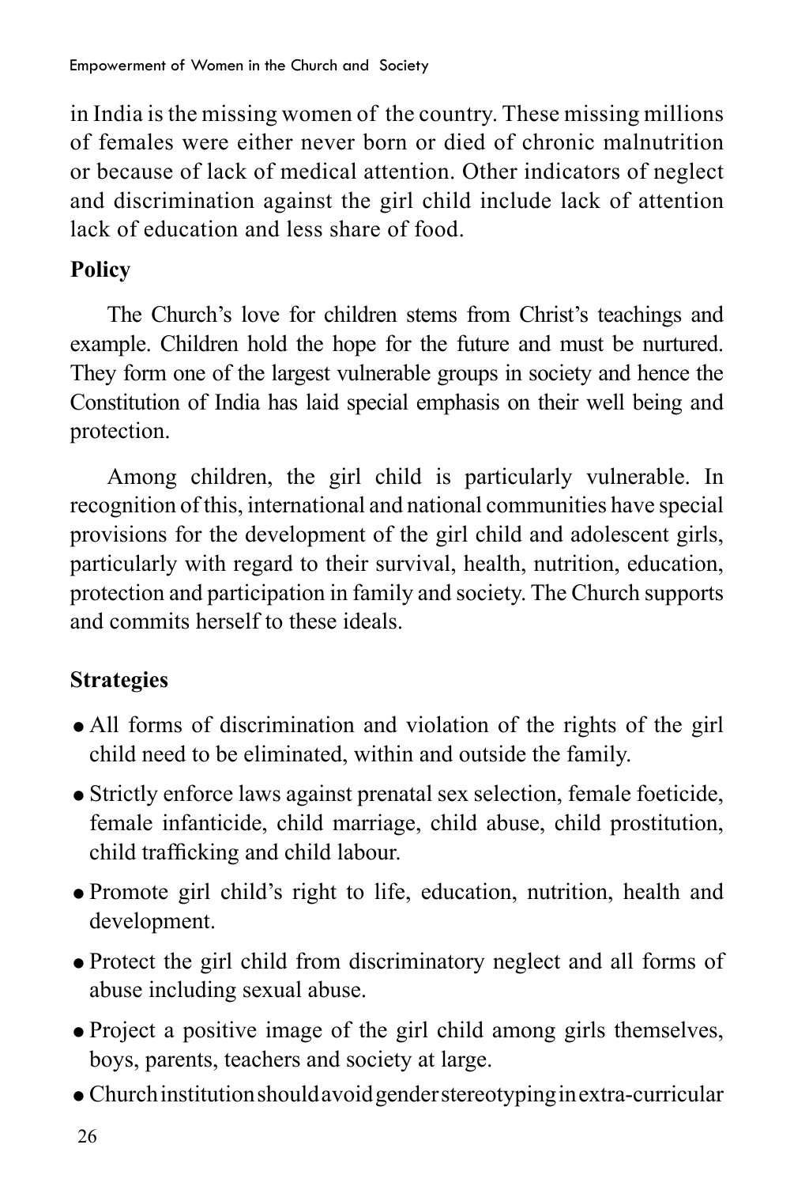in India is the missing women of the country. These missing millions of females were either never born or died of chronic malnutrition or because of lack of medical attention. Other indicators of neglect and discrimination against the girl child include lack of attention lack of education and less share of food.

**Policy**

The Church's love for children stems from Christ's teachings and example. Children hold the hope for the future and must be nurtured. They form one of the largest vulnerable groups in society and hence the Constitution of India has laid special emphasis on their well being and protection.

Among children, the girl child is particularly vulnerable. In recognition of this, international and national communities have special provisions for the development of the girl child and adolescent girls, particularly with regard to their survival, health, nutrition, education, protection and participation in family and society. The Church supports and commits herself to these ideals.

**Strategies**

- All forms of discrimination and violation of the rights of the girl child need to be eliminated, within and outside the family.
- Strictly enforce laws against prenatal sex selection, female foeticide, female infanticide, child marriage, child abuse, child prostitution, child trafficking and child labour.
- Promote girl child's right to life, education, nutrition, health and development.
- Protect the girl child from discriminatory neglect and all forms of abuse including sexual abuse.
- Project a positive image of the girl child among girls themselves, boys, parents, teachers and society at large.
- Church institution should avoid gender stereotyping in extra-curricular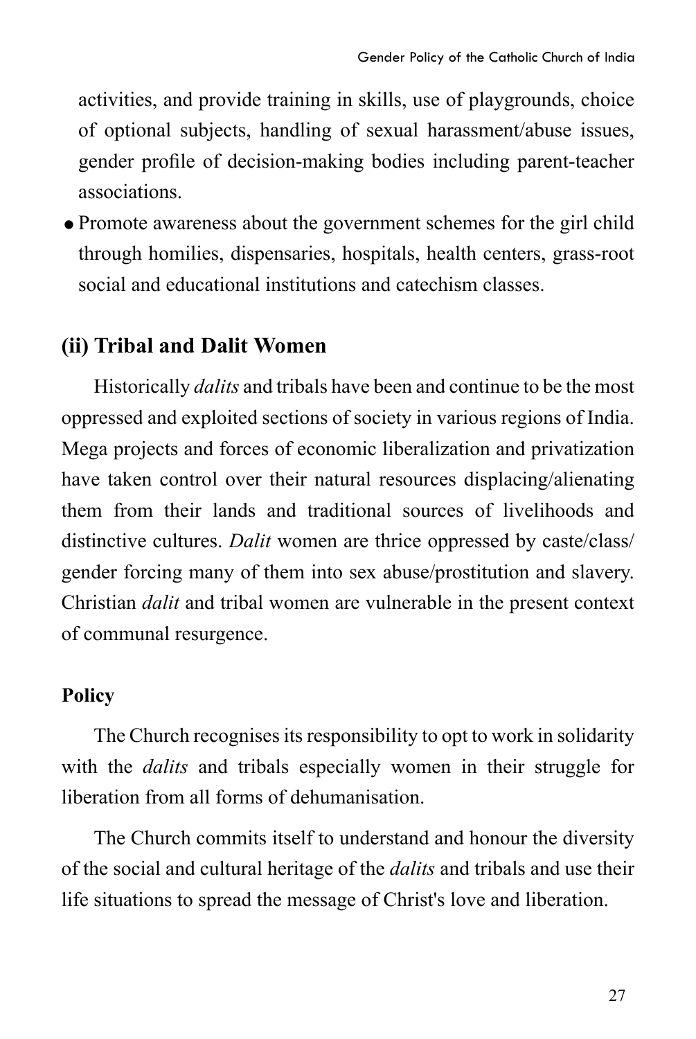activities, and provide training in skills, use of playgrounds, choice of optional subjects, handling of sexual harassment/abuse issues, gender profile of decision-making bodies including parent-teacher associations.

- Promote awareness about the government schemes for the girl child through homilies, dispensaries, hospitals, health centers, grass-root social and educational institutions and catechism classes.

## (ii) Tribal and Dalit Women

Historically *dalits* and tribals have been and continue to be the most oppressed and exploited sections of society in various regions of India. Mega projects and forces of economic liberalization and privatization have taken control over their natural resources displacing/alienating them from their lands and traditional sources of livelihoods and distinctive cultures. *Dalit* women are thrice oppressed by caste/class/gender forcing many of them into sex abuse/prostitution and slavery. Christian *dalit* and tribal women are vulnerable in the present context of communal resurgence.

### Policy

The Church recognises its responsibility to opt to work in solidarity with the *dalits* and tribals especially women in their struggle for liberation from all forms of dehumanisation.

The Church commits itself to understand and honour the diversity of the social and cultural heritage of the *dalits* and tribals and use their life situations to spread the message of Christ's love and liberation.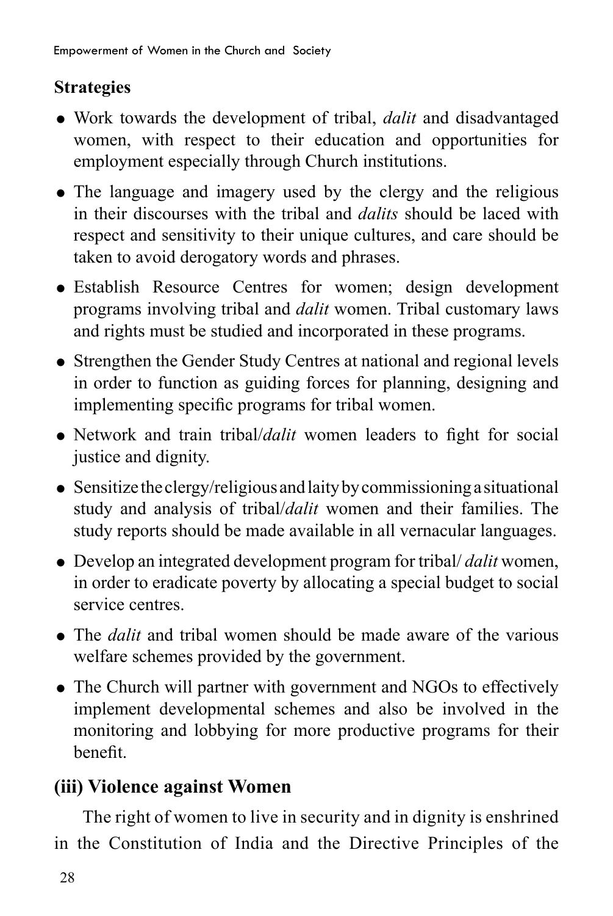**Strategies**

- Work towards the development of tribal, *dalit* and disadvantaged women, with respect to their education and opportunities for employment especially through Church institutions.
- The language and imagery used by the clergy and the religious in their discourses with the tribal and *dalits* should be laced with respect and sensitivity to their unique cultures, and care should be taken to avoid derogatory words and phrases.
- Establish Resource Centres for women; design development programs involving tribal and *dalit* women. Tribal customary laws and rights must be studied and incorporated in these programs.
- Strengthen the Gender Study Centres at national and regional levels in order to function as guiding forces for planning, designing and implementing specific programs for tribal women.
- Network and train tribal/*dalit* women leaders to fight for social justice and dignity.
- Sensitize the clergy/religious and laity by commissioning a situational study and analysis of tribal/*dalit* women and their families. The study reports should be made available in all vernacular languages.
- Develop an integrated development program for tribal/ *dalit* women, in order to eradicate poverty by allocating a special budget to social service centres.
- The *dalit* and tribal women should be made aware of the various welfare schemes provided by the government.
- The Church will partner with government and NGOs to effectively implement developmental schemes and also be involved in the monitoring and lobbying for more productive programs for their benefit.

## (iii) Violence against Women

The right of women to live in security and in dignity is enshrined in the Constitution of India and the Directive Principles of the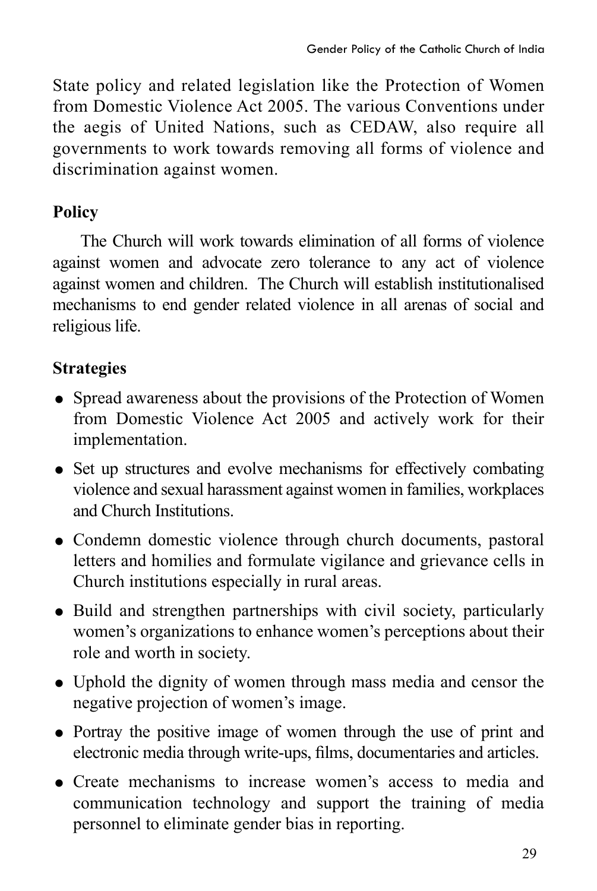State policy and related legislation like the Protection of Women from Domestic Violence Act 2005. The various Conventions under the aegis of United Nations, such as CEDAW, also require all governments to work towards removing all forms of violence and discrimination against women.

**Policy**

The Church will work towards elimination of all forms of violence against women and advocate zero tolerance to any act of violence against women and children. The Church will establish institutionalised mechanisms to end gender related violence in all arenas of social and religious life.

**Strategies**

- Spread awareness about the provisions of the Protection of Women from Domestic Violence Act 2005 and actively work for their implementation.
- Set up structures and evolve mechanisms for effectively combating violence and sexual harassment against women in families, workplaces and Church Institutions.
- Condemn domestic violence through church documents, pastoral letters and homilies and formulate vigilance and grievance cells in Church institutions especially in rural areas.
- Build and strengthen partnerships with civil society, particularly women's organizations to enhance women's perceptions about their role and worth in society.
- Uphold the dignity of women through mass media and censor the negative projection of women's image.
- Portray the positive image of women through the use of print and electronic media through write-ups, films, documentaries and articles.
- Create mechanisms to increase women's access to media and communication technology and support the training of media personnel to eliminate gender bias in reporting.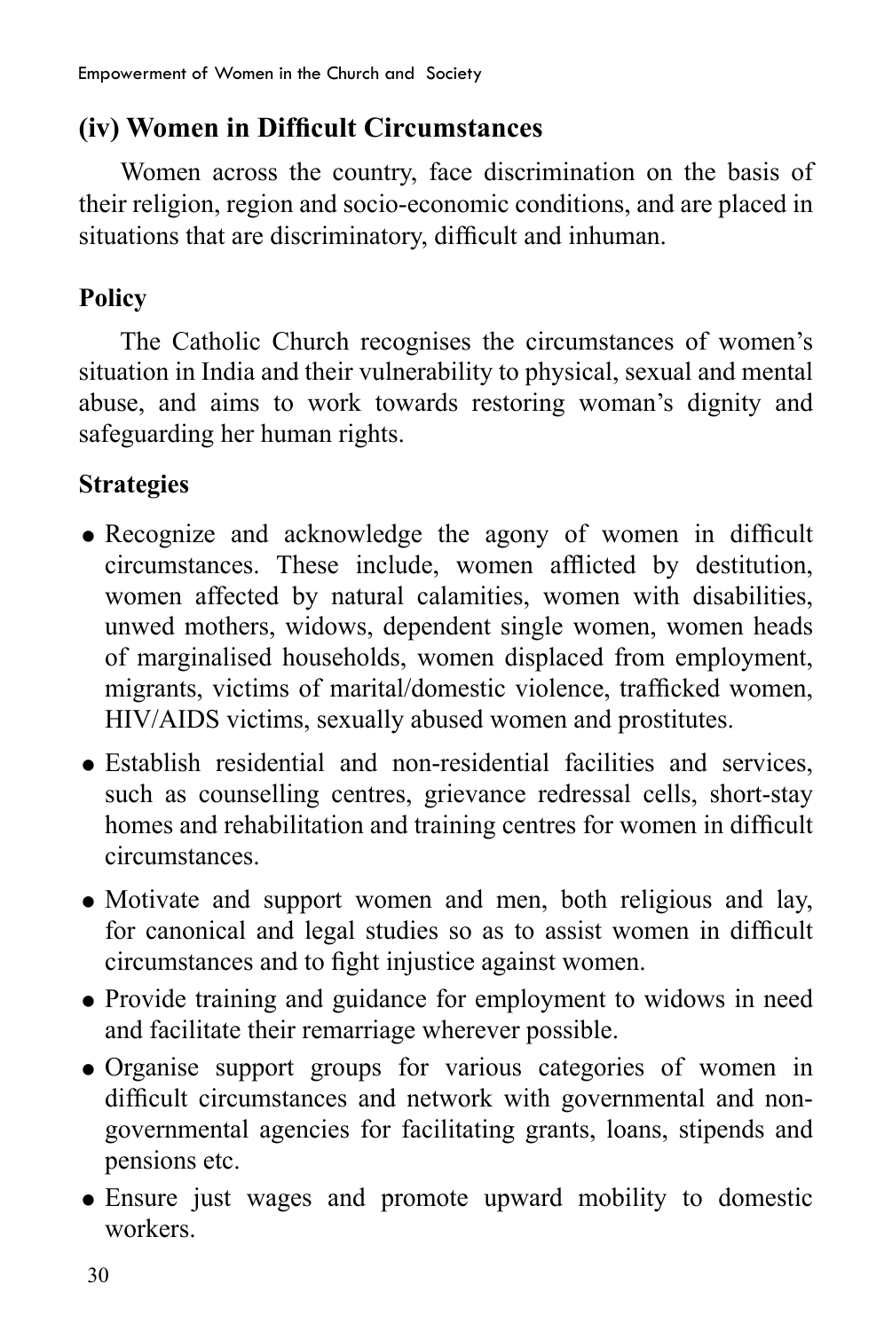### (iv) Women in Difficult Circumstances

Women across the country, face discrimination on the basis of their religion, region and socio-economic conditions, and are placed in situations that are discriminatory, difficult and inhuman.

#### Policy

The Catholic Church recognises the circumstances of women's situation in India and their vulnerability to physical, sexual and mental abuse, and aims to work towards restoring woman's dignity and safeguarding her human rights.

#### Strategies

- Recognize and acknowledge the agony of women in difficult circumstances. These include, women afflicted by destitution, women affected by natural calamities, women with disabilities, unwed mothers, widows, dependent single women, women heads of marginalised households, women displaced from employment, migrants, victims of marital/domestic violence, trafficked women, HIV/AIDS victims, sexually abused women and prostitutes.
- Establish residential and non-residential facilities and services, such as counselling centres, grievance redressal cells, short-stay homes and rehabilitation and training centres for women in difficult circumstances.
- Motivate and support women and men, both religious and lay, for canonical and legal studies so as to assist women in difficult circumstances and to fight injustice against women.
- Provide training and guidance for employment to widows in need and facilitate their remarriage wherever possible.
- Organise support groups for various categories of women in difficult circumstances and network with governmental and non-governmental agencies for facilitating grants, loans, stipends and pensions etc.
- Ensure just wages and promote upward mobility to domestic workers.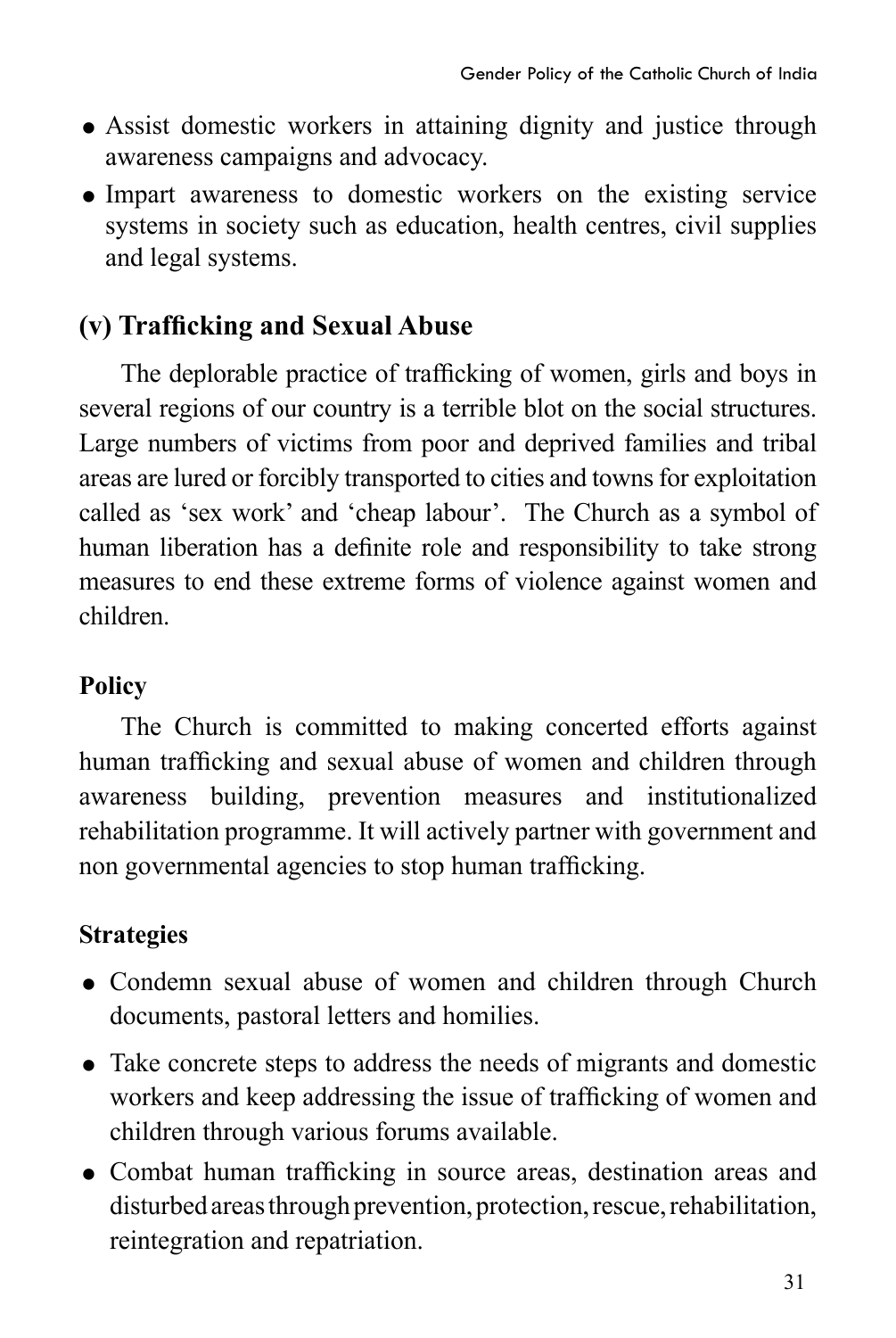- Assist domestic workers in attaining dignity and justice through awareness campaigns and advocacy.
- Impart awareness to domestic workers on the existing service systems in society such as education, health centres, civil supplies and legal systems.

### (v) Trafficking and Sexual Abuse

The deplorable practice of trafficking of women, girls and boys in several regions of our country is a terrible blot on the social structures. Large numbers of victims from poor and deprived families and tribal areas are lured or forcibly transported to cities and towns for exploitation called as 'sex work' and 'cheap labour'. The Church as a symbol of human liberation has a definite role and responsibility to take strong measures to end these extreme forms of violence against women and children.

**Policy**

The Church is committed to making concerted efforts against human trafficking and sexual abuse of women and children through awareness building, prevention measures and institutionalized rehabilitation programme. It will actively partner with government and non governmental agencies to stop human trafficking.

**Strategies**

- Condemn sexual abuse of women and children through Church documents, pastoral letters and homilies.
- Take concrete steps to address the needs of migrants and domestic workers and keep addressing the issue of trafficking of women and children through various forums available.
- Combat human trafficking in source areas, destination areas and disturbed areas through prevention, protection, rescue, rehabilitation, reintegration and repatriation.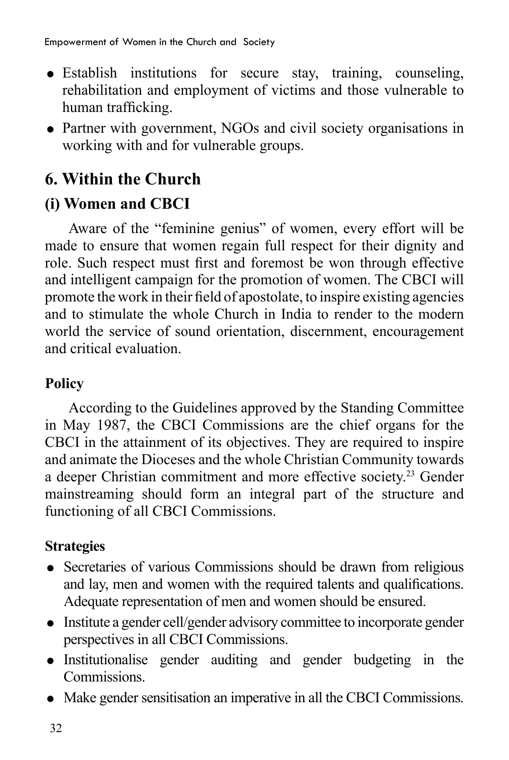- Establish institutions for secure stay, training, counseling, rehabilitation and employment of victims and those vulnerable to human trafficking.
- Partner with government, NGOs and civil society organisations in working with and for vulnerable groups.

## 6. Within the Church

### (i) Women and CBCI

Aware of the "feminine genius" of women, every effort will be made to ensure that women regain full respect for their dignity and role. Such respect must first and foremost be won through effective and intelligent campaign for the promotion of women. The CBCI will promote the work in their field of apostolate, to inspire existing agencies and to stimulate the whole Church in India to render to the modern world the service of sound orientation, discernment, encouragement and critical evaluation.

#### Policy

According to the Guidelines approved by the Standing Committee in May 1987, the CBCI Commissions are the chief organs for the CBCI in the attainment of its objectives. They are required to inspire and animate the Dioceses and the whole Christian Community towards a deeper Christian commitment and more effective society.[23] Gender mainstreaming should form an integral part of the structure and functioning of all CBCI Commissions.

#### Strategies

- Secretaries of various Commissions should be drawn from religious and lay, men and women with the required talents and qualifications. Adequate representation of men and women should be ensured.
- Institute a gender cell/gender advisory committee to incorporate gender perspectives in all CBCI Commissions.
- Institutionalise gender auditing and gender budgeting in the Commissions.
- Make gender sensitisation an imperative in all the CBCI Commissions.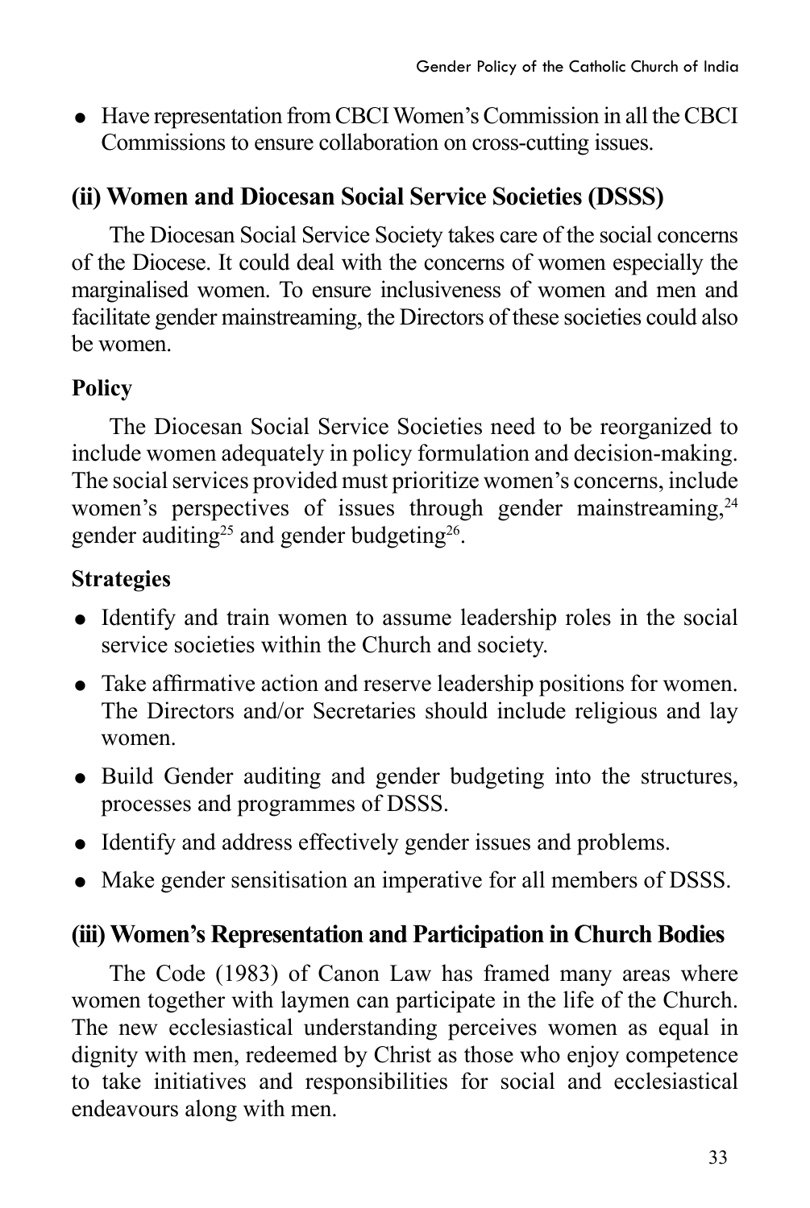- Have representation from CBCI Women's Commission in all the CBCI Commissions to ensure collaboration on cross-cutting issues.

### (ii) Women and Diocesan Social Service Societies (DSSS)

The Diocesan Social Service Society takes care of the social concerns of the Diocese. It could deal with the concerns of women especially the marginalised women. To ensure inclusiveness of women and men and facilitate gender mainstreaming, the Directors of these societies could also be women.

**Policy**

The Diocesan Social Service Societies need to be reorganized to include women adequately in policy formulation and decision-making. The social services provided must prioritize women's concerns, include women's perspectives of issues through gender mainstreaming,[24] gender auditing[25] and gender budgeting[26].

**Strategies**

- Identify and train women to assume leadership roles in the social service societies within the Church and society.
- Take affirmative action and reserve leadership positions for women. The Directors and/or Secretaries should include religious and lay women.
- Build Gender auditing and gender budgeting into the structures, processes and programmes of DSSS.
- Identify and address effectively gender issues and problems.
- Make gender sensitisation an imperative for all members of DSSS.

### (iii) Women's Representation and Participation in Church Bodies

The Code (1983) of Canon Law has framed many areas where women together with laymen can participate in the life of the Church. The new ecclesiastical understanding perceives women as equal in dignity with men, redeemed by Christ as those who enjoy competence to take initiatives and responsibilities for social and ecclesiastical endeavours along with men.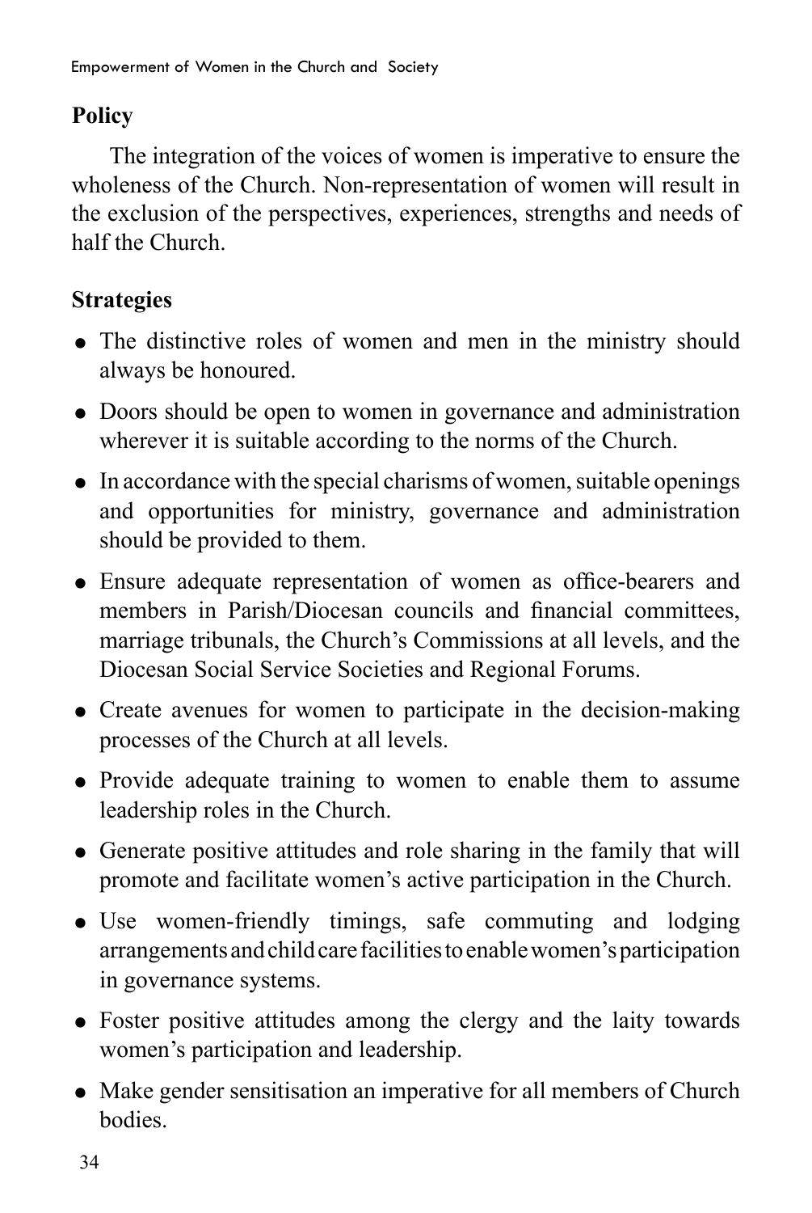## Policy

The integration of the voices of women is imperative to ensure the wholeness of the Church. Non-representation of women will result in the exclusion of the perspectives, experiences, strengths and needs of half the Church.

## Strategies

- The distinctive roles of women and men in the ministry should always be honoured.
- Doors should be open to women in governance and administration wherever it is suitable according to the norms of the Church.
- In accordance with the special charisms of women, suitable openings and opportunities for ministry, governance and administration should be provided to them.
- Ensure adequate representation of women as office-bearers and members in Parish/Diocesan councils and financial committees, marriage tribunals, the Church's Commissions at all levels, and the Diocesan Social Service Societies and Regional Forums.
- Create avenues for women to participate in the decision-making processes of the Church at all levels.
- Provide adequate training to women to enable them to assume leadership roles in the Church.
- Generate positive attitudes and role sharing in the family that will promote and facilitate women's active participation in the Church.
- Use women-friendly timings, safe commuting and lodging arrangements and child care facilities to enable women's participation in governance systems.
- Foster positive attitudes among the clergy and the laity towards women's participation and leadership.
- Make gender sensitisation an imperative for all members of Church bodies.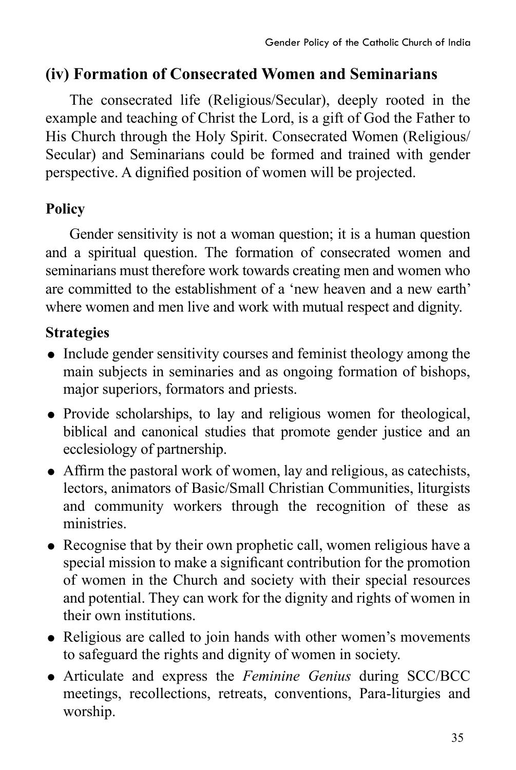## (iv) Formation of Consecrated Women and Seminarians

The consecrated life (Religious/Secular), deeply rooted in the example and teaching of Christ the Lord, is a gift of God the Father to His Church through the Holy Spirit. Consecrated Women (Religious/Secular) and Seminarians could be formed and trained with gender perspective. A dignified position of women will be projected.

### Policy

Gender sensitivity is not a woman question; it is a human question and a spiritual question. The formation of consecrated women and seminarians must therefore work towards creating men and women who are committed to the establishment of a 'new heaven and a new earth' where women and men live and work with mutual respect and dignity.

### Strategies

- Include gender sensitivity courses and feminist theology among the main subjects in seminaries and as ongoing formation of bishops, major superiors, formators and priests.
- Provide scholarships, to lay and religious women for theological, biblical and canonical studies that promote gender justice and an ecclesiology of partnership.
- Affirm the pastoral work of women, lay and religious, as catechists, lectors, animators of Basic/Small Christian Communities, liturgists and community workers through the recognition of these as ministries.
- Recognise that by their own prophetic call, women religious have a special mission to make a significant contribution for the promotion of women in the Church and society with their special resources and potential. They can work for the dignity and rights of women in their own institutions.
- Religious are called to join hands with other women's movements to safeguard the rights and dignity of women in society.
- Articulate and express the *Feminine Genius* during SCC/BCC meetings, recollections, retreats, conventions, Para-liturgies and worship.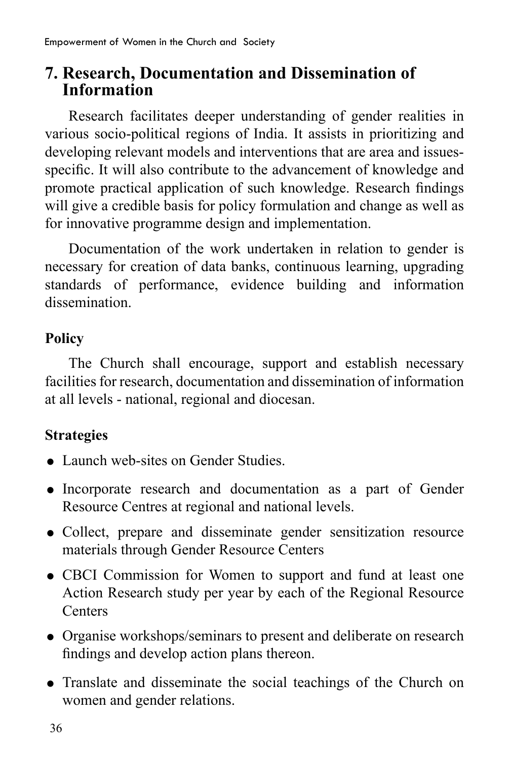## 7. Research, Documentation and Dissemination of Information

Research facilitates deeper understanding of gender realities in various socio-political regions of India. It assists in prioritizing and developing relevant models and interventions that are area and issues-specific. It will also contribute to the advancement of knowledge and promote practical application of such knowledge. Research findings will give a credible basis for policy formulation and change as well as for innovative programme design and implementation.

Documentation of the work undertaken in relation to gender is necessary for creation of data banks, continuous learning, upgrading standards of performance, evidence building and information dissemination.

### Policy

The Church shall encourage, support and establish necessary facilities for research, documentation and dissemination of information at all levels - national, regional and diocesan.

### Strategies

- Launch web-sites on Gender Studies.
- Incorporate research and documentation as a part of Gender Resource Centres at regional and national levels.
- Collect, prepare and disseminate gender sensitization resource materials through Gender Resource Centers
- CBCI Commission for Women to support and fund at least one Action Research study per year by each of the Regional Resource Centers
- Organise workshops/seminars to present and deliberate on research findings and develop action plans thereon.
- Translate and disseminate the social teachings of the Church on women and gender relations.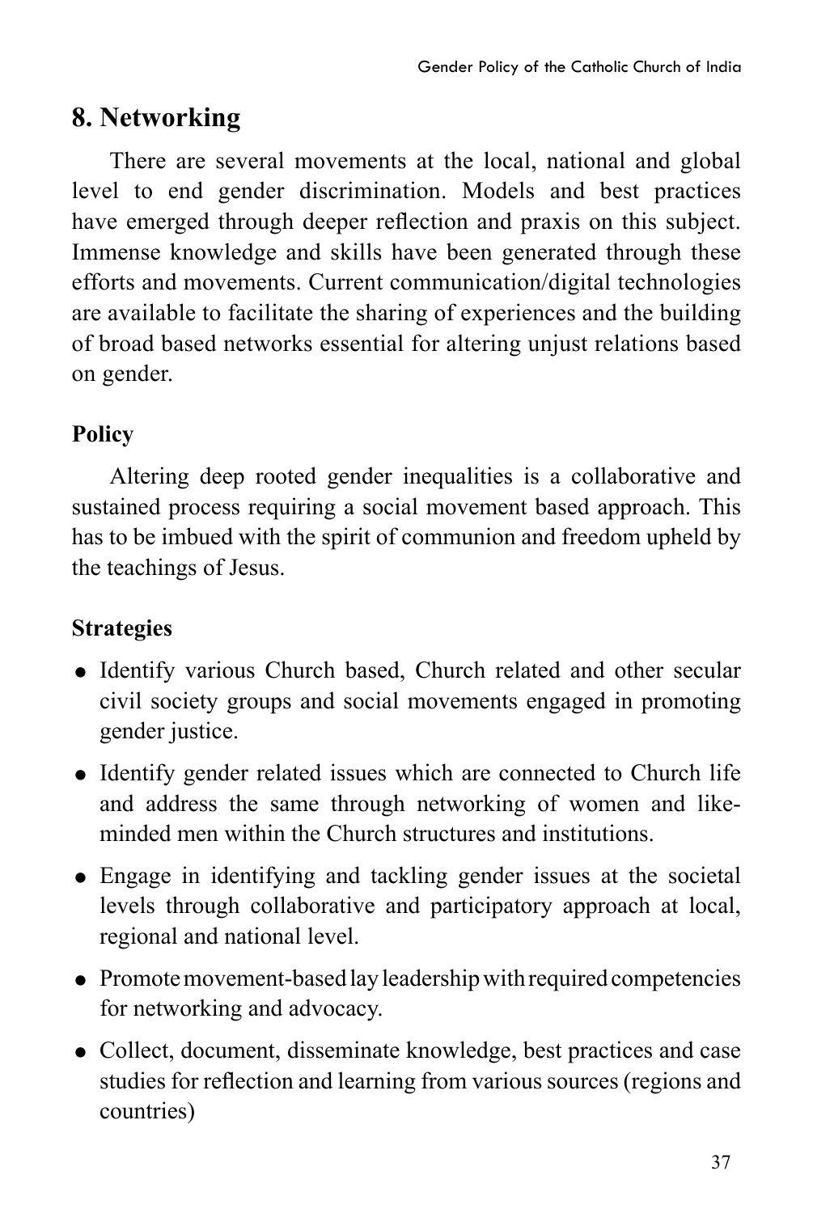## 8. Networking

There are several movements at the local, national and global level to end gender discrimination. Models and best practices have emerged through deeper reflection and praxis on this subject. Immense knowledge and skills have been generated through these efforts and movements. Current communication/digital technologies are available to facilitate the sharing of experiences and the building of broad based networks essential for altering unjust relations based on gender.

### Policy

Altering deep rooted gender inequalities is a collaborative and sustained process requiring a social movement based approach. This has to be imbued with the spirit of communion and freedom upheld by the teachings of Jesus.

### Strategies

- Identify various Church based, Church related and other secular civil society groups and social movements engaged in promoting gender justice.
- Identify gender related issues which are connected to Church life and address the same through networking of women and like-minded men within the Church structures and institutions.
- Engage in identifying and tackling gender issues at the societal levels through collaborative and participatory approach at local, regional and national level.
- Promote movement-based lay leadership with required competencies for networking and advocacy.
- Collect, document, disseminate knowledge, best practices and case studies for reflection and learning from various sources (regions and countries)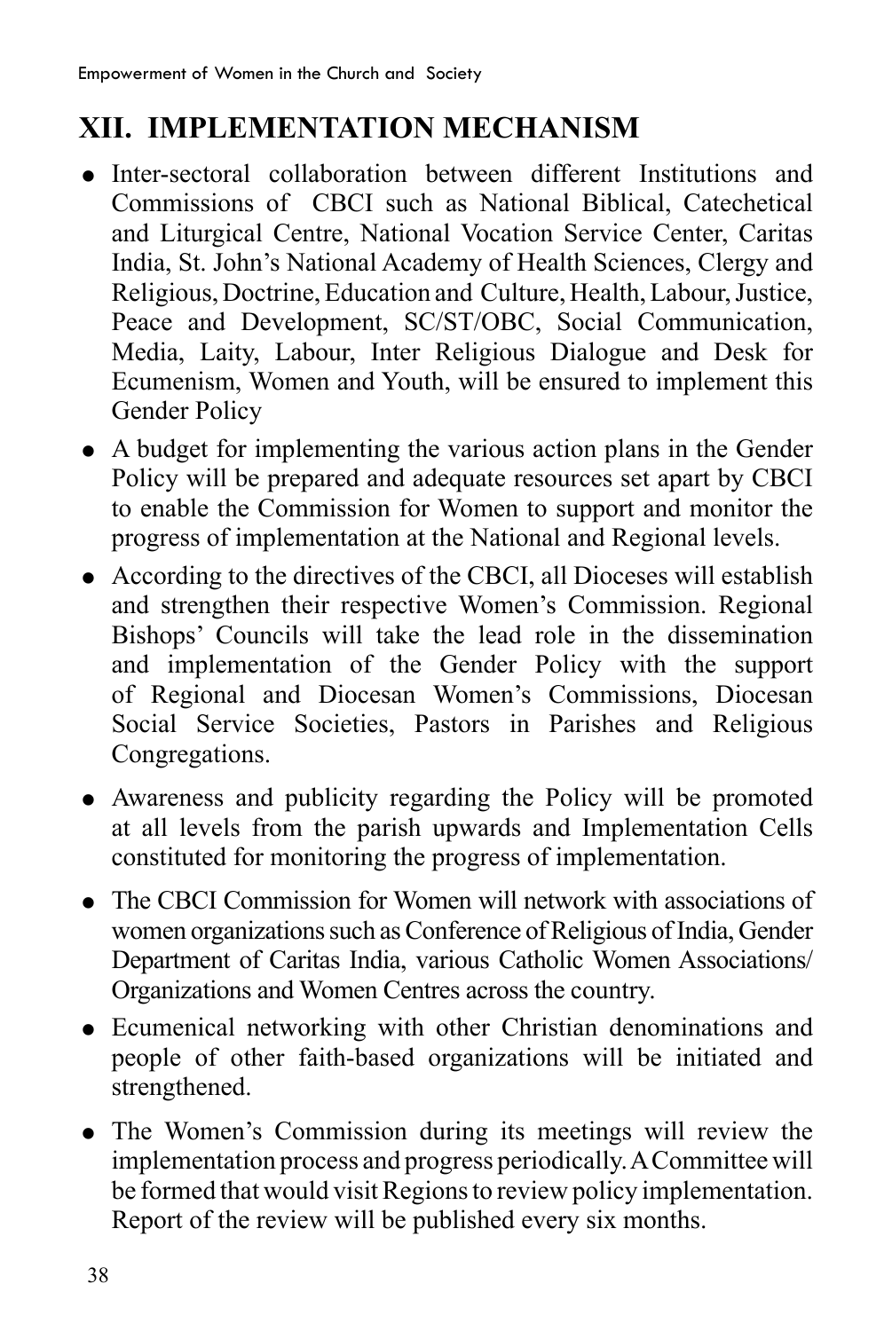## XII. IMPLEMENTATION MECHANISM

- Inter-sectoral collaboration between different Institutions and Commissions of CBCI such as National Biblical, Catechetical and Liturgical Centre, National Vocation Service Center, Caritas India, St. John's National Academy of Health Sciences, Clergy and Religious, Doctrine, Education and Culture, Health, Labour, Justice, Peace and Development, SC/ST/OBC, Social Communication, Media, Laity, Labour, Inter Religious Dialogue and Desk for Ecumenism, Women and Youth, will be ensured to implement this Gender Policy
- A budget for implementing the various action plans in the Gender Policy will be prepared and adequate resources set apart by CBCI to enable the Commission for Women to support and monitor the progress of implementation at the National and Regional levels.
- According to the directives of the CBCI, all Dioceses will establish and strengthen their respective Women's Commission. Regional Bishops' Councils will take the lead role in the dissemination and implementation of the Gender Policy with the support of Regional and Diocesan Women's Commissions, Diocesan Social Service Societies, Pastors in Parishes and Religious Congregations.
- Awareness and publicity regarding the Policy will be promoted at all levels from the parish upwards and Implementation Cells constituted for monitoring the progress of implementation.
- The CBCI Commission for Women will network with associations of women organizations such as Conference of Religious of India, Gender Department of Caritas India, various Catholic Women Associations/ Organizations and Women Centres across the country.
- Ecumenical networking with other Christian denominations and people of other faith-based organizations will be initiated and strengthened.
- The Women's Commission during its meetings will review the implementation process and progress periodically. A Committee will be formed that would visit Regions to review policy implementation. Report of the review will be published every six months.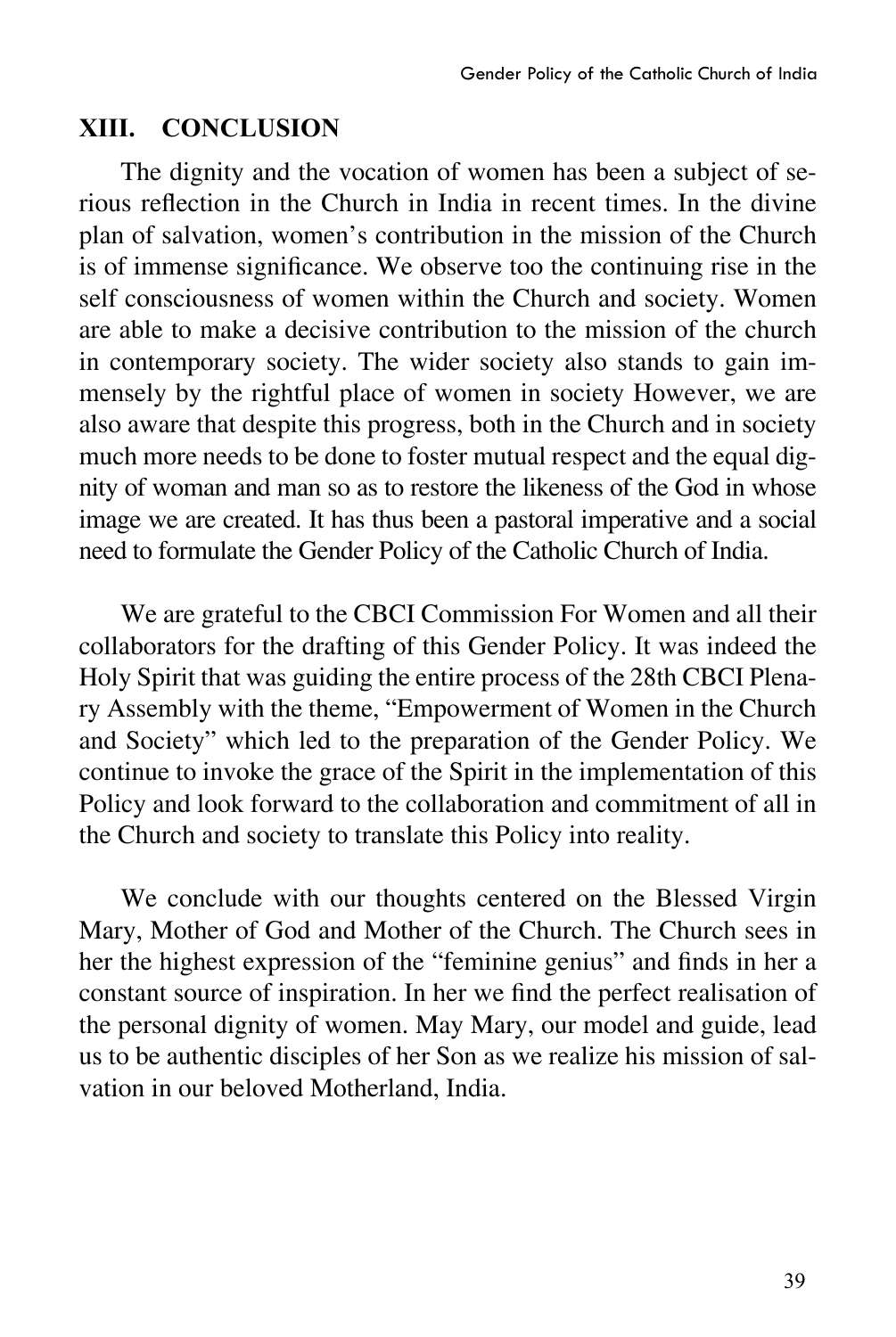## XIII. CONCLUSION

The dignity and the vocation of women has been a subject of serious reflection in the Church in India in recent times. In the divine plan of salvation, women's contribution in the mission of the Church is of immense significance. We observe too the continuing rise in the self consciousness of women within the Church and society. Women are able to make a decisive contribution to the mission of the church in contemporary society. The wider society also stands to gain immensely by the rightful place of women in society However, we are also aware that despite this progress, both in the Church and in society much more needs to be done to foster mutual respect and the equal dignity of woman and man so as to restore the likeness of the God in whose image we are created. It has thus been a pastoral imperative and a social need to formulate the Gender Policy of the Catholic Church of India.

We are grateful to the CBCI Commission For Women and all their collaborators for the drafting of this Gender Policy. It was indeed the Holy Spirit that was guiding the entire process of the 28th CBCI Plenary Assembly with the theme, "Empowerment of Women in the Church and Society" which led to the preparation of the Gender Policy. We continue to invoke the grace of the Spirit in the implementation of this Policy and look forward to the collaboration and commitment of all in the Church and society to translate this Policy into reality.

We conclude with our thoughts centered on the Blessed Virgin Mary, Mother of God and Mother of the Church. The Church sees in her the highest expression of the "feminine genius" and finds in her a constant source of inspiration. In her we find the perfect realisation of the personal dignity of women. May Mary, our model and guide, lead us to be authentic disciples of her Son as we realize his mission of salvation in our beloved Motherland, India.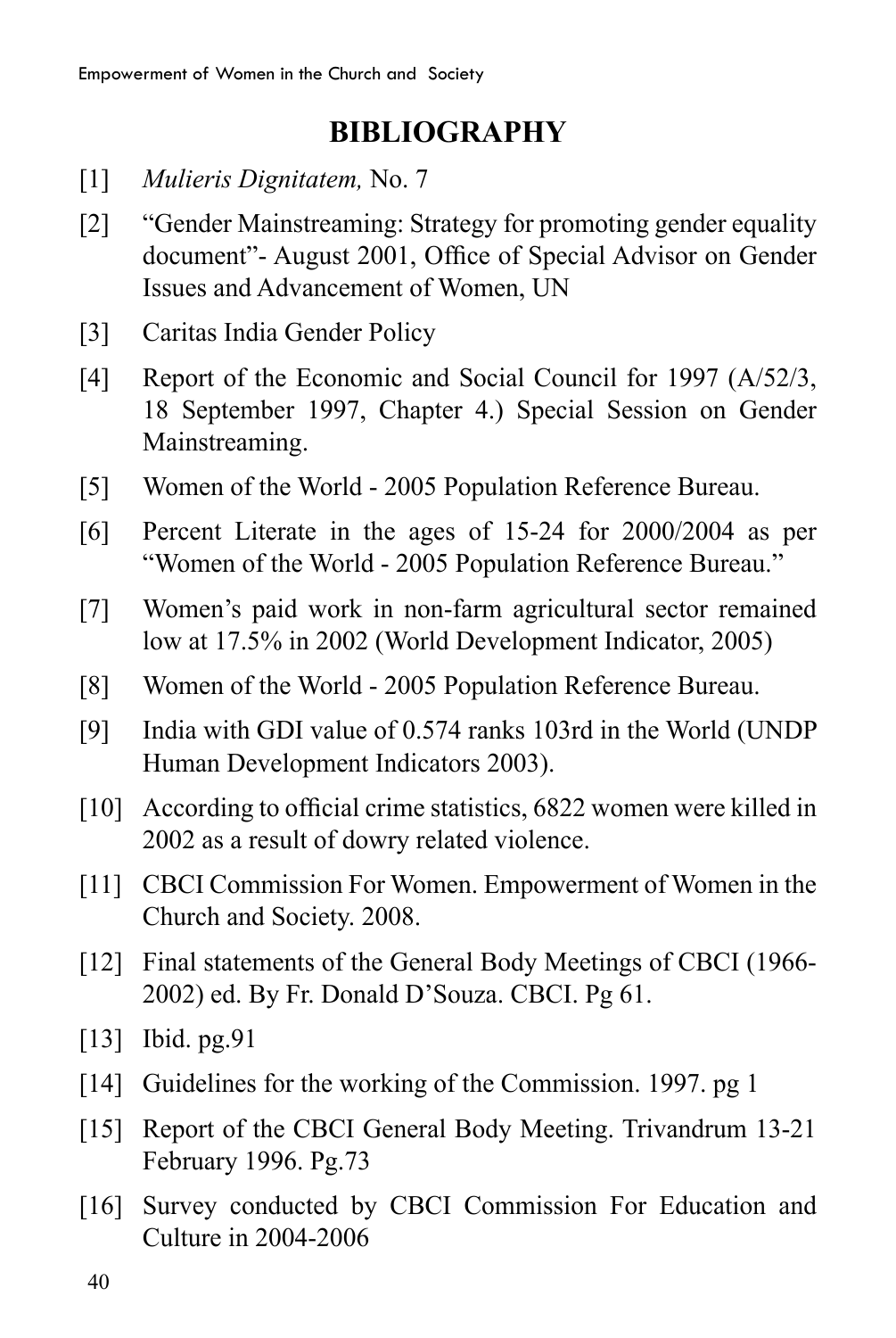# BIBLIOGRAPHY

[1] *Mulieris Dignitatem,* No. 7

[2] "Gender Mainstreaming: Strategy for promoting gender equality document"- August 2001, Office of Special Advisor on Gender Issues and Advancement of Women, UN

[3] Caritas India Gender Policy

[4] Report of the Economic and Social Council for 1997 (A/52/3, 18 September 1997, Chapter 4.) Special Session on Gender Mainstreaming.

[5] Women of the World - 2005 Population Reference Bureau.

[6] Percent Literate in the ages of 15-24 for 2000/2004 as per "Women of the World - 2005 Population Reference Bureau."

[7] Women's paid work in non-farm agricultural sector remained low at 17.5% in 2002 (World Development Indicator, 2005)

[8] Women of the World - 2005 Population Reference Bureau.

[9] India with GDI value of 0.574 ranks 103rd in the World (UNDP Human Development Indicators 2003).

[10] According to official crime statistics, 6822 women were killed in 2002 as a result of dowry related violence.

[11] CBCI Commission For Women. Empowerment of Women in the Church and Society. 2008.

[12] Final statements of the General Body Meetings of CBCI (1966-2002) ed. By Fr. Donald D'Souza. CBCI. Pg 61.

[13] Ibid. pg.91

[14] Guidelines for the working of the Commission. 1997. pg 1

[15] Report of the CBCI General Body Meeting. Trivandrum 13-21 February 1996. Pg.73

[16] Survey conducted by CBCI Commission For Education and Culture in 2004-2006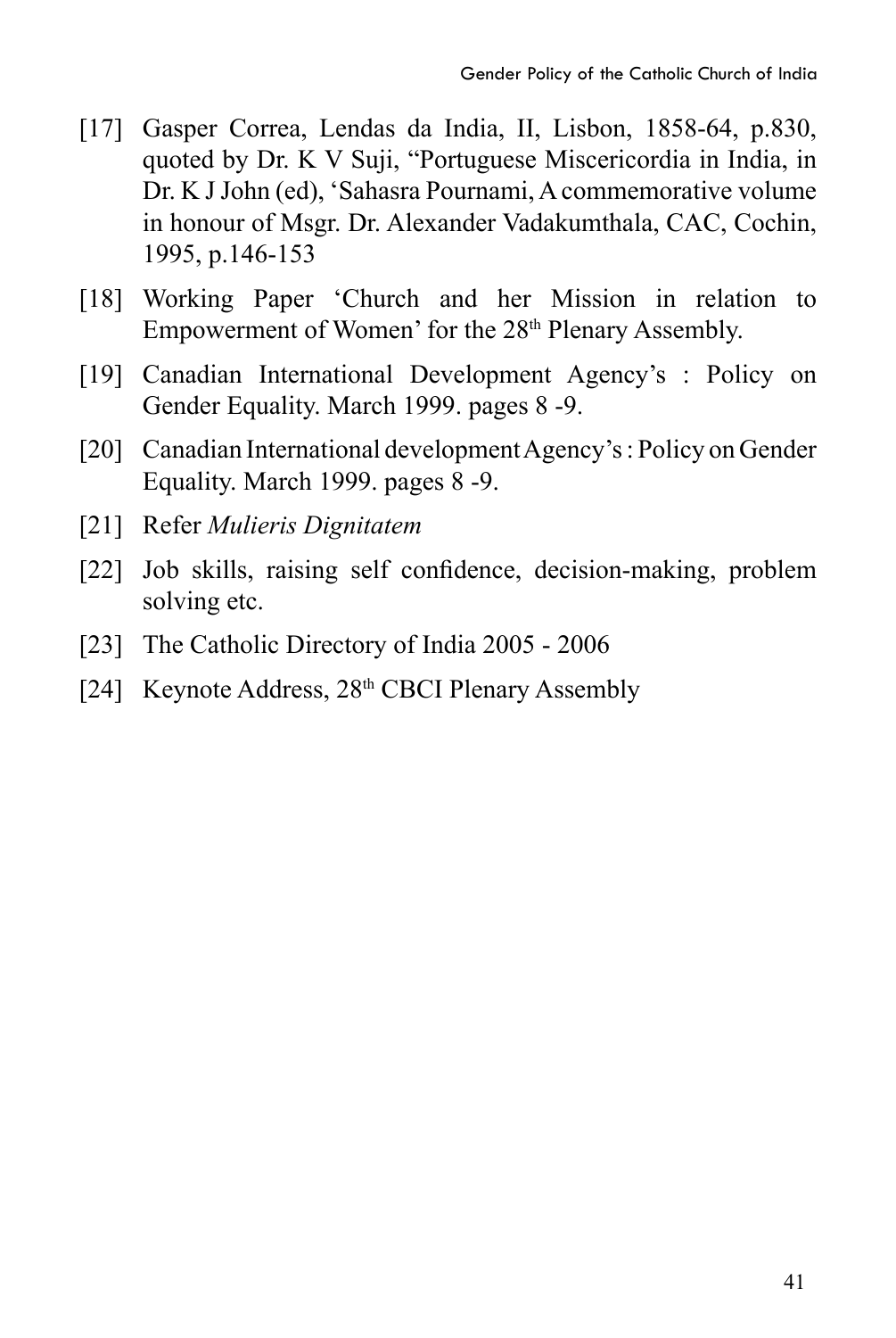[17] Gasper Correa, Lendas da India, II, Lisbon, 1858-64, p.830, quoted by Dr. K V Suji, "Portuguese Miscericordia in India, in Dr. K J John (ed), 'Sahasra Pournami, A commemorative volume in honour of Msgr. Dr. Alexander Vadakumthala, CAC, Cochin, 1995, p.146-153

[18] Working Paper 'Church and her Mission in relation to Empowerment of Women' for the 28th Plenary Assembly.

[19] Canadian International Development Agency's : Policy on Gender Equality. March 1999. pages 8 -9.

[20] Canadian International development Agency's : Policy on Gender Equality. March 1999. pages 8 -9.

[21] Refer *Mulieris Dignitatem*

[22] Job skills, raising self confidence, decision-making, problem solving etc.

[23] The Catholic Directory of India 2005 - 2006

[24] Keynote Address, 28th CBCI Plenary Assembly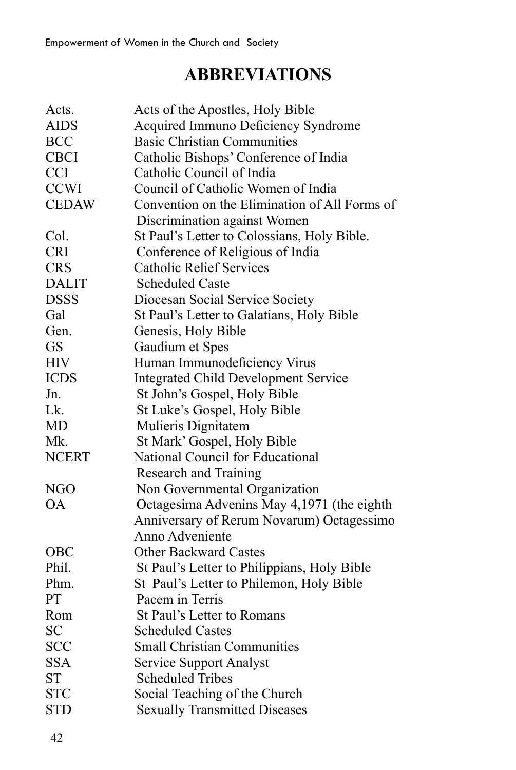# ABBREVIATIONS

| | |
|---|---|
| Acts. | Acts of the Apostles, Holy Bible |
| AIDS | Acquired Immuno Deficiency Syndrome |
| BCC | Basic Christian Communities |
| CBCI | Catholic Bishops' Conference of India |
| CCI | Catholic Council of India |
| CCWI | Council of Catholic Women of India |
| CEDAW | Convention on the Elimination of All Forms of Discrimination against Women |
| Col. | St Paul's Letter to Colossians, Holy Bible. |
| CRI | Conference of Religious of India |
| CRS | Catholic Relief Services |
| DALIT | Scheduled Caste |
| DSSS | Diocesan Social Service Society |
| Gal | St Paul's Letter to Galatians, Holy Bible |
| Gen. | Genesis, Holy Bible |
| GS | Gaudium et Spes |
| HIV | Human Immunodeficiency Virus |
| ICDS | Integrated Child Development Service |
| Jn. | St John's Gospel, Holy Bible |
| Lk. | St Luke's Gospel, Holy Bible |
| MD | Mulieris Dignitatem |
| Mk. | St Mark' Gospel, Holy Bible |
| NCERT | National Council for Educational Research and Training |
| NGO | Non Governmental Organization |
| OA | Octagesima Advenins May 4,1971 (the eighth Anniversary of Rerum Novarum) Octagessimo Anno Adveniente |
| OBC | Other Backward Castes |
| Phil. | St Paul's Letter to Philippians, Holy Bible |
| Phm. | St Paul's Letter to Philemon, Holy Bible |
| PT | Pacem in Terris |
| Rom | St Paul's Letter to Romans |
| SC | Scheduled Castes |
| SCC | Small Christian Communities |
| SSA | Service Support Analyst |
| ST | Scheduled Tribes |
| STC | Social Teaching of the Church |
| STD | Sexually Transmitted Diseases |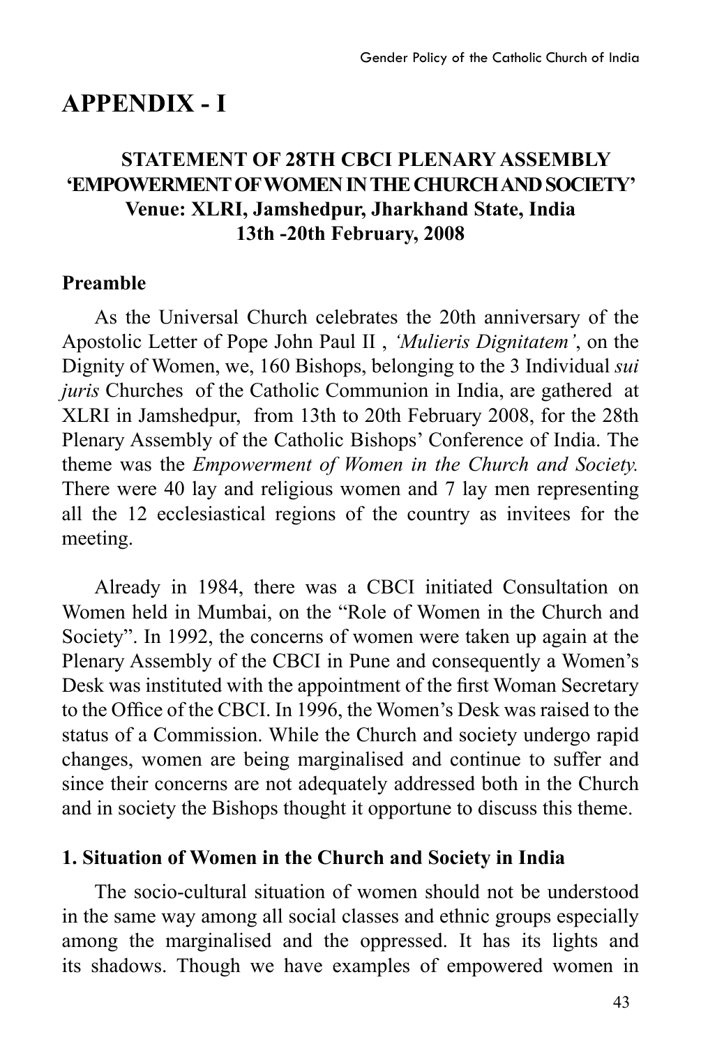# APPENDIX - I

### STATEMENT OF 28TH CBCI PLENARY ASSEMBLY 'EMPOWERMENT OF WOMEN IN THE CHURCH AND SOCIETY' Venue: XLRI, Jamshedpur, Jharkhand State, India 13th -20th February, 2008

## Preamble

As the Universal Church celebrates the 20th anniversary of the Apostolic Letter of Pope John Paul II , *'Mulieris Dignitatem'*, on the Dignity of Women, we, 160 Bishops, belonging to the 3 Individual *sui juris* Churches of the Catholic Communion in India, are gathered at XLRI in Jamshedpur, from 13th to 20th February 2008, for the 28th Plenary Assembly of the Catholic Bishops' Conference of India. The theme was the *Empowerment of Women in the Church and Society.* There were 40 lay and religious women and 7 lay men representing all the 12 ecclesiastical regions of the country as invitees for the meeting.

Already in 1984, there was a CBCI initiated Consultation on Women held in Mumbai, on the "Role of Women in the Church and Society". In 1992, the concerns of women were taken up again at the Plenary Assembly of the CBCI in Pune and consequently a Women's Desk was instituted with the appointment of the first Woman Secretary to the Office of the CBCI. In 1996, the Women's Desk was raised to the status of a Commission. While the Church and society undergo rapid changes, women are being marginalised and continue to suffer and since their concerns are not adequately addressed both in the Church and in society the Bishops thought it opportune to discuss this theme.

## 1. Situation of Women in the Church and Society in India

The socio-cultural situation of women should not be understood in the same way among all social classes and ethnic groups especially among the marginalised and the oppressed. It has its lights and its shadows. Though we have examples of empowered women in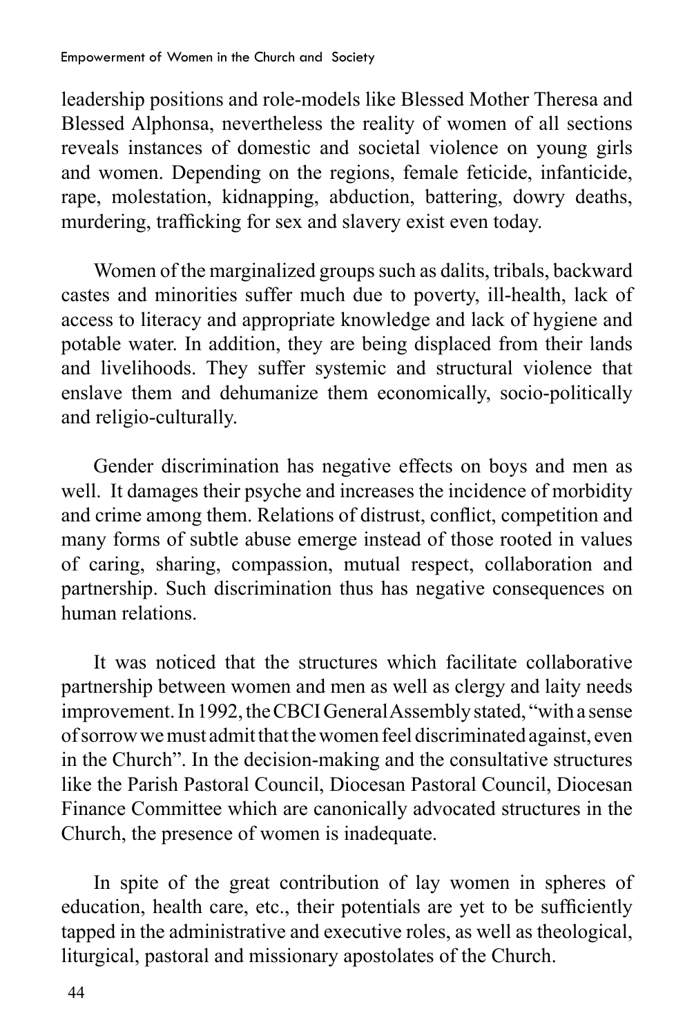leadership positions and role-models like Blessed Mother Theresa and Blessed Alphonsa, nevertheless the reality of women of all sections reveals instances of domestic and societal violence on young girls and women. Depending on the regions, female feticide, infanticide, rape, molestation, kidnapping, abduction, battering, dowry deaths, murdering, trafficking for sex and slavery exist even today.

Women of the marginalized groups such as dalits, tribals, backward castes and minorities suffer much due to poverty, ill-health, lack of access to literacy and appropriate knowledge and lack of hygiene and potable water. In addition, they are being displaced from their lands and livelihoods. They suffer systemic and structural violence that enslave them and dehumanize them economically, socio-politically and religio-culturally.

Gender discrimination has negative effects on boys and men as well. It damages their psyche and increases the incidence of morbidity and crime among them. Relations of distrust, conflict, competition and many forms of subtle abuse emerge instead of those rooted in values of caring, sharing, compassion, mutual respect, collaboration and partnership. Such discrimination thus has negative consequences on human relations.

It was noticed that the structures which facilitate collaborative partnership between women and men as well as clergy and laity needs improvement. In 1992, the CBCI General Assembly stated, "with a sense of sorrow we must admit that the women feel discriminated against, even in the Church". In the decision-making and the consultative structures like the Parish Pastoral Council, Diocesan Pastoral Council, Diocesan Finance Committee which are canonically advocated structures in the Church, the presence of women is inadequate.

In spite of the great contribution of lay women in spheres of education, health care, etc., their potentials are yet to be sufficiently tapped in the administrative and executive roles, as well as theological, liturgical, pastoral and missionary apostolates of the Church.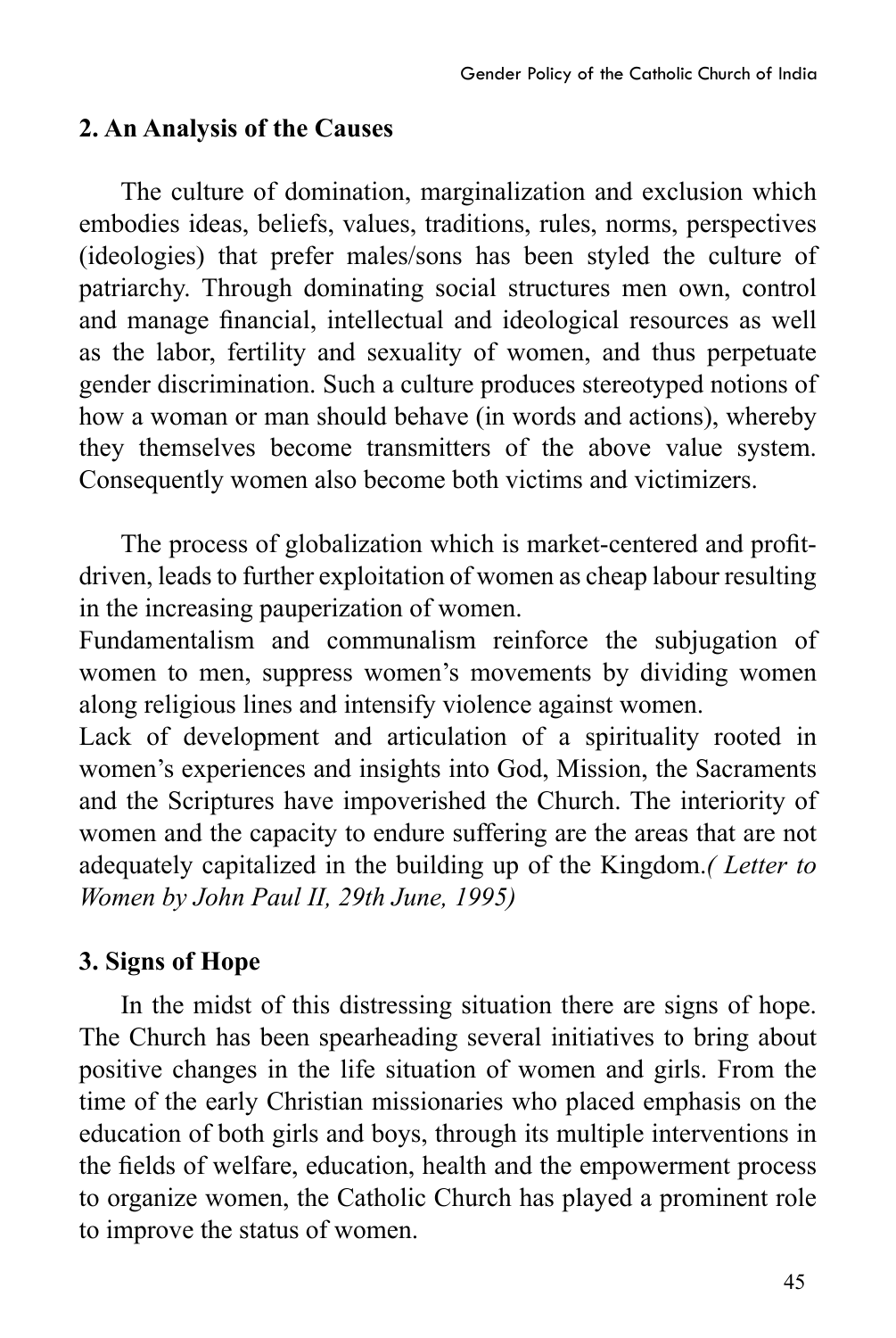## 2. An Analysis of the Causes

The culture of domination, marginalization and exclusion which embodies ideas, beliefs, values, traditions, rules, norms, perspectives (ideologies) that prefer males/sons has been styled the culture of patriarchy. Through dominating social structures men own, control and manage financial, intellectual and ideological resources as well as the labor, fertility and sexuality of women, and thus perpetuate gender discrimination. Such a culture produces stereotyped notions of how a woman or man should behave (in words and actions), whereby they themselves become transmitters of the above value system. Consequently women also become both victims and victimizers.

The process of globalization which is market-centered and profit-driven, leads to further exploitation of women as cheap labour resulting in the increasing pauperization of women.

Fundamentalism and communalism reinforce the subjugation of women to men, suppress women's movements by dividing women along religious lines and intensify violence against women.

Lack of development and articulation of a spirituality rooted in women's experiences and insights into God, Mission, the Sacraments and the Scriptures have impoverished the Church. The interiority of women and the capacity to endure suffering are the areas that are not adequately capitalized in the building up of the Kingdom.*( Letter to Women by John Paul II, 29th June, 1995)*

## 3. Signs of Hope

In the midst of this distressing situation there are signs of hope. The Church has been spearheading several initiatives to bring about positive changes in the life situation of women and girls. From the time of the early Christian missionaries who placed emphasis on the education of both girls and boys, through its multiple interventions in the fields of welfare, education, health and the empowerment process to organize women, the Catholic Church has played a prominent role to improve the status of women.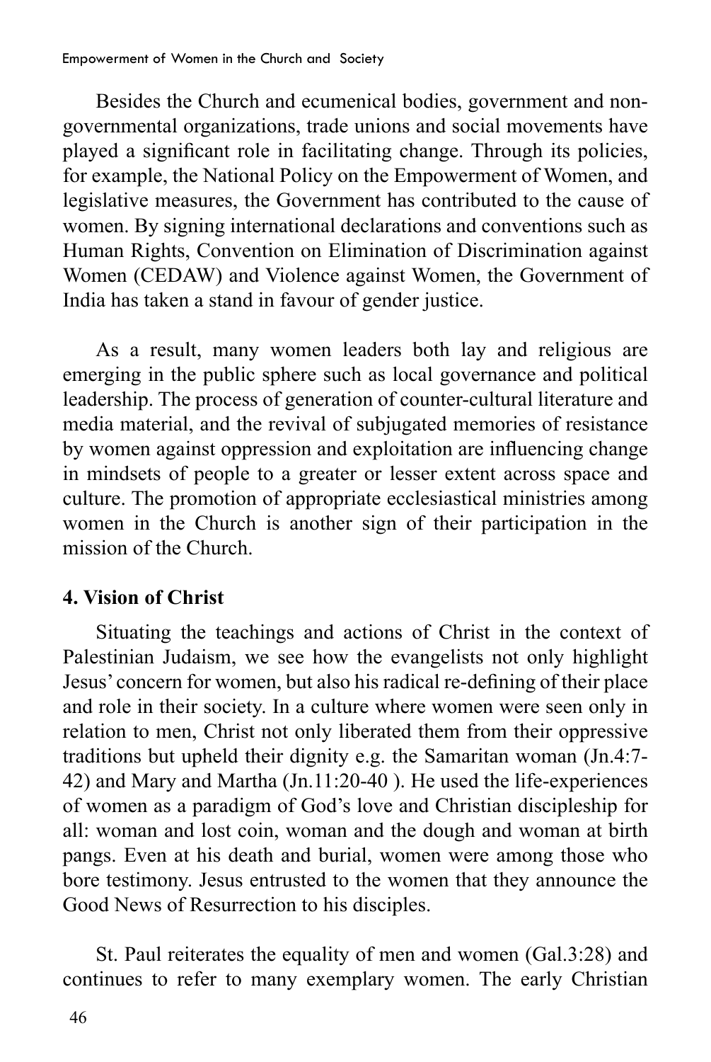Besides the Church and ecumenical bodies, government and non-governmental organizations, trade unions and social movements have played a significant role in facilitating change. Through its policies, for example, the National Policy on the Empowerment of Women, and legislative measures, the Government has contributed to the cause of women. By signing international declarations and conventions such as Human Rights, Convention on Elimination of Discrimination against Women (CEDAW) and Violence against Women, the Government of India has taken a stand in favour of gender justice.

As a result, many women leaders both lay and religious are emerging in the public sphere such as local governance and political leadership. The process of generation of counter-cultural literature and media material, and the revival of subjugated memories of resistance by women against oppression and exploitation are influencing change in mindsets of people to a greater or lesser extent across space and culture. The promotion of appropriate ecclesiastical ministries among women in the Church is another sign of their participation in the mission of the Church.

## 4. Vision of Christ

Situating the teachings and actions of Christ in the context of Palestinian Judaism, we see how the evangelists not only highlight Jesus' concern for women, but also his radical re-defining of their place and role in their society. In a culture where women were seen only in relation to men, Christ not only liberated them from their oppressive traditions but upheld their dignity e.g. the Samaritan woman (Jn.4:7-42) and Mary and Martha (Jn.11:20-40 ). He used the life-experiences of women as a paradigm of God's love and Christian discipleship for all: woman and lost coin, woman and the dough and woman at birth pangs. Even at his death and burial, women were among those who bore testimony. Jesus entrusted to the women that they announce the Good News of Resurrection to his disciples.

St. Paul reiterates the equality of men and women (Gal.3:28) and continues to refer to many exemplary women. The early Christian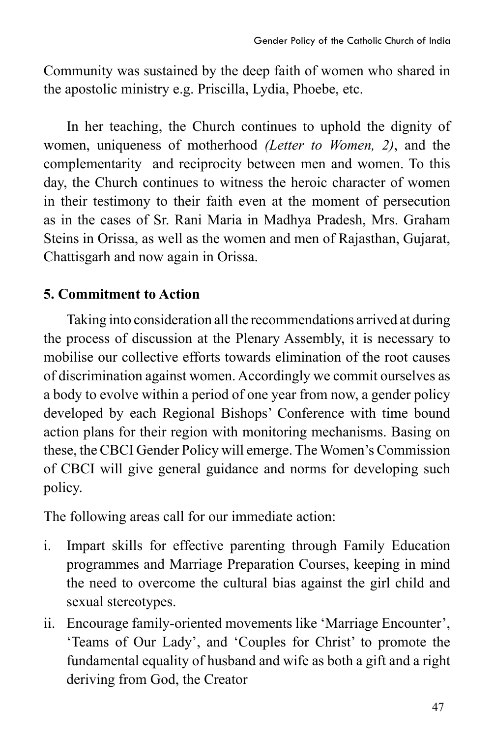Community was sustained by the deep faith of women who shared in the apostolic ministry e.g. Priscilla, Lydia, Phoebe, etc.

In her teaching, the Church continues to uphold the dignity of women, uniqueness of motherhood *(Letter to Women, 2)*, and the complementarity and reciprocity between men and women. To this day, the Church continues to witness the heroic character of women in their testimony to their faith even at the moment of persecution as in the cases of Sr. Rani Maria in Madhya Pradesh, Mrs. Graham Steins in Orissa, as well as the women and men of Rajasthan, Gujarat, Chattisgarh and now again in Orissa.

**5. Commitment to Action**

Taking into consideration all the recommendations arrived at during the process of discussion at the Plenary Assembly, it is necessary to mobilise our collective efforts towards elimination of the root causes of discrimination against women. Accordingly we commit ourselves as a body to evolve within a period of one year from now, a gender policy developed by each Regional Bishops' Conference with time bound action plans for their region with monitoring mechanisms. Basing on these, the CBCI Gender Policy will emerge. The Women's Commission of CBCI will give general guidance and norms for developing such policy.

The following areas call for our immediate action:

i. Impart skills for effective parenting through Family Education programmes and Marriage Preparation Courses, keeping in mind the need to overcome the cultural bias against the girl child and sexual stereotypes.

ii. Encourage family-oriented movements like 'Marriage Encounter', 'Teams of Our Lady', and 'Couples for Christ' to promote the fundamental equality of husband and wife as both a gift and a right deriving from God, the Creator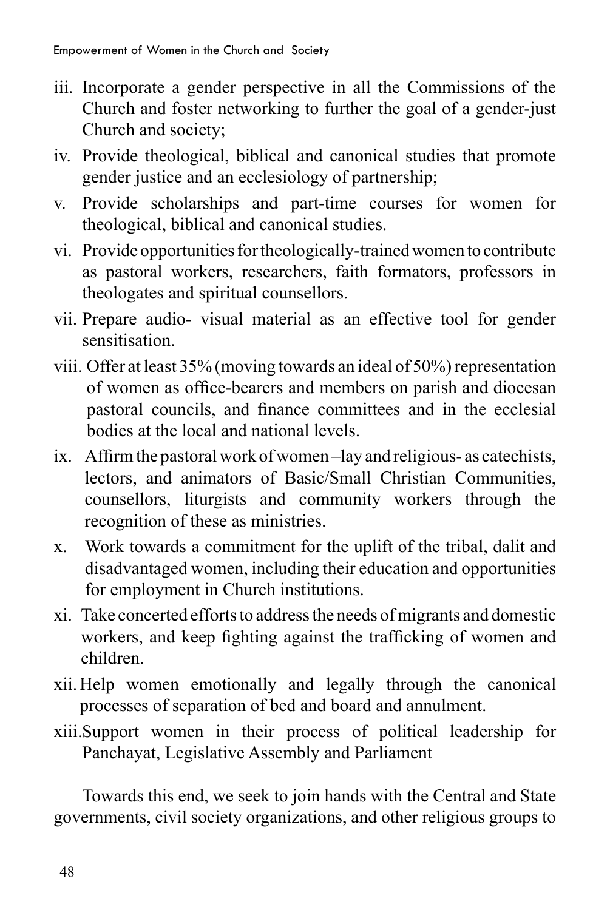iii. Incorporate a gender perspective in all the Commissions of the Church and foster networking to further the goal of a gender-just Church and society;

iv. Provide theological, biblical and canonical studies that promote gender justice and an ecclesiology of partnership;

v. Provide scholarships and part-time courses for women for theological, biblical and canonical studies.

vi. Provide opportunities for theologically-trained women to contribute as pastoral workers, researchers, faith formators, professors in theologates and spiritual counsellors.

vii. Prepare audio- visual material as an effective tool for gender sensitisation.

viii. Offer at least 35% (moving towards an ideal of 50%) representation of women as office-bearers and members on parish and diocesan pastoral councils, and finance committees and in the ecclesial bodies at the local and national levels.

ix. Affirm the pastoral work of women –lay and religious- as catechists, lectors, and animators of Basic/Small Christian Communities, counsellors, liturgists and community workers through the recognition of these as ministries.

x. Work towards a commitment for the uplift of the tribal, dalit and disadvantaged women, including their education and opportunities for employment in Church institutions.

xi. Take concerted efforts to address the needs of migrants and domestic workers, and keep fighting against the trafficking of women and children.

xii. Help women emotionally and legally through the canonical processes of separation of bed and board and annulment.

xiii. Support women in their process of political leadership for Panchayat, Legislative Assembly and Parliament

Towards this end, we seek to join hands with the Central and State governments, civil society organizations, and other religious groups to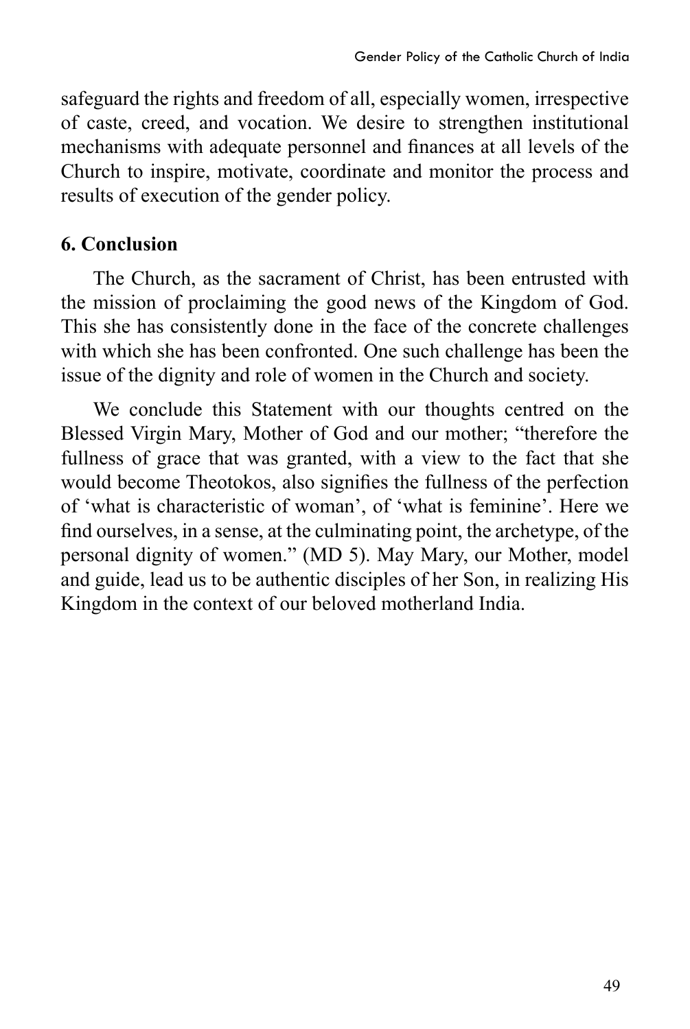safeguard the rights and freedom of all, especially women, irrespective of caste, creed, and vocation. We desire to strengthen institutional mechanisms with adequate personnel and finances at all levels of the Church to inspire, motivate, coordinate and monitor the process and results of execution of the gender policy.

## 6. Conclusion

The Church, as the sacrament of Christ, has been entrusted with the mission of proclaiming the good news of the Kingdom of God. This she has consistently done in the face of the concrete challenges with which she has been confronted. One such challenge has been the issue of the dignity and role of women in the Church and society.

We conclude this Statement with our thoughts centred on the Blessed Virgin Mary, Mother of God and our mother; "therefore the fullness of grace that was granted, with a view to the fact that she would become Theotokos, also signifies the fullness of the perfection of 'what is characteristic of woman', of 'what is feminine'. Here we find ourselves, in a sense, at the culminating point, the archetype, of the personal dignity of women." (MD 5). May Mary, our Mother, model and guide, lead us to be authentic disciples of her Son, in realizing His Kingdom in the context of our beloved motherland India.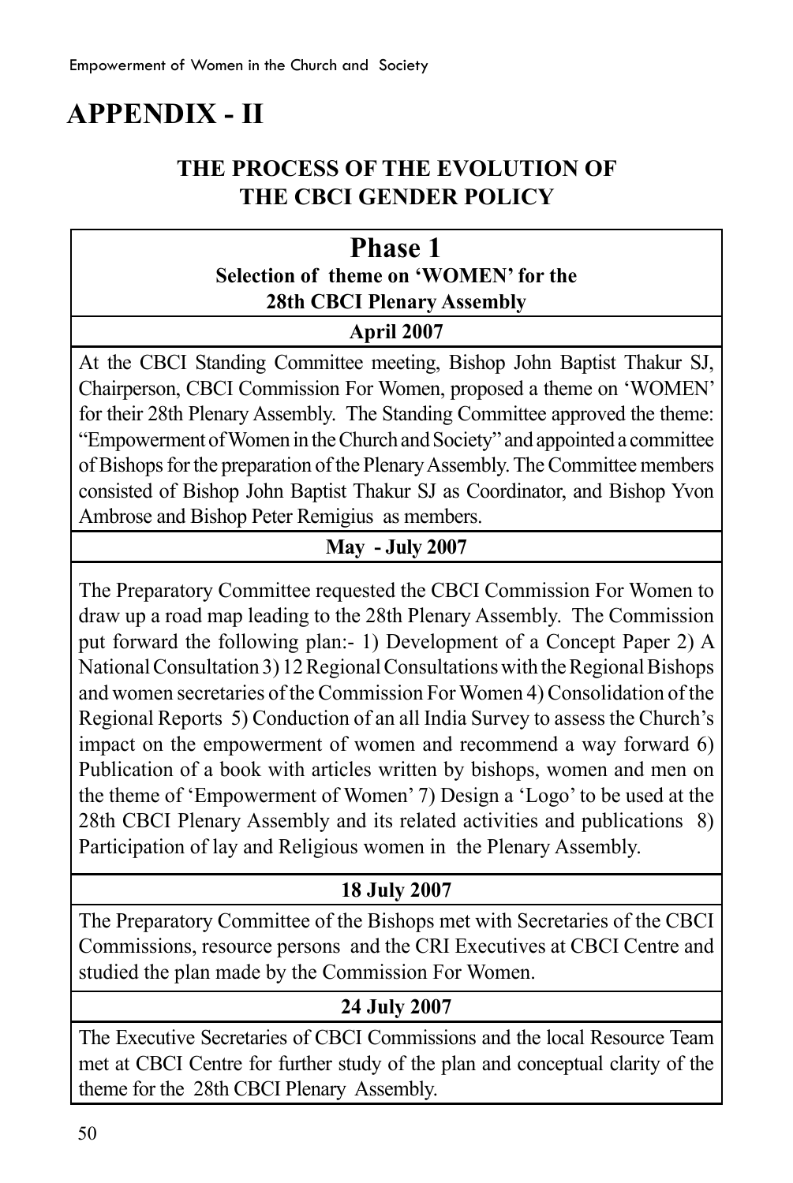# APPENDIX - II

## THE PROCESS OF THE EVOLUTION OF THE CBCI GENDER POLICY

| **Phase 1**<br>**Selection of theme on 'WOMEN' for the 28th CBCI Plenary Assembly** |
|---|
| **April 2007** |
| At the CBCI Standing Committee meeting, Bishop John Baptist Thakur SJ, Chairperson, CBCI Commission For Women, proposed a theme on 'WOMEN' for their 28th Plenary Assembly. The Standing Committee approved the theme: "Empowerment of Women in the Church and Society" and appointed a committee of Bishops for the preparation of the Plenary Assembly. The Committee members consisted of Bishop John Baptist Thakur SJ as Coordinator, and Bishop Yvon Ambrose and Bishop Peter Remigius as members. |
| **May - July 2007** |
| The Preparatory Committee requested the CBCI Commission For Women to draw up a road map leading to the 28th Plenary Assembly. The Commission put forward the following plan:- 1) Development of a Concept Paper 2) A National Consultation 3) 12 Regional Consultations with the Regional Bishops and women secretaries of the Commission For Women 4) Consolidation of the Regional Reports 5) Conduction of an all India Survey to assess the Church's impact on the empowerment of women and recommend a way forward 6) Publication of a book with articles written by bishops, women and men on the theme of 'Empowerment of Women' 7) Design a 'Logo' to be used at the 28th CBCI Plenary Assembly and its related activities and publications 8) Participation of lay and Religious women in the Plenary Assembly. |
| **18 July 2007** |
| The Preparatory Committee of the Bishops met with Secretaries of the CBCI Commissions, resource persons and the CRI Executives at CBCI Centre and studied the plan made by the Commission For Women. |
| **24 July 2007** |
| The Executive Secretaries of CBCI Commissions and the local Resource Team met at CBCI Centre for further study of the plan and conceptual clarity of the theme for the 28th CBCI Plenary Assembly. |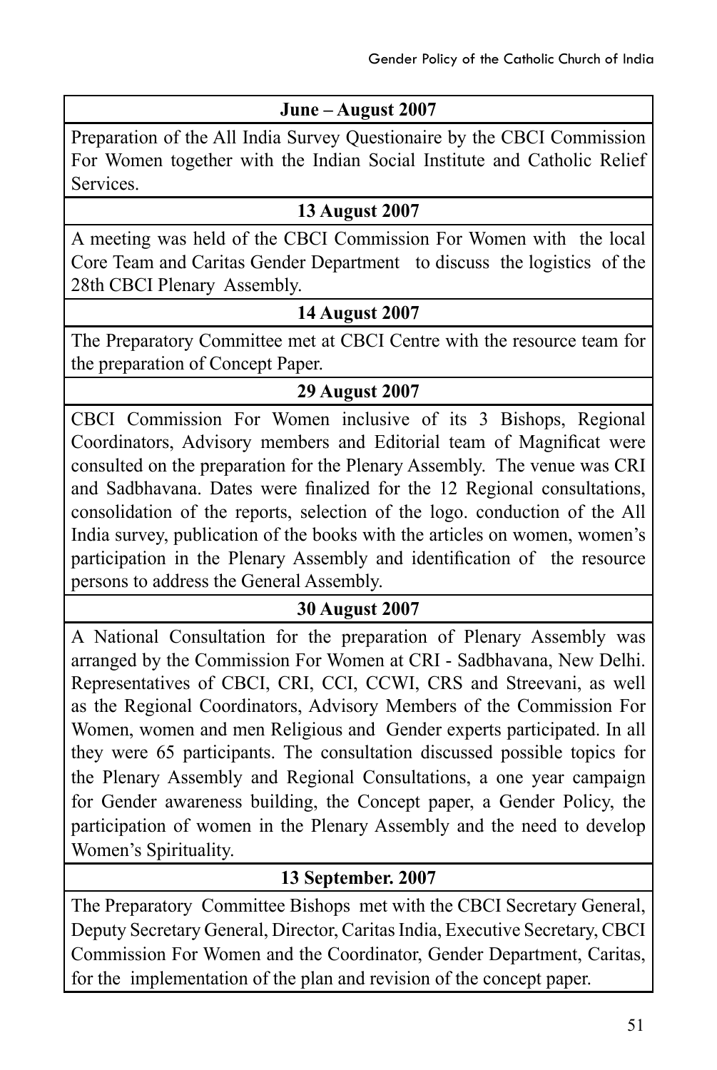| June – August 2007 |
|---|
| Preparation of the All India Survey Questionaire by the CBCI Commission For Women together with the Indian Social Institute and Catholic Relief Services. |
| **13 August 2007** |
| A meeting was held of the CBCI Commission For Women with the local Core Team and Caritas Gender Department to discuss the logistics of the 28th CBCI Plenary Assembly. |
| **14 August 2007** |
| The Preparatory Committee met at CBCI Centre with the resource team for the preparation of Concept Paper. |
| **29 August 2007** |
| CBCI Commission For Women inclusive of its 3 Bishops, Regional Coordinators, Advisory members and Editorial team of Magnificat were consulted on the preparation for the Plenary Assembly. The venue was CRI and Sadbhavana. Dates were finalized for the 12 Regional consultations, consolidation of the reports, selection of the logo. conduction of the All India survey, publication of the books with the articles on women, women's participation in the Plenary Assembly and identification of the resource persons to address the General Assembly. |
| **30 August 2007** |
| A National Consultation for the preparation of Plenary Assembly was arranged by the Commission For Women at CRI - Sadbhavana, New Delhi. Representatives of CBCI, CRI, CCI, CCWI, CRS and Streevani, as well as the Regional Coordinators, Advisory Members of the Commission For Women, women and men Religious and Gender experts participated. In all they were 65 participants. The consultation discussed possible topics for the Plenary Assembly and Regional Consultations, a one year campaign for Gender awareness building, the Concept paper, a Gender Policy, the participation of women in the Plenary Assembly and the need to develop Women's Spirituality. |
| **13 September. 2007** |
| The Preparatory Committee Bishops met with the CBCI Secretary General, Deputy Secretary General, Director, Caritas India, Executive Secretary, CBCI Commission For Women and the Coordinator, Gender Department, Caritas, for the implementation of the plan and revision of the concept paper. |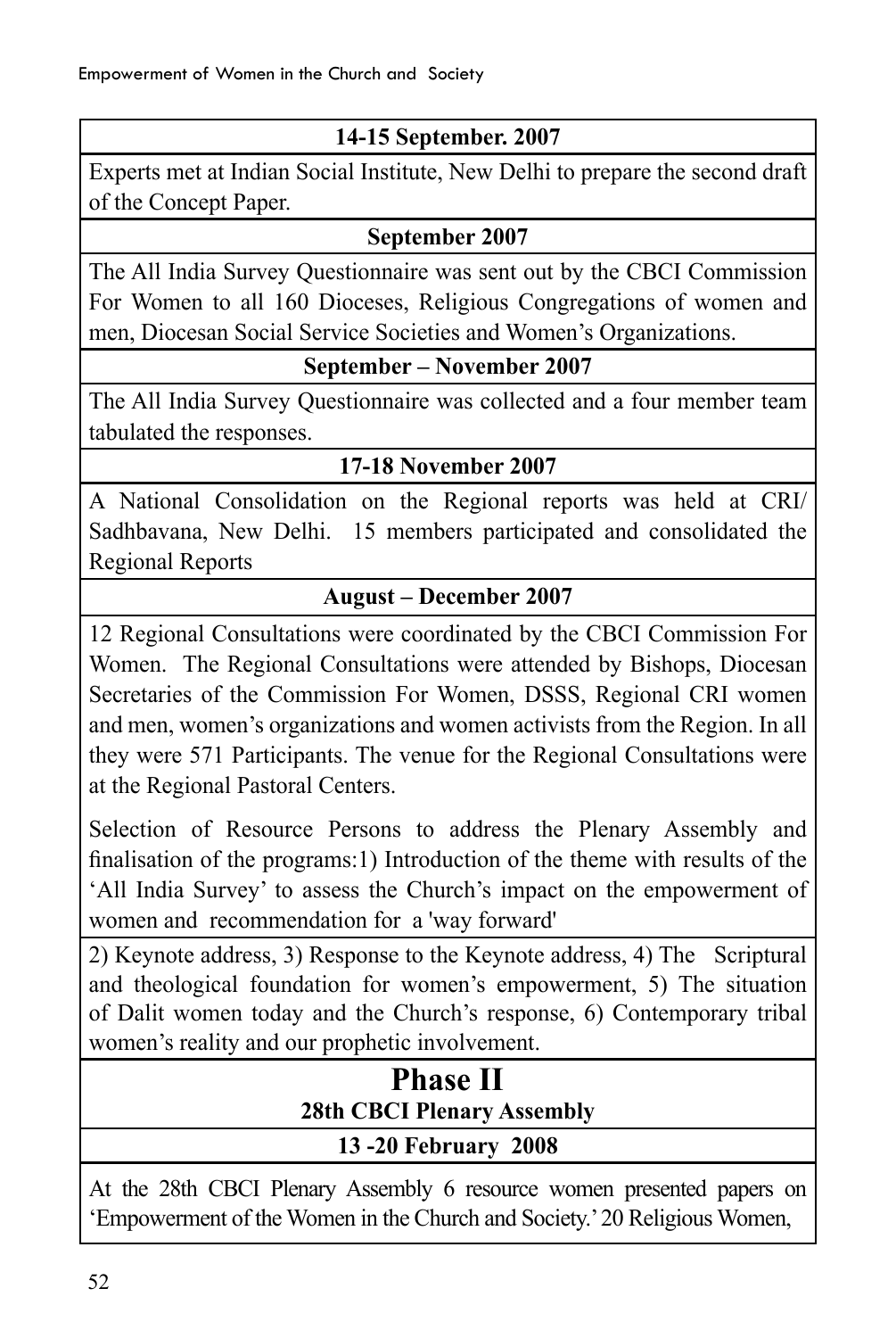| **14-15 September. 2007** |
|---|
| Experts met at Indian Social Institute, New Delhi to prepare the second draft of the Concept Paper. |
| **September 2007** |
| The All India Survey Questionnaire was sent out by the CBCI Commission For Women to all 160 Dioceses, Religious Congregations of women and men, Diocesan Social Service Societies and Women's Organizations. |
| **September – November 2007** |
| The All India Survey Questionnaire was collected and a four member team tabulated the responses. |
| **17-18 November 2007** |
| A National Consolidation on the Regional reports was held at CRI/ Sadhbavana, New Delhi. 15 members participated and consolidated the Regional Reports |
| **August – December 2007** |
| 12 Regional Consultations were coordinated by the CBCI Commission For Women. The Regional Consultations were attended by Bishops, Diocesan Secretaries of the Commission For Women, DSSS, Regional CRI women and men, women's organizations and women activists from the Region. In all they were 571 Participants. The venue for the Regional Consultations were at the Regional Pastoral Centers.<br><br>Selection of Resource Persons to address the Plenary Assembly and finalisation of the programs:1) Introduction of the theme with results of the 'All India Survey' to assess the Church's impact on the empowerment of women and recommendation for a 'way forward' |
| 2) Keynote address, 3) Response to the Keynote address, 4) The Scriptural and theological foundation for women's empowerment, 5) The situation of Dalit women today and the Church's response, 6) Contemporary tribal women's reality and our prophetic involvement. |
| **Phase II**<br>**28th CBCI Plenary Assembly** |
| **13 -20 February 2008** |
| At the 28th CBCI Plenary Assembly 6 resource women presented papers on 'Empowerment of the Women in the Church and Society.' 20 Religious Women, |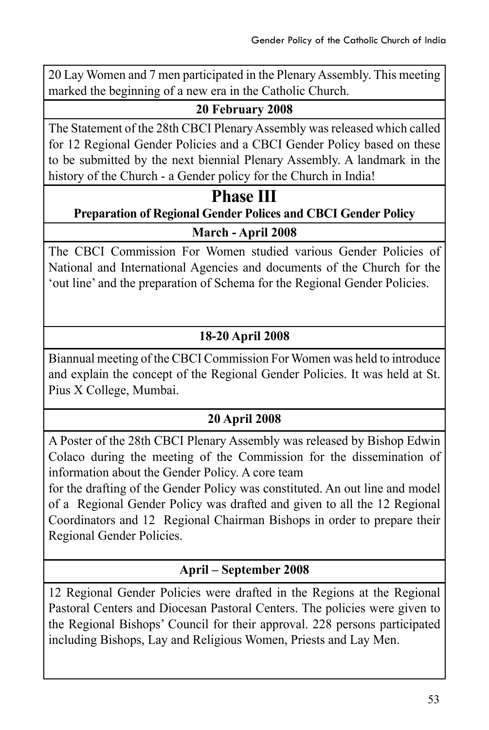20 Lay Women and 7 men participated in the Plenary Assembly. This meeting marked the beginning of a new era in the Catholic Church.

**20 February 2008**

The Statement of the 28th CBCI Plenary Assembly was released which called for 12 Regional Gender Policies and a CBCI Gender Policy based on these to be submitted by the next biennial Plenary Assembly. A landmark in the history of the Church - a Gender policy for the Church in India!

## Phase III

### Preparation of Regional Gender Polices and CBCI Gender Policy

**March - April 2008**

The CBCI Commission For Women studied various Gender Policies of National and International Agencies and documents of the Church for the 'out line' and the preparation of Schema for the Regional Gender Policies.

**18-20 April 2008**

Biannual meeting of the CBCI Commission For Women was held to introduce and explain the concept of the Regional Gender Policies. It was held at St. Pius X College, Mumbai.

**20 April 2008**

A Poster of the 28th CBCI Plenary Assembly was released by Bishop Edwin Colaco during the meeting of the Commission for the dissemination of information about the Gender Policy. A core team for the drafting of the Gender Policy was constituted. An out line and model of a Regional Gender Policy was drafted and given to all the 12 Regional Coordinators and 12 Regional Chairman Bishops in order to prepare their Regional Gender Policies.

**April – September 2008**

12 Regional Gender Policies were drafted in the Regions at the Regional Pastoral Centers and Diocesan Pastoral Centers. The policies were given to the Regional Bishops' Council for their approval. 228 persons participated including Bishops, Lay and Religious Women, Priests and Lay Men.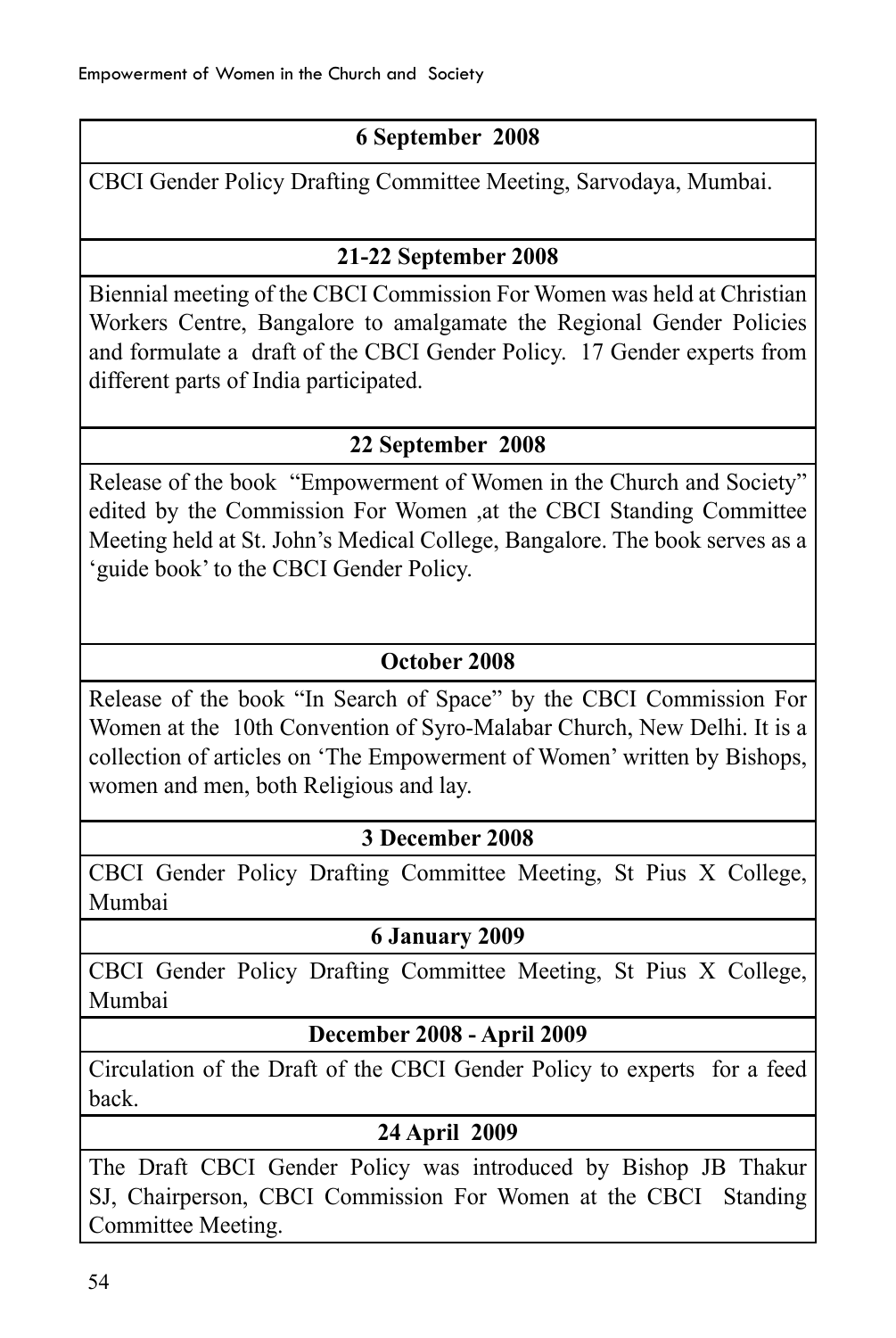| 6 September 2008 |
|---|
| CBCI Gender Policy Drafting Committee Meeting, Sarvodaya, Mumbai. |
| **21-22 September 2008** |
| Biennial meeting of the CBCI Commission For Women was held at Christian Workers Centre, Bangalore to amalgamate the Regional Gender Policies and formulate a draft of the CBCI Gender Policy. 17 Gender experts from different parts of India participated. |
| **22 September 2008** |
| Release of the book "Empowerment of Women in the Church and Society" edited by the Commission For Women ,at the CBCI Standing Committee Meeting held at St. John's Medical College, Bangalore. The book serves as a 'guide book' to the CBCI Gender Policy. |
| **October 2008** |
| Release of the book "In Search of Space" by the CBCI Commission For Women at the 10th Convention of Syro-Malabar Church, New Delhi. It is a collection of articles on 'The Empowerment of Women' written by Bishops, women and men, both Religious and lay. |
| **3 December 2008** |
| CBCI Gender Policy Drafting Committee Meeting, St Pius X College, Mumbai |
| **6 January 2009** |
| CBCI Gender Policy Drafting Committee Meeting, St Pius X College, Mumbai |
| **December 2008 - April 2009** |
| Circulation of the Draft of the CBCI Gender Policy to experts for a feed back. |
| **24 April 2009** |
| The Draft CBCI Gender Policy was introduced by Bishop JB Thakur SJ, Chairperson, CBCI Commission For Women at the CBCI Standing Committee Meeting. |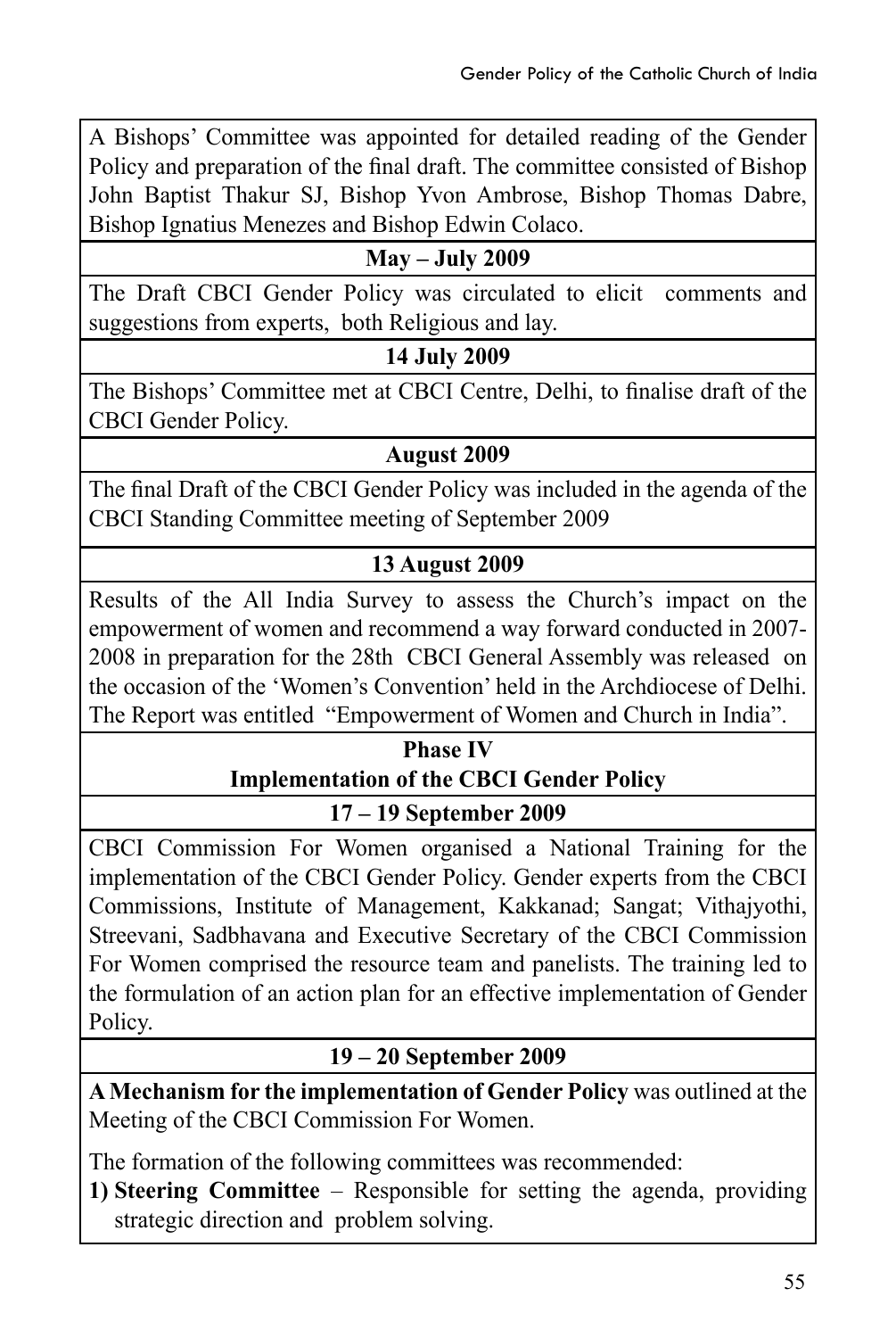A Bishops' Committee was appointed for detailed reading of the Gender Policy and preparation of the final draft. The committee consisted of Bishop John Baptist Thakur SJ, Bishop Yvon Ambrose, Bishop Thomas Dabre, Bishop Ignatius Menezes and Bishop Edwin Colaco.

**May – July 2009**

The Draft CBCI Gender Policy was circulated to elicit comments and suggestions from experts, both Religious and lay.

**14 July 2009**

The Bishops' Committee met at CBCI Centre, Delhi, to finalise draft of the CBCI Gender Policy.

**August 2009**

The final Draft of the CBCI Gender Policy was included in the agenda of the CBCI Standing Committee meeting of September 2009

**13 August 2009**

Results of the All India Survey to assess the Church's impact on the empowerment of women and recommend a way forward conducted in 2007-2008 in preparation for the 28th CBCI General Assembly was released on the occasion of the 'Women's Convention' held in the Archdiocese of Delhi. The Report was entitled "Empowerment of Women and Church in India".

**Phase IV**

**Implementation of the CBCI Gender Policy**

**17 – 19 September 2009**

CBCI Commission For Women organised a National Training for the implementation of the CBCI Gender Policy. Gender experts from the CBCI Commissions, Institute of Management, Kakkanad; Sangat; Vithajyothi, Streevani, Sadbhavana and Executive Secretary of the CBCI Commission For Women comprised the resource team and panelists. The training led to the formulation of an action plan for an effective implementation of Gender Policy.

**19 – 20 September 2009**

**A Mechanism for the implementation of Gender Policy** was outlined at the Meeting of the CBCI Commission For Women.

The formation of the following committees was recommended:

1) **Steering Committee** – Responsible for setting the agenda, providing strategic direction and problem solving.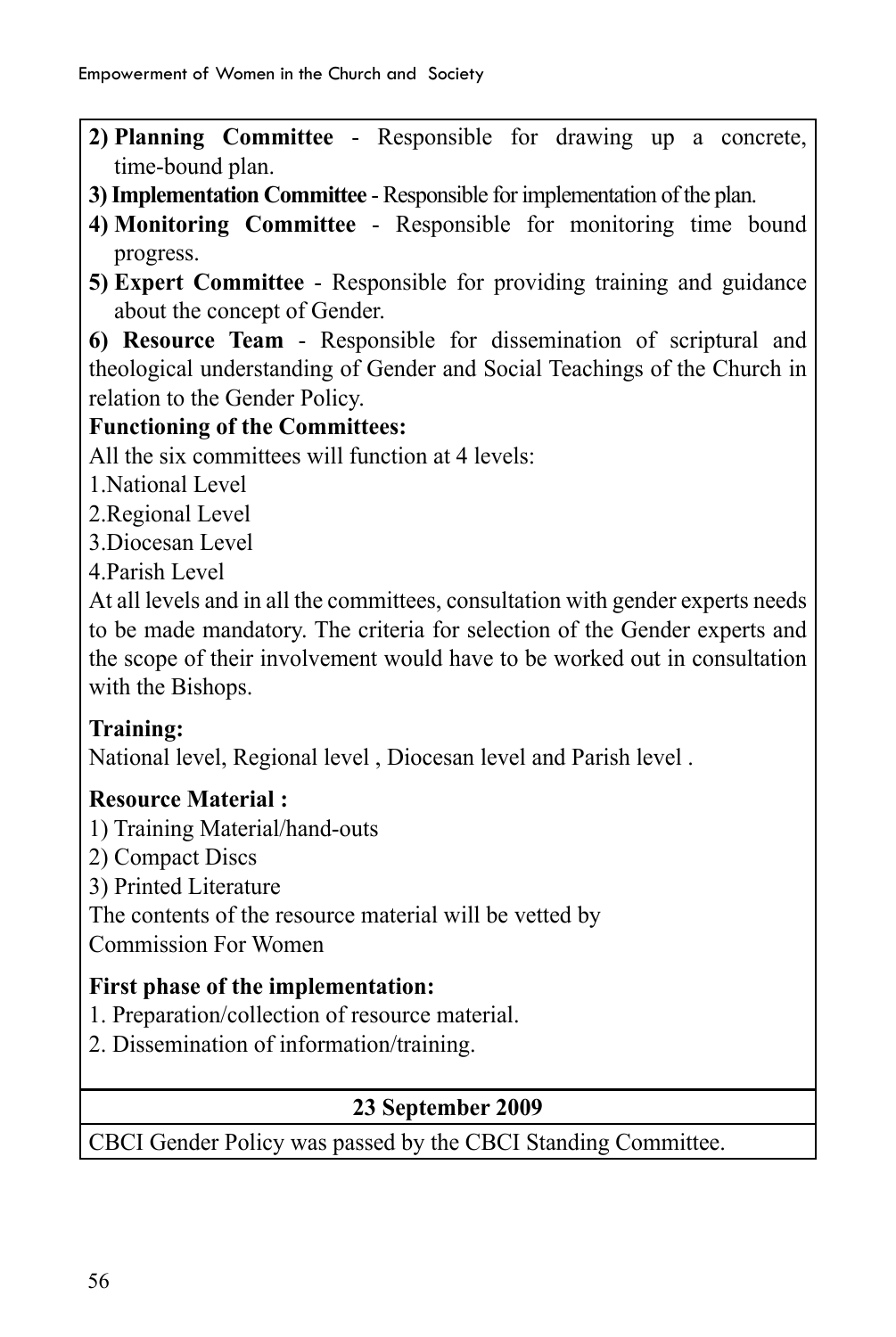2) **Planning Committee** - Responsible for drawing up a concrete, time-bound plan.

3) **Implementation Committee** - Responsible for implementation of the plan.

4) **Monitoring Committee** - Responsible for monitoring time bound progress.

5) **Expert Committee** - Responsible for providing training and guidance about the concept of Gender.

6) **Resource Team** - Responsible for dissemination of scriptural and theological understanding of Gender and Social Teachings of the Church in relation to the Gender Policy.

**Functioning of the Committees:**

All the six committees will function at 4 levels:

1. National Level
2. Regional Level
3. Diocesan Level
4. Parish Level

At all levels and in all the committees, consultation with gender experts needs to be made mandatory. The criteria for selection of the Gender experts and the scope of their involvement would have to be worked out in consultation with the Bishops.

**Training:**

National level, Regional level , Diocesan level and Parish level .

**Resource Material :**

1) Training Material/hand-outs
2) Compact Discs
3) Printed Literature

The contents of the resource material will be vetted by
Commission For Women

**First phase of the implementation:**

1. Preparation/collection of resource material.
2. Dissemination of information/training.

**23 September 2009**

CBCI Gender Policy was passed by the CBCI Standing Committee.